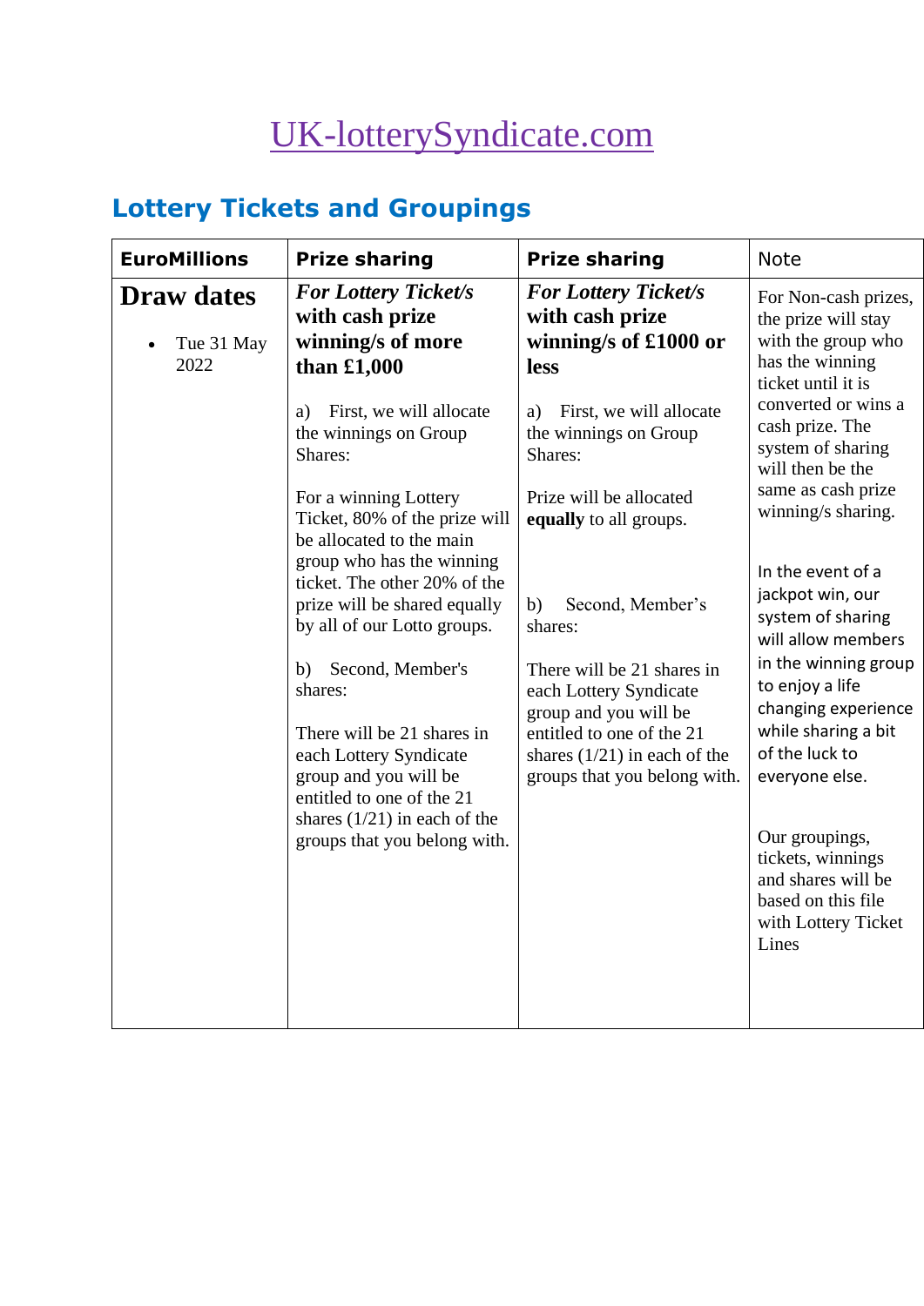# [UK-lotterySyndicate.com](UK-lotterySyndicate.com)

## Lottery Tickets and Groupings

| EuroMillions | Prize sharing | Prize sharing | Note |
| --- | --- | --- | --- |
| **Draw dates**<br><br>• Tue 31 May 2022 | ***For Lottery Ticket/s with cash prize winning/s of more than £1,000***<br><br>a) First, we will allocate the winnings on Group Shares:<br><br>For a winning Lottery Ticket, 80% of the prize will be allocated to the main group who has the winning ticket. The other 20% of the prize will be shared equally by all of our Lotto groups.<br><br>b) Second, Member's shares:<br><br>There will be 21 shares in each Lottery Syndicate group and you will be entitled to one of the 21 shares (1/21) in each of the groups that you belong with. | ***For Lottery Ticket/s with cash prize winning/s of £1000 or less***<br><br>a) First, we will allocate the winnings on Group Shares:<br><br>Prize will be allocated **equally** to all groups.<br><br>b) Second, Member's shares:<br><br>There will be 21 shares in each Lottery Syndicate group and you will be entitled to one of the 21 shares (1/21) in each of the groups that you belong with. | For Non-cash prizes, the prize will stay with the group who has the winning ticket until it is converted or wins a cash prize. The system of sharing will then be the same as cash prize winning/s sharing.<br><br>In the event of a jackpot win, our system of sharing will allow members in the winning group to enjoy a life changing experience while sharing a bit of the luck to everyone else.<br><br>Our groupings, tickets, winnings and shares will be based on this file with Lottery Ticket Lines |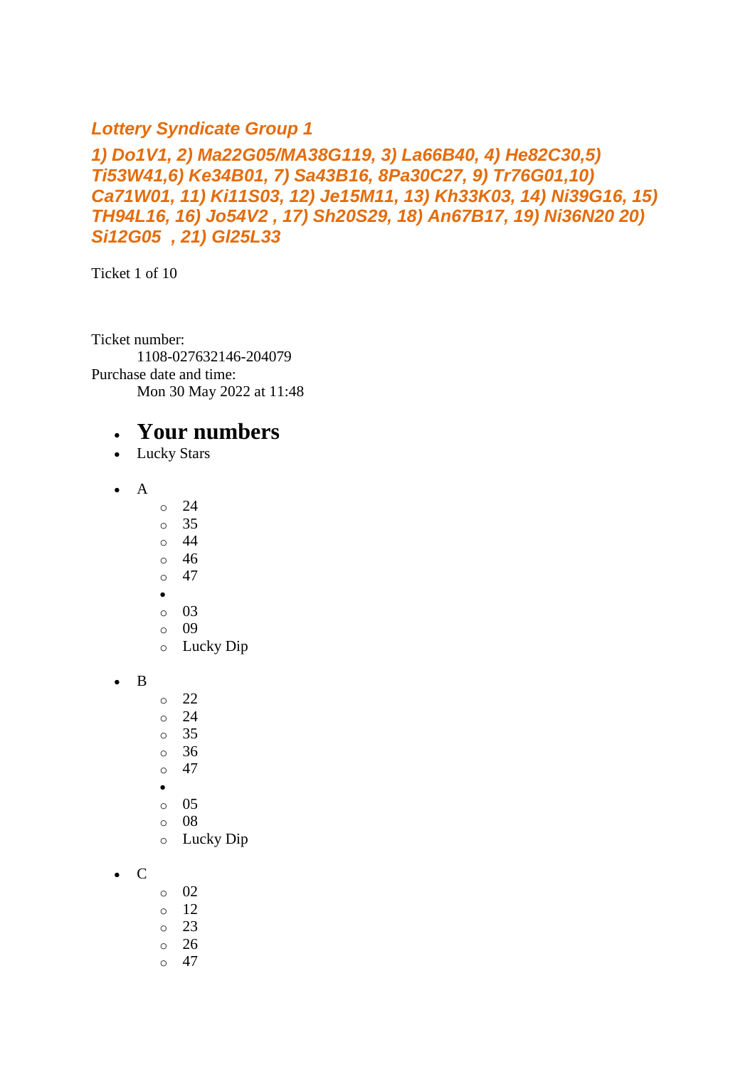### *Lottery Syndicate Group 1*

### *1) Do1V1, 2) Ma22G05/MA38G119, 3) La66B40, 4) He82C30,5) Ti53W41,6) Ke34B01, 7) Sa43B16, 8Pa30C27, 9) Tr76G01,10) Ca71W01, 11) Ki11S03, 12) Je15M11, 13) Kh33K03, 14) Ni39G16, 15) TH94L16, 16) Jo54V2 , 17) Sh20S29, 18) An67B17, 19) Ni36N20 20) Si12G05 , 21) Gl25L33*

Ticket 1 of 10

Ticket number:
    1108-027632146-204079
Purchase date and time:
    Mon 30 May 2022 at 11:48

- # Your numbers
- Lucky Stars

- A
  - 24
  - 35
  - 44
  - 46
  - 47
  - 
  - 03
  - 09
  - Lucky Dip

- B
  - 22
  - 24
  - 35
  - 36
  - 47
  - 
  - 05
  - 08
  - Lucky Dip

- C
  - 02
  - 12
  - 23
  - 26
  - 47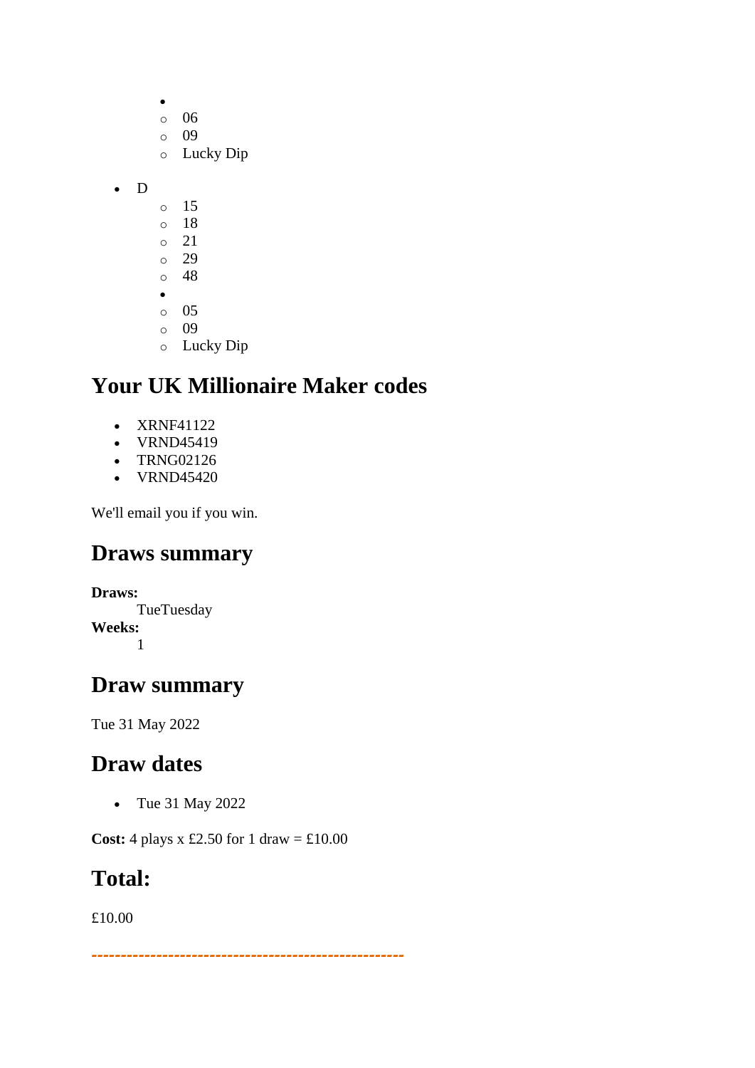- 
  - 06
  - 09
  - Lucky Dip

- D
  - 15
  - 18
  - 21
  - 29
  - 48
- 
  - 05
  - 09
  - Lucky Dip

## Your UK Millionaire Maker codes

- XRNF41122
- VRND45419
- TRNG02126
- VRND45420

We'll email you if you win.

## Draws summary

**Draws:**
: TueTuesday

**Weeks:**
: 1

## Draw summary

Tue 31 May 2022

## Draw dates

- Tue 31 May 2022

**Cost:** 4 plays x £2.50 for 1 draw = £10.00

## Total:

£10.00

---------------------------------------------------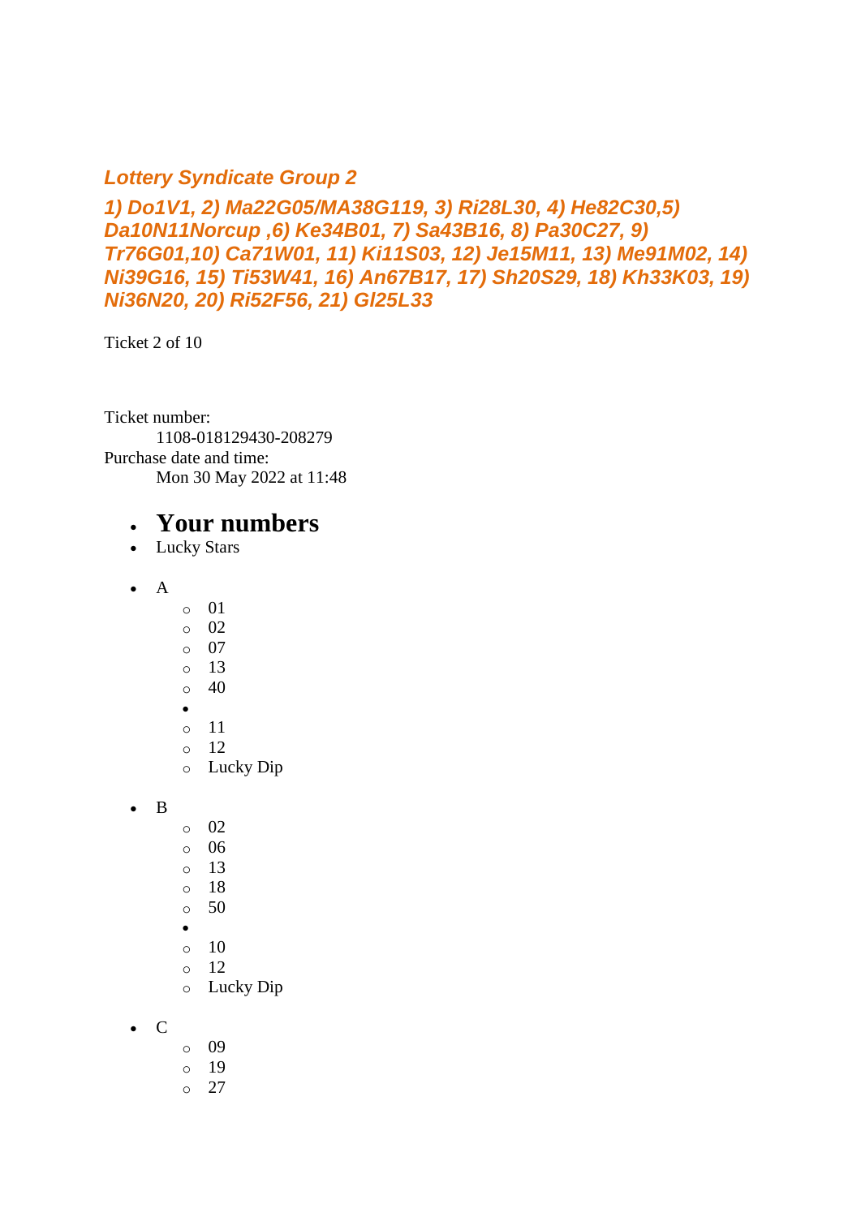***Lottery Syndicate Group 2***

***1) Do1V1, 2) Ma22G05/MA38G119, 3) Ri28L30, 4) He82C30,5) Da10N11Norcup ,6) Ke34B01, 7) Sa43B16, 8) Pa30C27, 9) Tr76G01,10) Ca71W01, 11) Ki11S03, 12) Je15M11, 13) Me91M02, 14) Ni39G16, 15) Ti53W41, 16) An67B17, 17) Sh20S29, 18) Kh33K03, 19) Ni36N20, 20) Ri52F56, 21) Gl25L33***

Ticket 2 of 10

Ticket number:
    1108-018129430-208279
Purchase date and time:
    Mon 30 May 2022 at 11:48

- # Your numbers
- Lucky Stars

- A
  - 01
  - 02
  - 07
  - 13
  - 40
  -
  - 11
  - 12
  - Lucky Dip

- B
  - 02
  - 06
  - 13
  - 18
  - 50
  -
  - 10
  - 12
  - Lucky Dip

- C
  - 09
  - 19
  - 27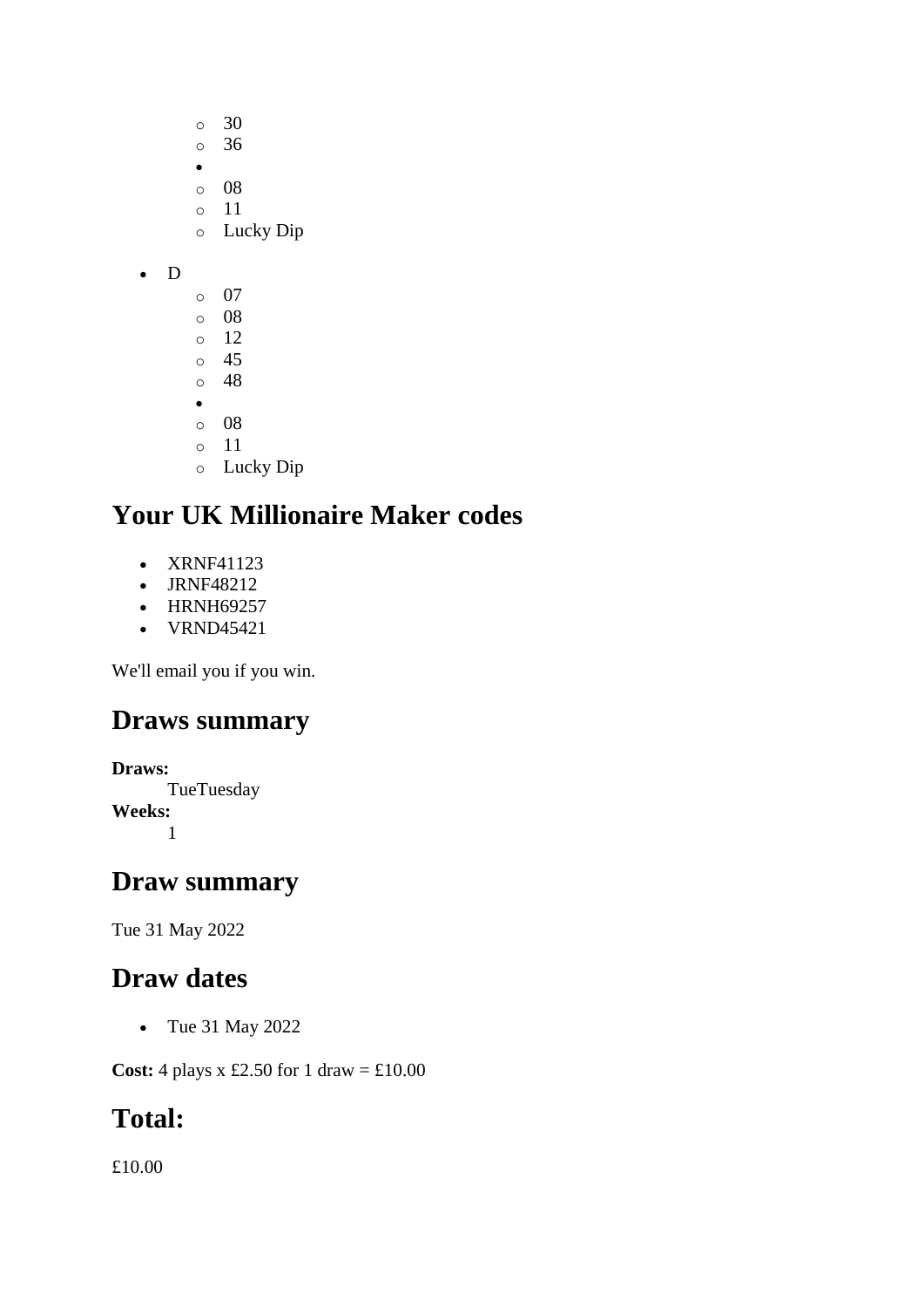- 30
    - 36
- 
    - 08
    - 11
    - Lucky Dip

- D
    - 07
    - 08
    - 12
    - 45
    - 48
- 
    - 08
    - 11
    - Lucky Dip

## Your UK Millionaire Maker codes

- XRNF41123
- JRNF48212
- HRNH69257
- VRND45421

We'll email you if you win.

## Draws summary

**Draws:**
TueTuesday
**Weeks:**
1

## Draw summary

Tue 31 May 2022

## Draw dates

- Tue 31 May 2022

**Cost:** 4 plays x £2.50 for 1 draw = £10.00

## Total:

£10.00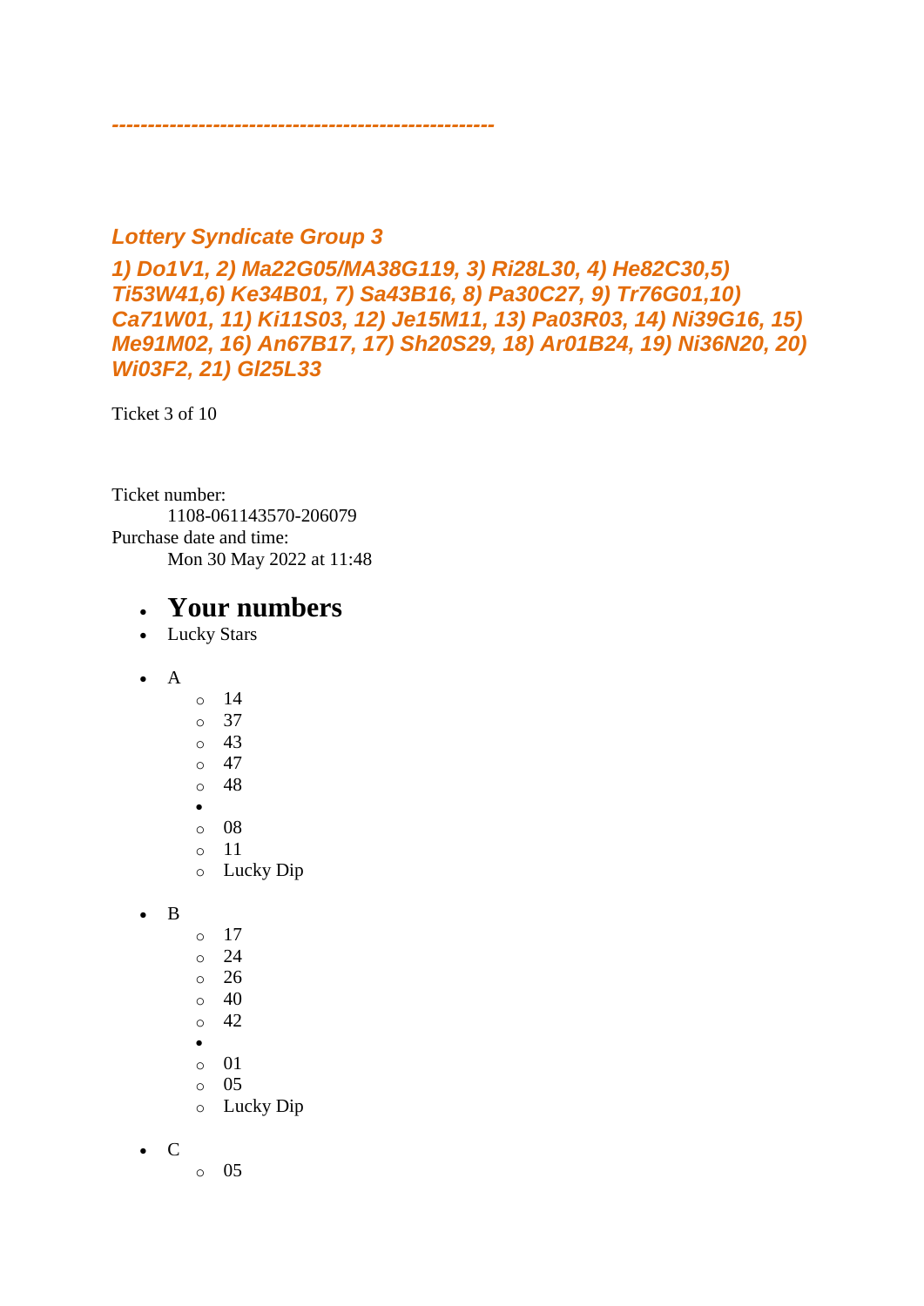*---------------------------------------------------*

***Lottery Syndicate Group 3***

***1) Do1V1, 2) Ma22G05/MA38G119, 3) Ri28L30, 4) He82C30,5) Ti53W41,6) Ke34B01, 7) Sa43B16, 8) Pa30C27, 9) Tr76G01,10) Ca71W01, 11) Ki11S03, 12) Je15M11, 13) Pa03R03, 14) Ni39G16, 15) Me91M02, 16) An67B17, 17) Sh20S29, 18) Ar01B24, 19) Ni36N20, 20) Wi03F2, 21) Gl25L33***

Ticket 3 of 10

Ticket number:
 1108-061143570-206079
Purchase date and time:
 Mon 30 May 2022 at 11:48

- # Your numbers
- Lucky Stars

- A
  - 14
  - 37
  - 43
  - 47
  - 48
  -
  - 08
  - 11
  - Lucky Dip

- B
  - 17
  - 24
  - 26
  - 40
  - 42
  -
  - 01
  - 05
  - Lucky Dip

- C
  - 05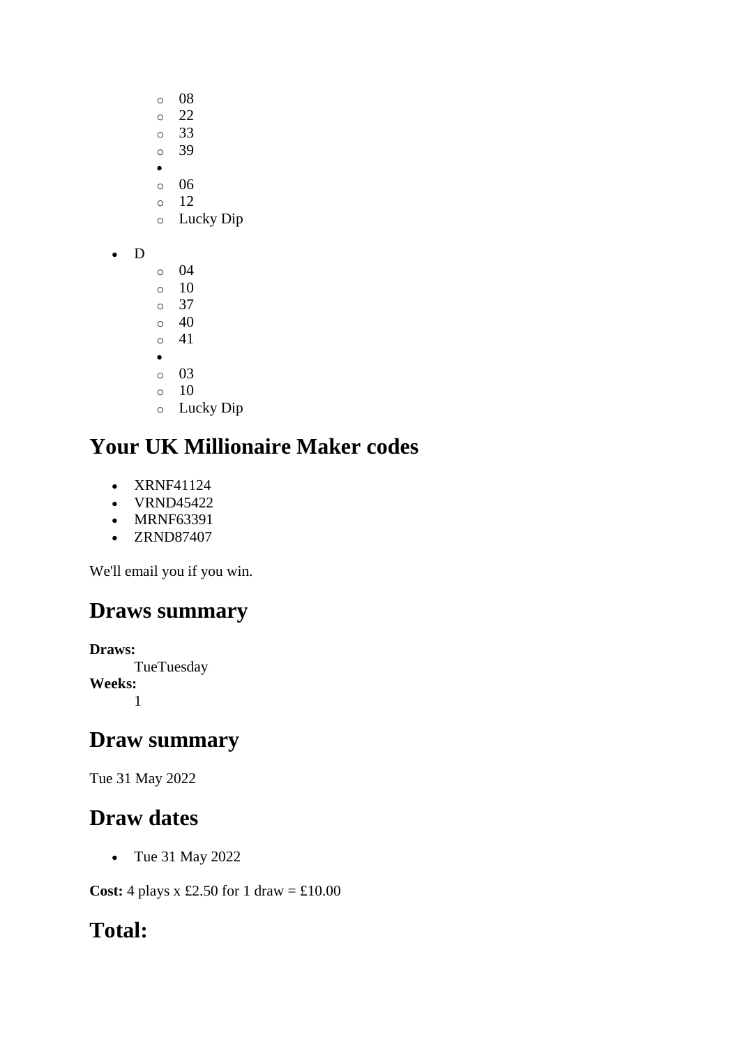- 08
    - 22
    - 33
    - 39
  - 
    - 06
    - 12
    - Lucky Dip

- D
    - 04
    - 10
    - 37
    - 40
    - 41
  - 
    - 03
    - 10
    - Lucky Dip

## Your UK Millionaire Maker codes

- XRNF41124
- VRND45422
- MRNF63391
- ZRND87407

We'll email you if you win.

## Draws summary

**Draws:**
TueTuesday
**Weeks:**
1

## Draw summary

Tue 31 May 2022

## Draw dates

- Tue 31 May 2022

**Cost:** 4 plays x £2.50 for 1 draw = £10.00

## Total: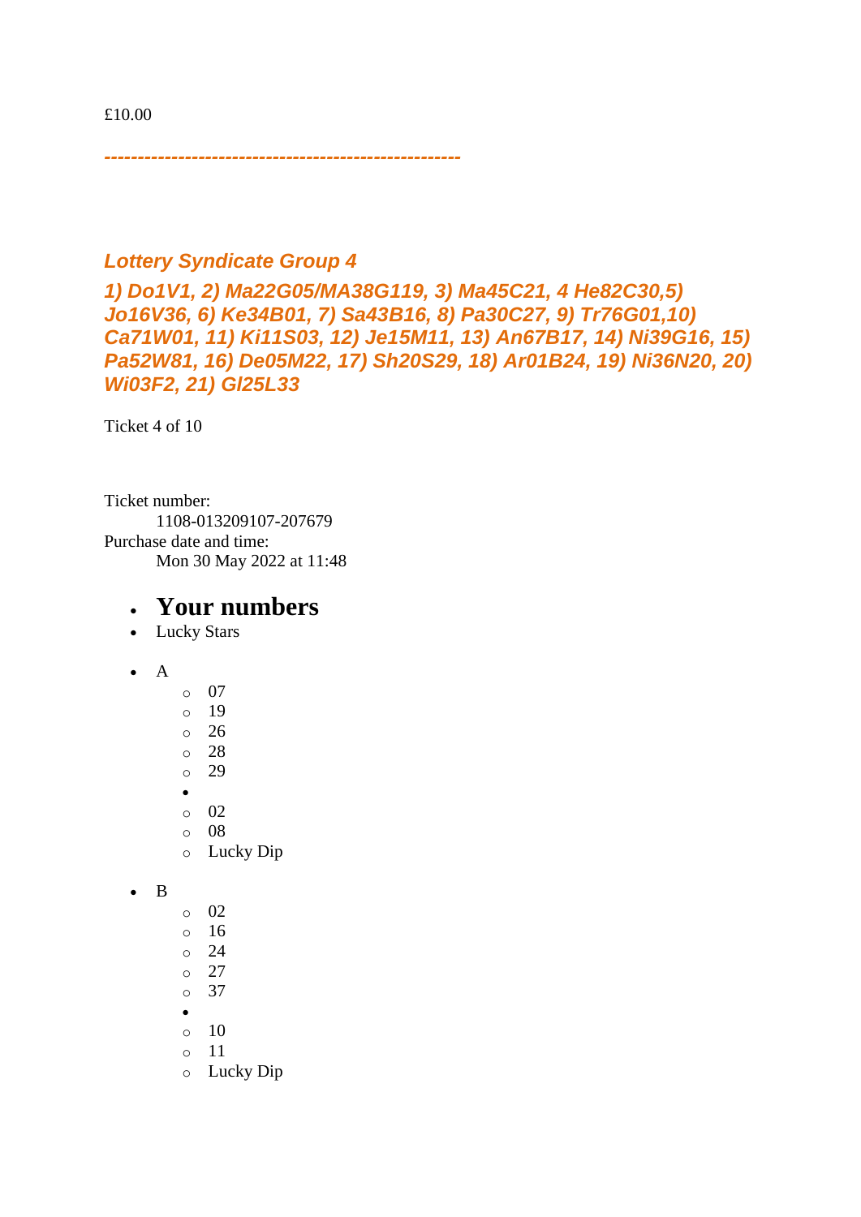£10.00

***----------------------------------------------------***

### *Lottery Syndicate Group 4*

### *1) Do1V1, 2) Ma22G05/MA38G119, 3) Ma45C21, 4 He82C30,5) Jo16V36, 6) Ke34B01, 7) Sa43B16, 8) Pa30C27, 9) Tr76G01,10) Ca71W01, 11) Ki11S03, 12) Je15M11, 13) An67B17, 14) Ni39G16, 15) Pa52W81, 16) De05M22, 17) Sh20S29, 18) Ar01B24, 19) Ni36N20, 20) Wi03F2, 21) Gl25L33*

Ticket 4 of 10

Ticket number:
    1108-013209107-207679
Purchase date and time:
    Mon 30 May 2022 at 11:48

- ## Your numbers
- Lucky Stars

- A
  - 07
  - 19
  - 26
  - 28
  - 29
  -
  - 02
  - 08
  - Lucky Dip

- B
  - 02
  - 16
  - 24
  - 27
  - 37
  -
  - 10
  - 11
  - Lucky Dip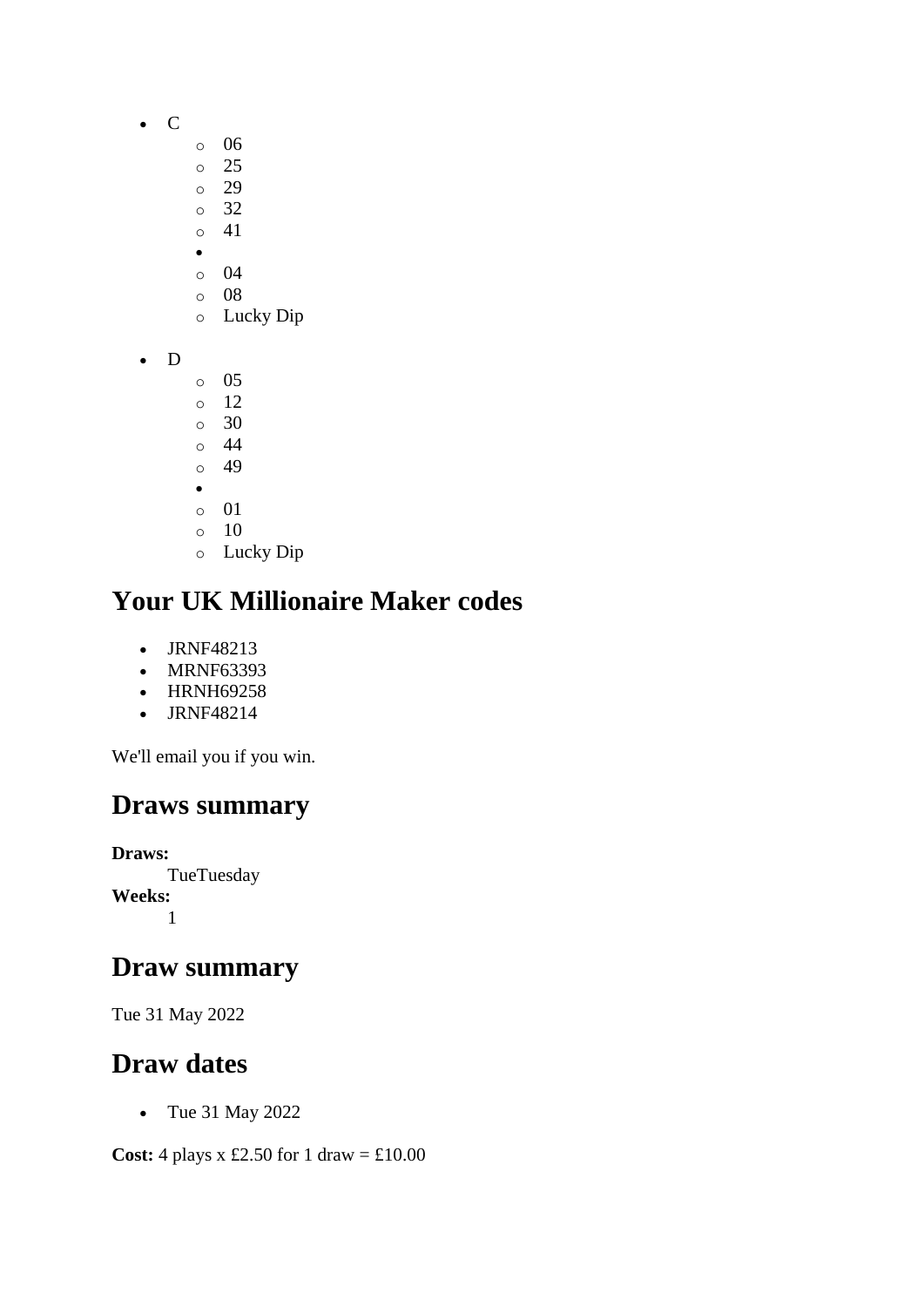- C
    - 06
    - 25
    - 29
    - 32
    - 41
-
    - 04
    - 08
    - Lucky Dip
- D
    - 05
    - 12
    - 30
    - 44
    - 49
-
    - 01
    - 10
    - Lucky Dip

## Your UK Millionaire Maker codes

- JRNF48213
- MRNF63393
- HRNH69258
- JRNF48214

We'll email you if you win.

## Draws summary

**Draws:**
TueTuesday
**Weeks:**
1

## Draw summary

Tue 31 May 2022

## Draw dates

- Tue 31 May 2022

**Cost:** 4 plays x £2.50 for 1 draw = £10.00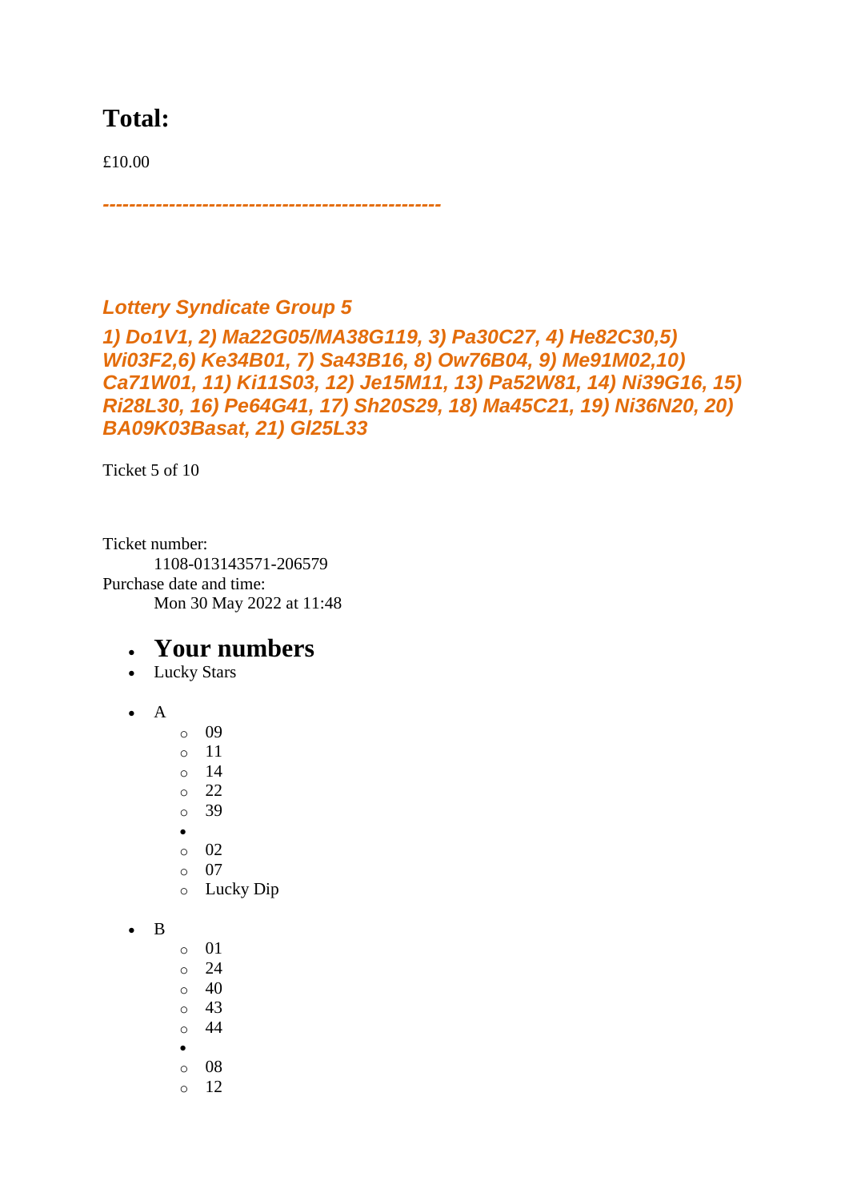## Total:

£10.00

*---------------------------------------------------*

### *Lottery Syndicate Group 5*

### *1) Do1V1, 2) Ma22G05/MA38G119, 3) Pa30C27, 4) He82C30,5) Wi03F2,6) Ke34B01, 7) Sa43B16, 8) Ow76B04, 9) Me91M02,10) Ca71W01, 11) Ki11S03, 12) Je15M11, 13) Pa52W81, 14) Ni39G16, 15) Ri28L30, 16) Pe64G41, 17) Sh20S29, 18) Ma45C21, 19) Ni36N20, 20) BA09K03Basat, 21) Gl25L33*

Ticket 5 of 10

Ticket number:
    1108-013143571-206579
Purchase date and time:
    Mon 30 May 2022 at 11:48

- ## Your numbers
- Lucky Stars

- A
    - 09
    - 11
    - 14
    - 22
    - 39
    - 
    - 02
    - 07
    - Lucky Dip

- B
    - 01
    - 24
    - 40
    - 43
    - 44
    - 
    - 08
    - 12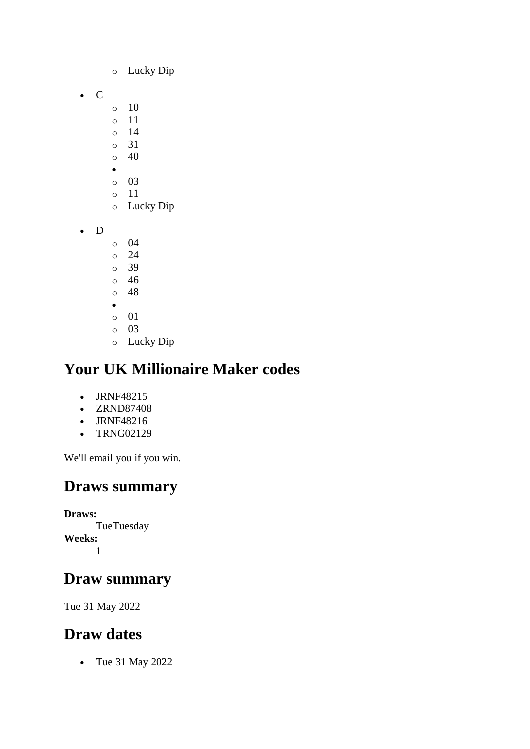- Lucky Dip

- C
  - 10
  - 11
  - 14
  - 31
  - 40
  -
  - 03
  - 11
  - Lucky Dip

- D
  - 04
  - 24
  - 39
  - 46
  - 48
  -
  - 01
  - 03
  - Lucky Dip

## Your UK Millionaire Maker codes

- JRNF48215
- ZRND87408
- JRNF48216
- TRNG02129

We'll email you if you win.

## Draws summary

**Draws:**
TueTuesday
**Weeks:**
1

## Draw summary

Tue 31 May 2022

## Draw dates

- Tue 31 May 2022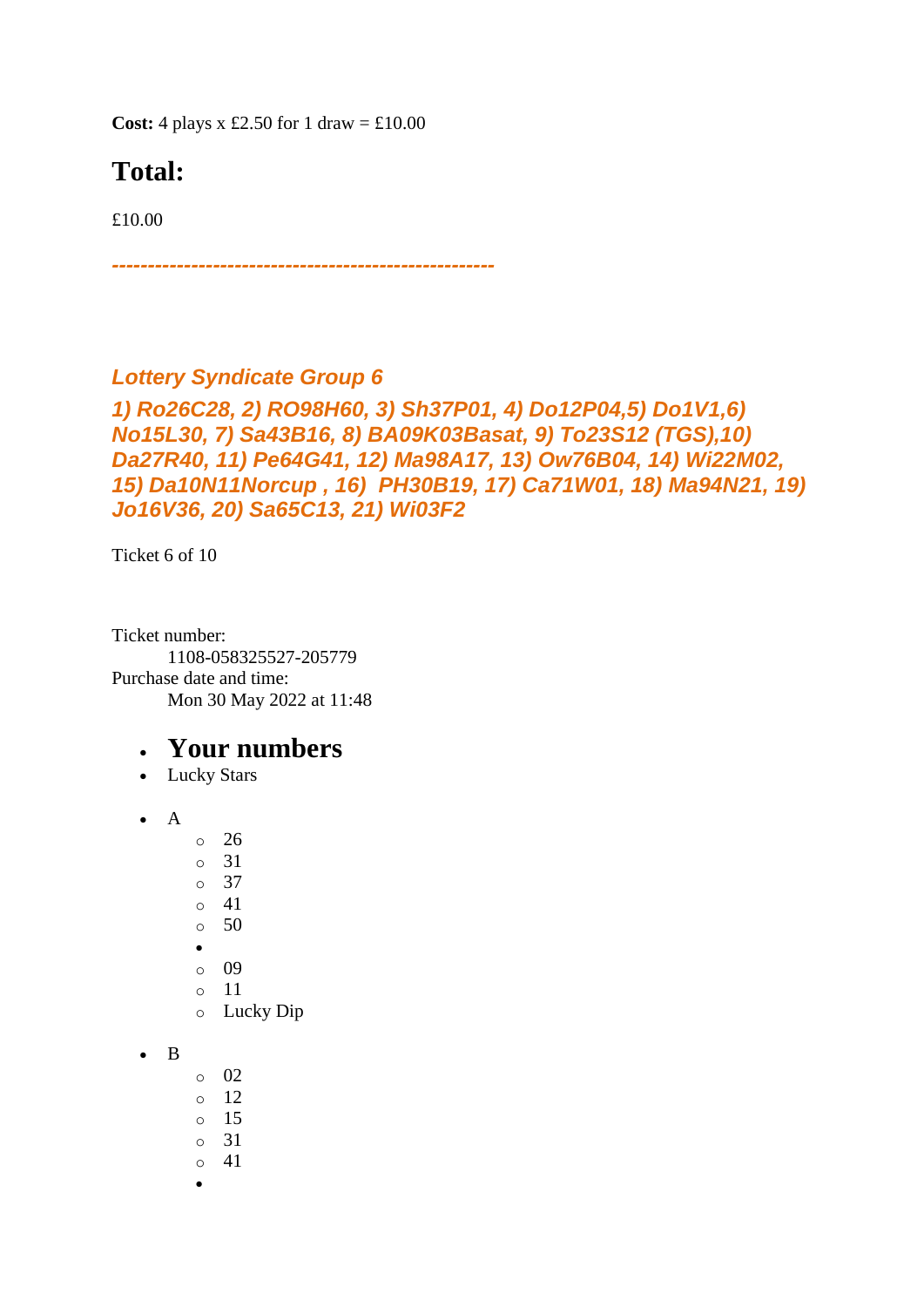**Cost:** 4 plays x £2.50 for 1 draw = £10.00

## Total:

£10.00

***-----------------------------------------------------***

### *Lottery Syndicate Group 6*

***1) Ro26C28, 2) RO98H60, 3) Sh37P01, 4) Do12P04,5) Do1V1,6) No15L30, 7) Sa43B16, 8) BA09K03Basat, 9) To23S12 (TGS),10) Da27R40, 11) Pe64G41, 12) Ma98A17, 13) Ow76B04, 14) Wi22M02, 15) Da10N11Norcup , 16) PH30B19, 17) Ca71W01, 18) Ma94N21, 19) Jo16V36, 20) Sa65C13, 21) Wi03F2***

Ticket 6 of 10

Ticket number:
    1108-058325527-205779
Purchase date and time:
    Mon 30 May 2022 at 11:48

- ## Your numbers
- Lucky Stars

- A
    - 26
    - 31
    - 37
    - 41
    - 50
  -
    - 09
    - 11
    - Lucky Dip

- B
    - 02
    - 12
    - 15
    - 31
    - 41
  -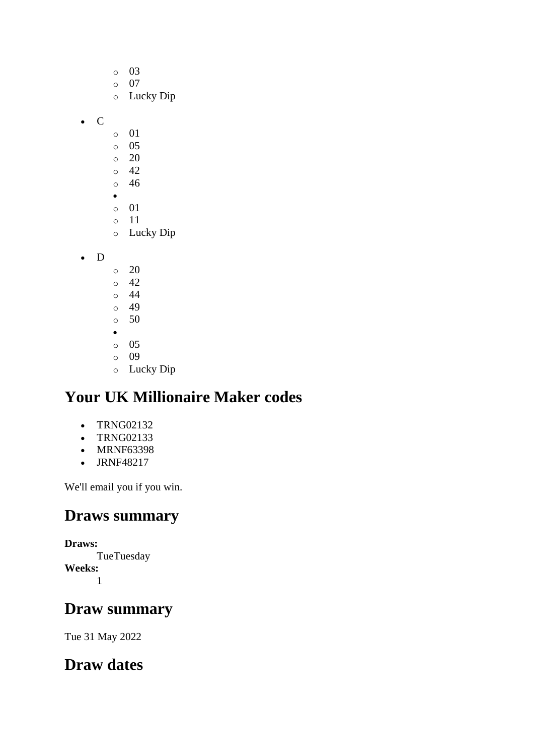- 03
    - 07
    - Lucky Dip

- C
    - 01
    - 05
    - 20
    - 42
    - 46
-
    - 01
    - 11
    - Lucky Dip

- D
    - 20
    - 42
    - 44
    - 49
    - 50
-
    - 05
    - 09
    - Lucky Dip

## Your UK Millionaire Maker codes

- TRNG02132
- TRNG02133
- MRNF63398
- JRNF48217

We'll email you if you win.

## Draws summary

**Draws:**
TueTuesday

**Weeks:**
1

## Draw summary

Tue 31 May 2022

## Draw dates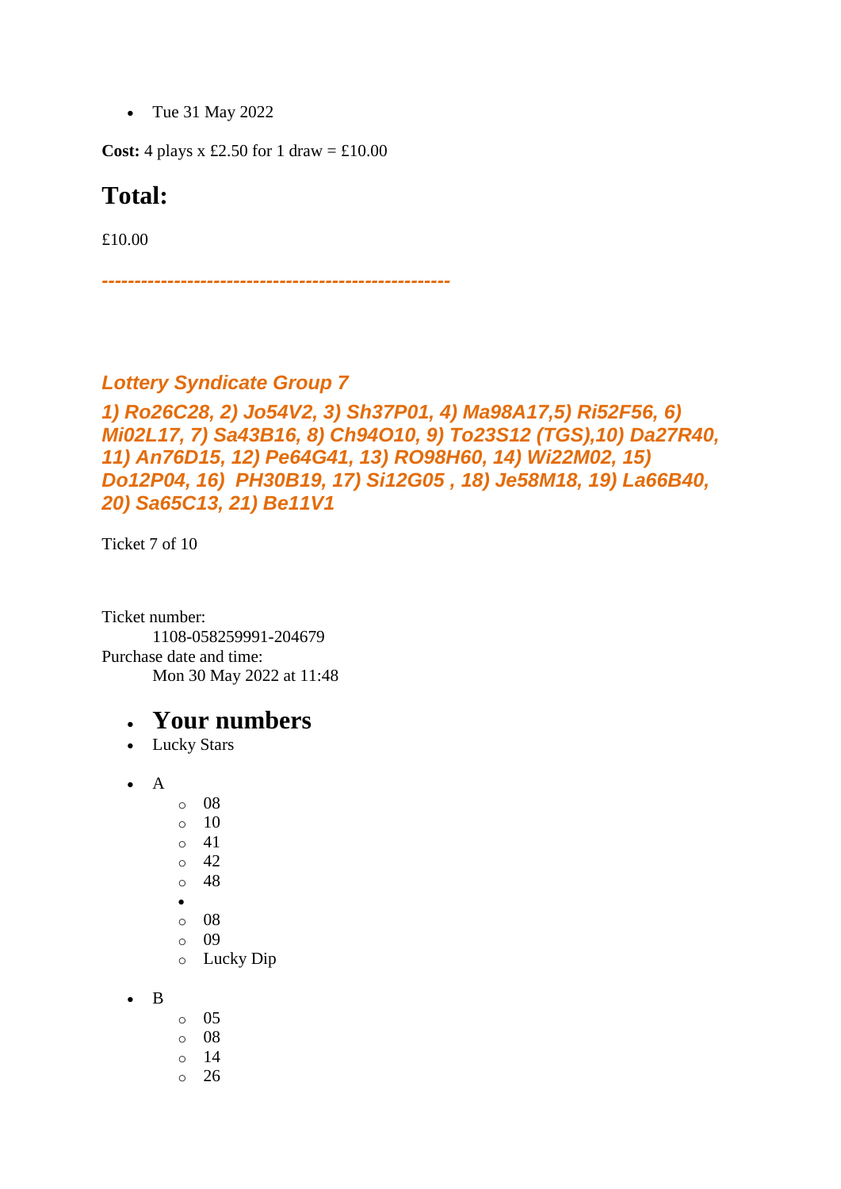- Tue 31 May 2022

**Cost:** 4 plays x £2.50 for 1 draw = £10.00

## Total:

£10.00

-----------------------------------------------------

### *Lottery Syndicate Group 7*

***1) Ro26C28, 2) Jo54V2, 3) Sh37P01, 4) Ma98A17,5) Ri52F56, 6) Mi02L17, 7) Sa43B16, 8) Ch94O10, 9) To23S12 (TGS),10) Da27R40, 11) An76D15, 12) Pe64G41, 13) RO98H60, 14) Wi22M02, 15) Do12P04, 16) PH30B19, 17) Si12G05 , 18) Je58M18, 19) La66B40, 20) Sa65C13, 21) Be11V1***

Ticket 7 of 10

Ticket number:
 1108-058259991-204679
Purchase date and time:
 Mon 30 May 2022 at 11:48

- ## Your numbers
- Lucky Stars

- A
  - 08
  - 10
  - 41
  - 42
  - 48
- 
  - 08
  - 09
  - Lucky Dip

- B
  - 05
  - 08
  - 14
  - 26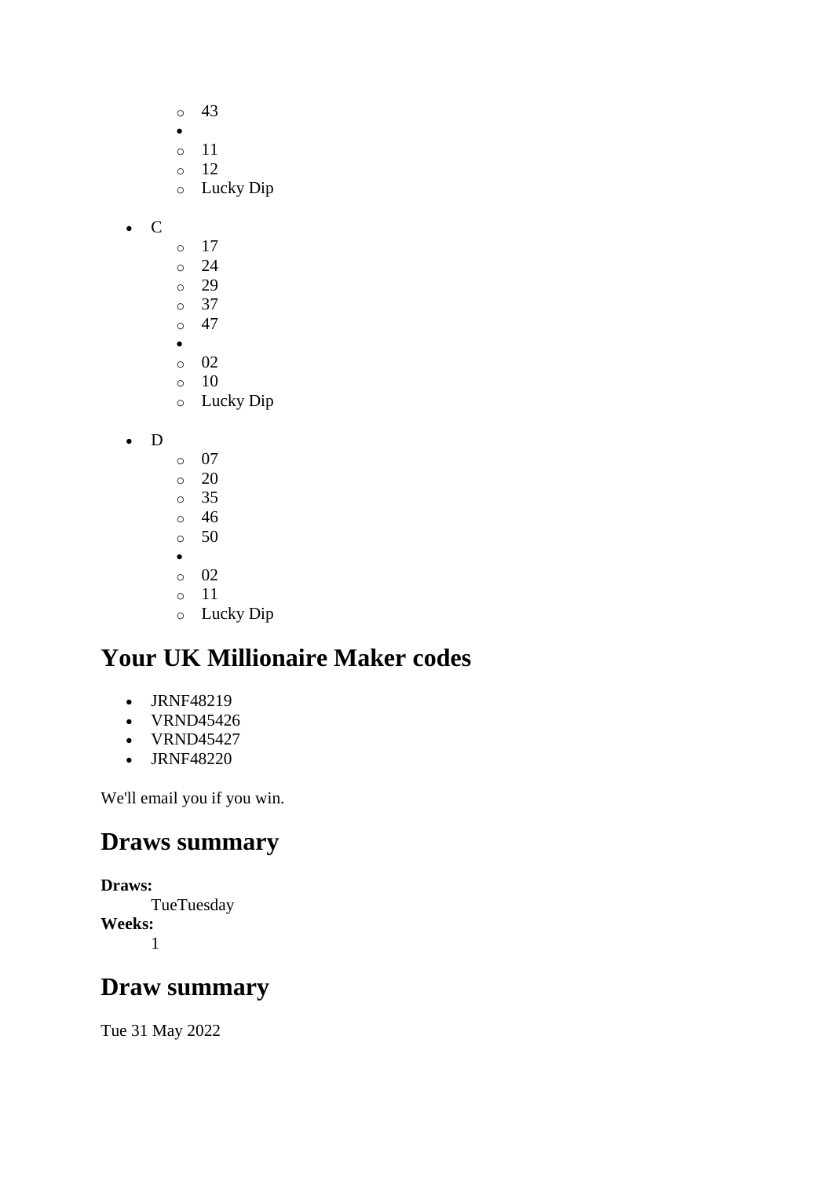- 43
- 
    - 11
    - 12
    - Lucky Dip

- C
    - 17
    - 24
    - 29
    - 37
    - 47
- 
    - 02
    - 10
    - Lucky Dip

- D
    - 07
    - 20
    - 35
    - 46
    - 50
- 
    - 02
    - 11
    - Lucky Dip

## Your UK Millionaire Maker codes

- JRNF48219
- VRND45426
- VRND45427
- JRNF48220

We'll email you if you win.

## Draws summary

**Draws:**
TueTuesday
**Weeks:**
1

## Draw summary

Tue 31 May 2022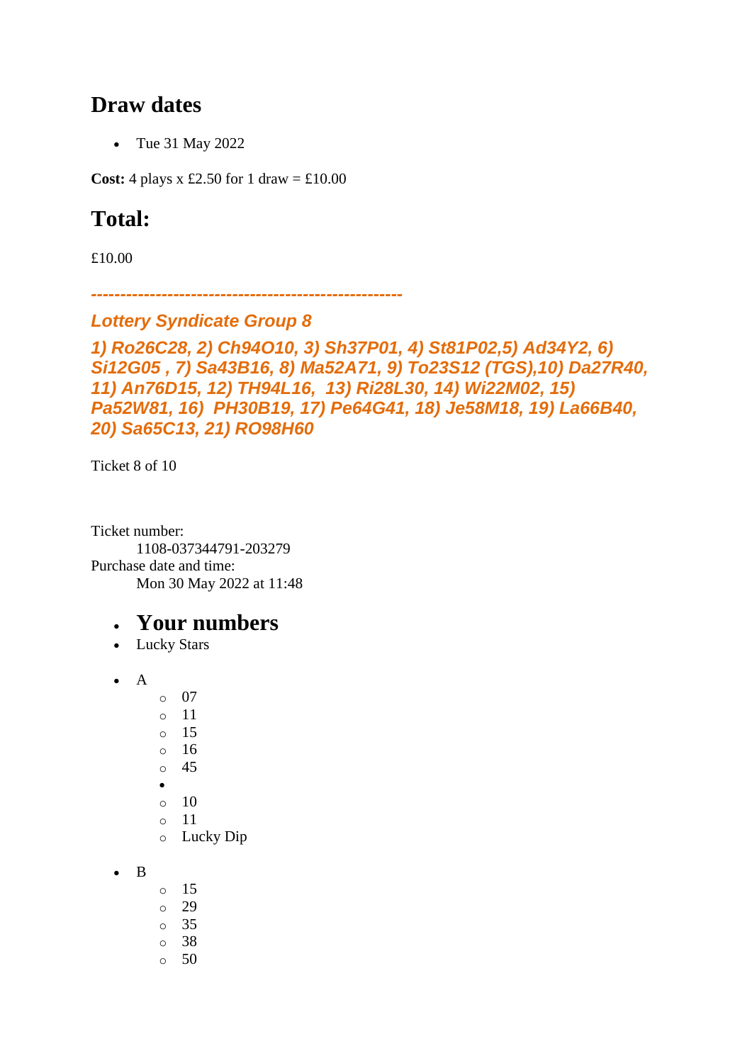## Draw dates

- Tue 31 May 2022

**Cost:** 4 plays x £2.50 for 1 draw = £10.00

## Total:

£10.00

***-----------------------------------------------------***

### *Lottery Syndicate Group 8*

### *1) Ro26C28, 2) Ch94O10, 3) Sh37P01, 4) St81P02,5) Ad34Y2, 6) Si12G05 , 7) Sa43B16, 8) Ma52A71, 9) To23S12 (TGS),10) Da27R40, 11) An76D15, 12) TH94L16, 13) Ri28L30, 14) Wi22M02, 15) Pa52W81, 16) PH30B19, 17) Pe64G41, 18) Je58M18, 19) La66B40, 20) Sa65C13, 21) RO98H60*

Ticket 8 of 10

Ticket number:
 1108-037344791-203279
Purchase date and time:
 Mon 30 May 2022 at 11:48

- ## Your numbers
- Lucky Stars

- A
  - 07
  - 11
  - 15
  - 16
  - 45
  - 
  - 10
  - 11
  - Lucky Dip

- B
  - 15
  - 29
  - 35
  - 38
  - 50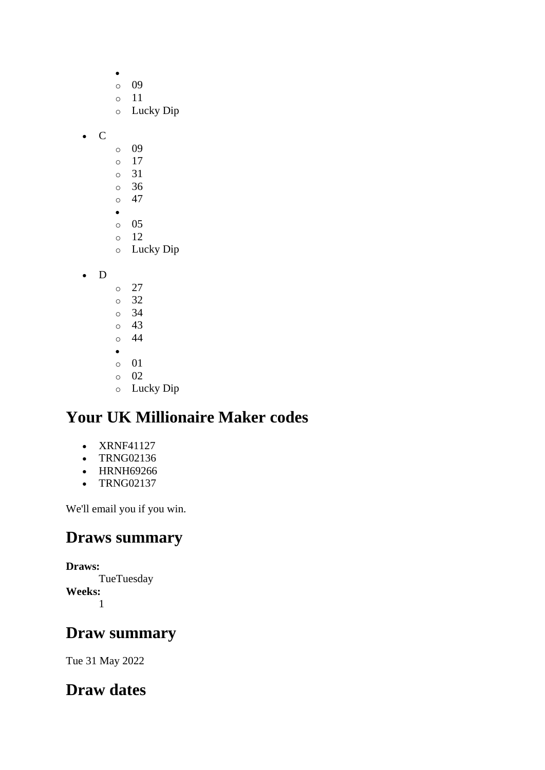- 
    - 09
    - 11
    - Lucky Dip

- C
    - 09
    - 17
    - 31
    - 36
    - 47
- 
    - 05
    - 12
    - Lucky Dip

- D
    - 27
    - 32
    - 34
    - 43
    - 44
- 
    - 01
    - 02
    - Lucky Dip

## Your UK Millionaire Maker codes

- XRNF41127
- TRNG02136
- HRNH69266
- TRNG02137

We'll email you if you win.

## Draws summary

**Draws:**
TueTuesday
**Weeks:**
1

## Draw summary

Tue 31 May 2022

## Draw dates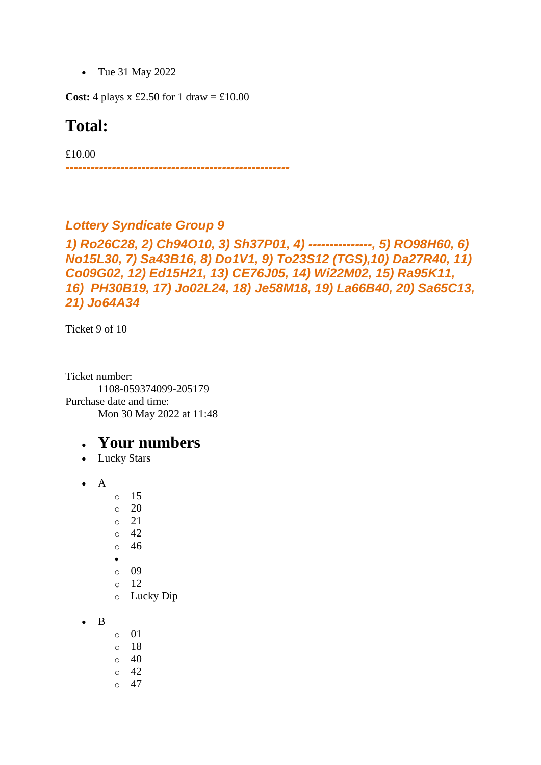- Tue 31 May 2022

**Cost:** 4 plays x £2.50 for 1 draw = £10.00

## Total:

£10.00

**-----------------------------------------------------**

### *Lottery Syndicate Group 9*

### *1) Ro26C28, 2) Ch94O10, 3) Sh37P01, 4) ---------------, 5) RO98H60, 6) No15L30, 7) Sa43B16, 8) Do1V1, 9) To23S12 (TGS),10) Da27R40, 11) Co09G02, 12) Ed15H21, 13) CE76J05, 14) Wi22M02, 15) Ra95K11, 16) PH30B19, 17) Jo02L24, 18) Je58M18, 19) La66B40, 20) Sa65C13, 21) Jo64A34*

Ticket 9 of 10

Ticket number:
    1108-059374099-205179
Purchase date and time:
    Mon 30 May 2022 at 11:48

- # Your numbers
- Lucky Stars

- A
  - 15
  - 20
  - 21
  - 42
  - 46
-
  - 09
  - 12
  - Lucky Dip

- B
  - 01
  - 18
  - 40
  - 42
  - 47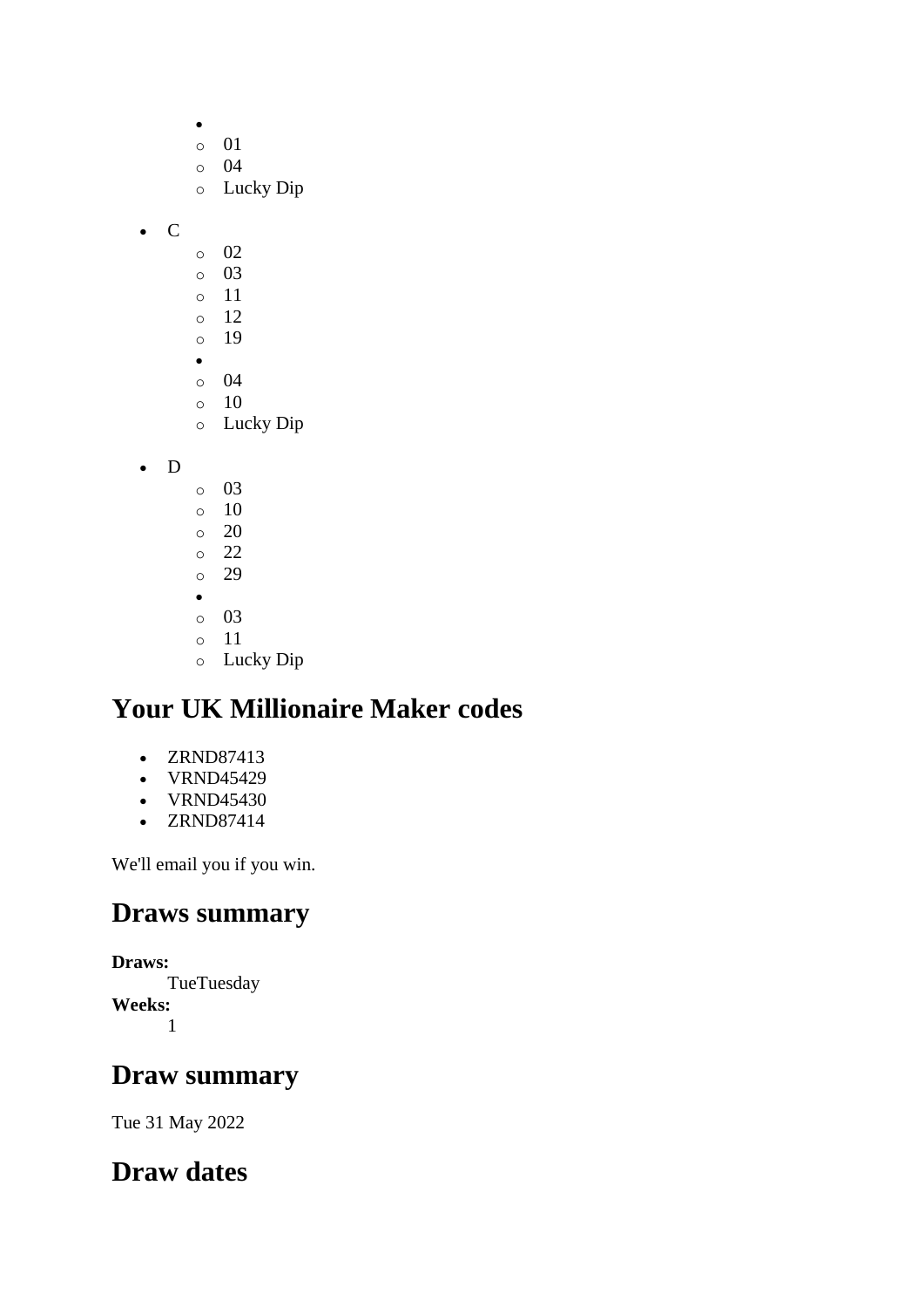- 
    - 01
    - 04
    - Lucky Dip

- C
    - 02
    - 03
    - 11
    - 12
    - 19
- 
    - 04
    - 10
    - Lucky Dip

- D
    - 03
    - 10
    - 20
    - 22
    - 29
- 
    - 03
    - 11
    - Lucky Dip

## Your UK Millionaire Maker codes

- ZRND87413
- VRND45429
- VRND45430
- ZRND87414

We'll email you if you win.

## Draws summary

**Draws:**
TueTuesday
**Weeks:**
1

## Draw summary

Tue 31 May 2022

## Draw dates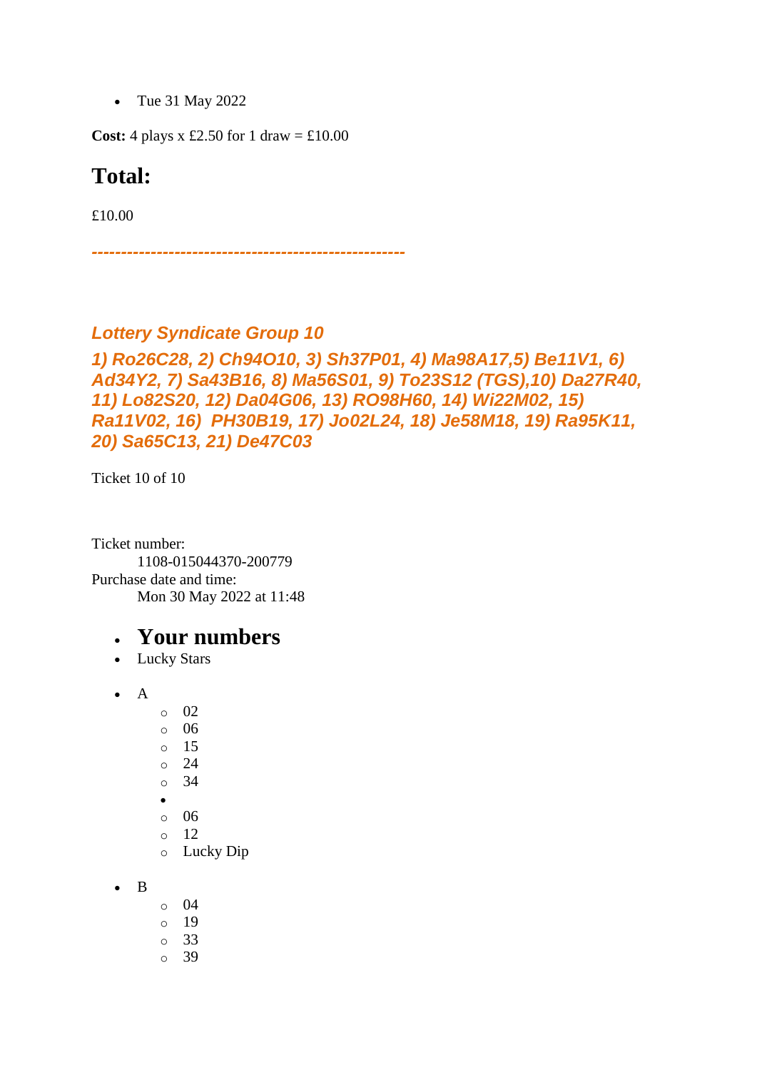- Tue 31 May 2022

**Cost:** 4 plays x £2.50 for 1 draw = £10.00

## Total:

£10.00

***----------------------------------------------------***

### *Lottery Syndicate Group 10*

### *1) Ro26C28, 2) Ch94O10, 3) Sh37P01, 4) Ma98A17,5) Be11V1, 6) Ad34Y2, 7) Sa43B16, 8) Ma56S01, 9) To23S12 (TGS),10) Da27R40, 11) Lo82S20, 12) Da04G06, 13) RO98H60, 14) Wi22M02, 15) Ra11V02, 16) PH30B19, 17) Jo02L24, 18) Je58M18, 19) Ra95K11, 20) Sa65C13, 21) De47C03*

Ticket 10 of 10

Ticket number:
    1108-015044370-200779
Purchase date and time:
    Mon 30 May 2022 at 11:48

- ## Your numbers
- Lucky Stars

- A
    - 02
    - 06
    - 15
    - 24
    - 34
  - 
    - 06
    - 12
    - Lucky Dip

- B
    - 04
    - 19
    - 33
    - 39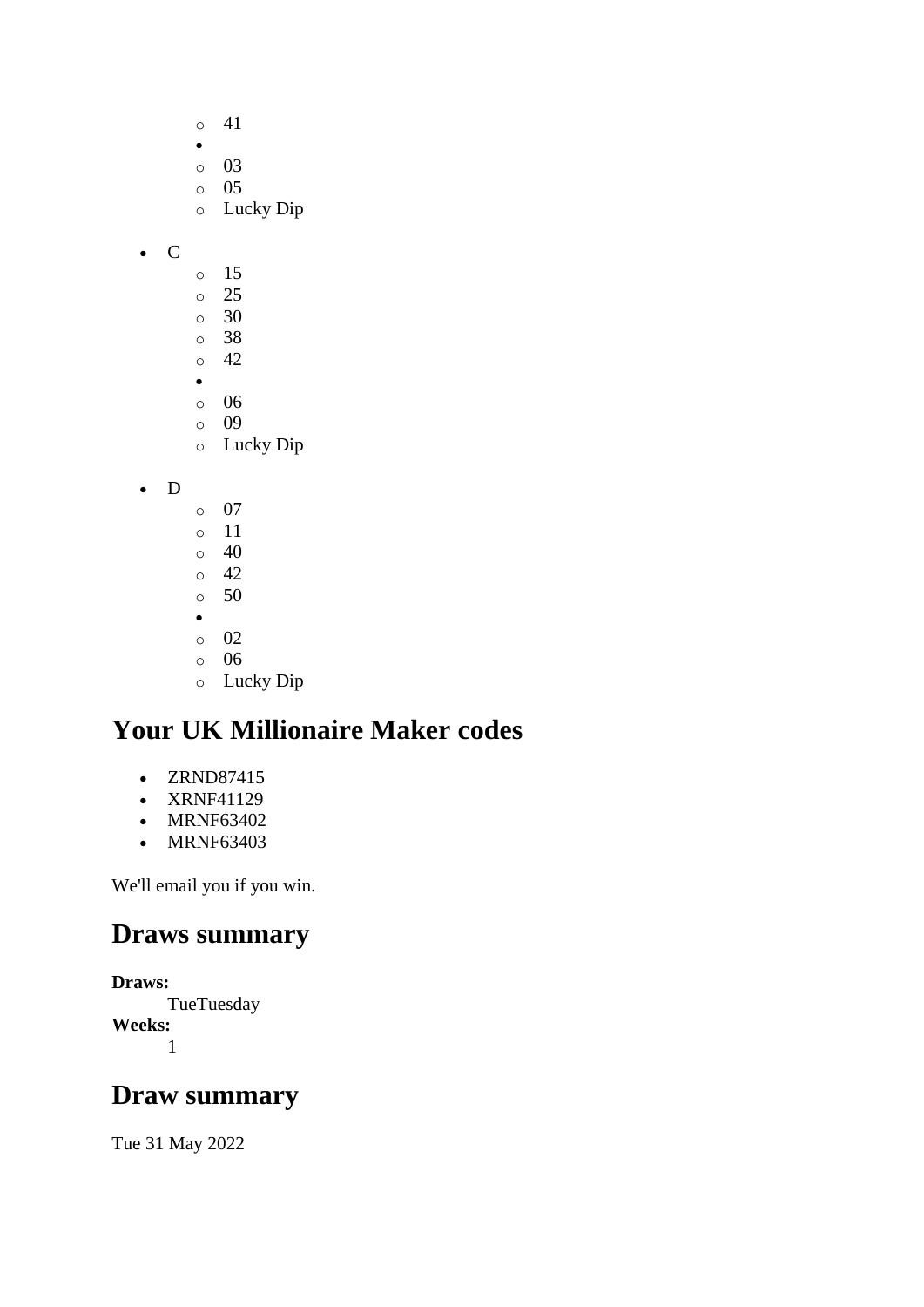- 41
- 
    - 03
    - 05
    - Lucky Dip

- C
    - 15
    - 25
    - 30
    - 38
    - 42
- 
    - 06
    - 09
    - Lucky Dip

- D
    - 07
    - 11
    - 40
    - 42
    - 50
- 
    - 02
    - 06
    - Lucky Dip

## Your UK Millionaire Maker codes

- ZRND87415
- XRNF41129
- MRNF63402
- MRNF63403

We'll email you if you win.

## Draws summary

**Draws:**
TueTuesday
**Weeks:**
1

## Draw summary

Tue 31 May 2022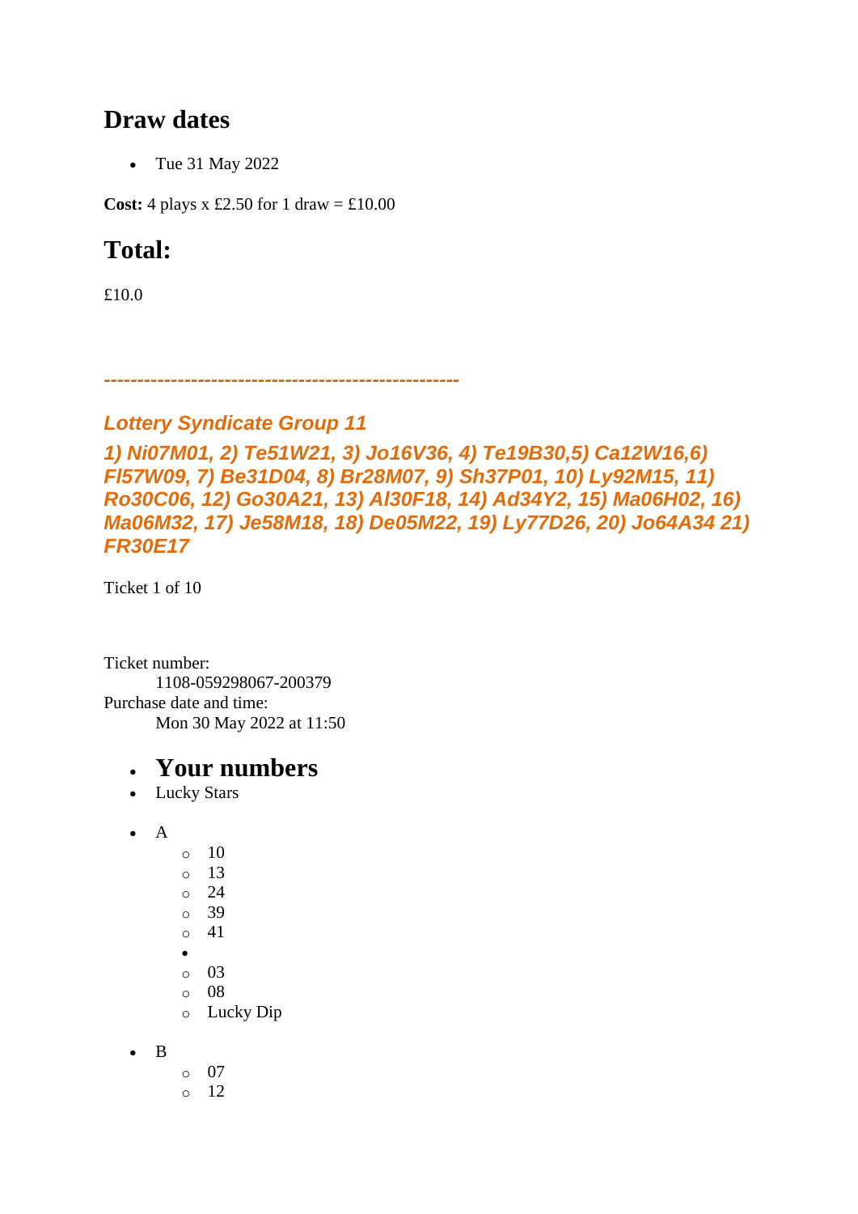## Draw dates

- Tue 31 May 2022

**Cost:** 4 plays x £2.50 for 1 draw = £10.00

## Total:

£10.0

*----------------------------------------------------*

### *Lottery Syndicate Group 11*

### *1) Ni07M01, 2) Te51W21, 3) Jo16V36, 4) Te19B30,5) Ca12W16,6) Fl57W09, 7) Be31D04, 8) Br28M07, 9) Sh37P01, 10) Ly92M15, 11) Ro30C06, 12) Go30A21, 13) Al30F18, 14) Ad34Y2, 15) Ma06H02, 16) Ma06M32, 17) Je58M18, 18) De05M22, 19) Ly77D26, 20) Jo64A34 21) FR30E17*

Ticket 1 of 10

Ticket number:
 1108-059298067-200379
Purchase date and time:
 Mon 30 May 2022 at 11:50

- ## Your numbers
- Lucky Stars

- A
  - 10
  - 13
  - 24
  - 39
  - 41
  - 
  - 03
  - 08
  - Lucky Dip

- B
  - 07
  - 12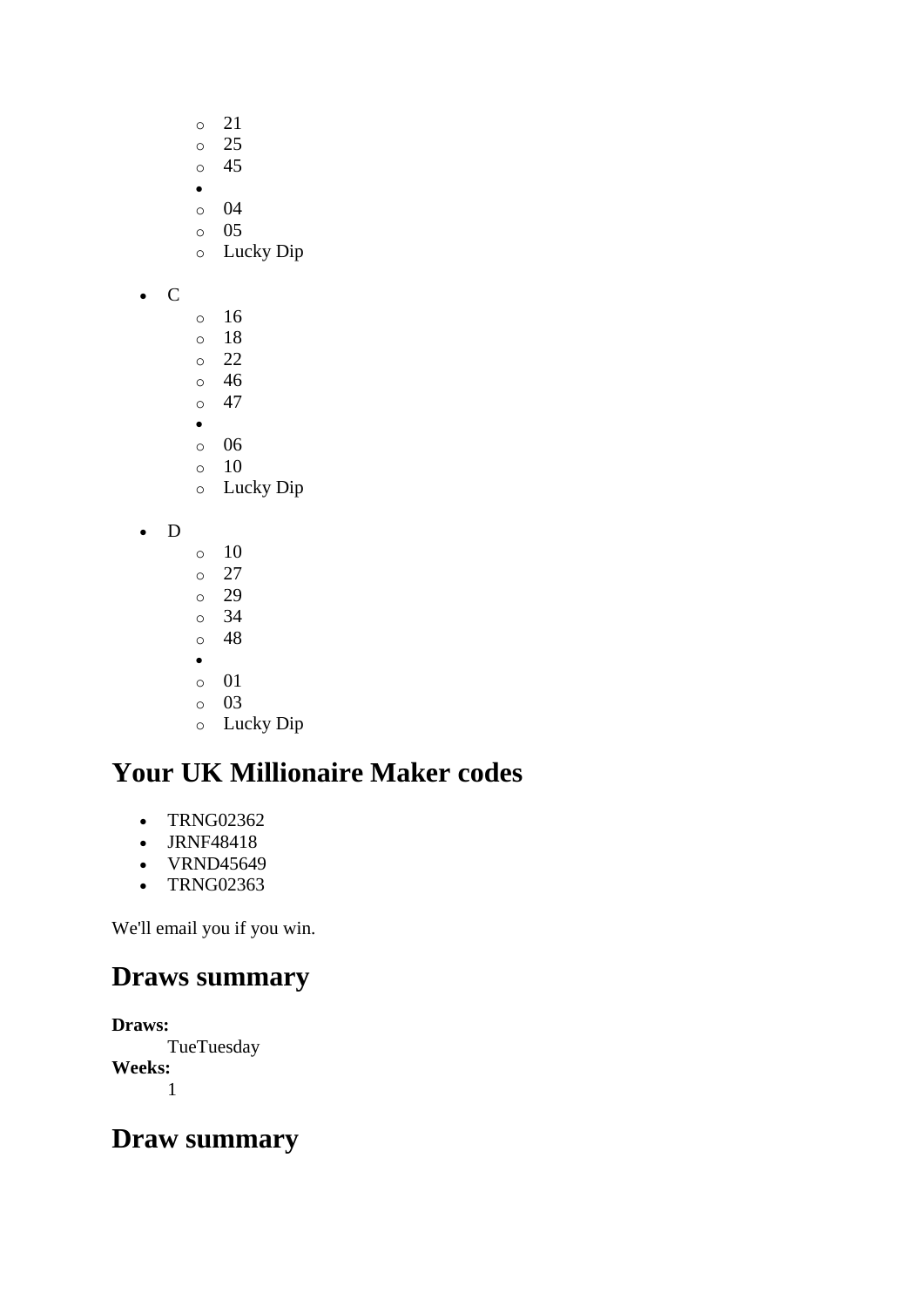- 21
    - 25
    - 45
- 
    - 04
    - 05
    - Lucky Dip

- C
    - 16
    - 18
    - 22
    - 46
    - 47
- 
    - 06
    - 10
    - Lucky Dip

- D
    - 10
    - 27
    - 29
    - 34
    - 48
- 
    - 01
    - 03
    - Lucky Dip

## Your UK Millionaire Maker codes

- TRNG02362
- JRNF48418
- VRND45649
- TRNG02363

We'll email you if you win.

## Draws summary

**Draws:**
TueTuesday
**Weeks:**
1

## Draw summary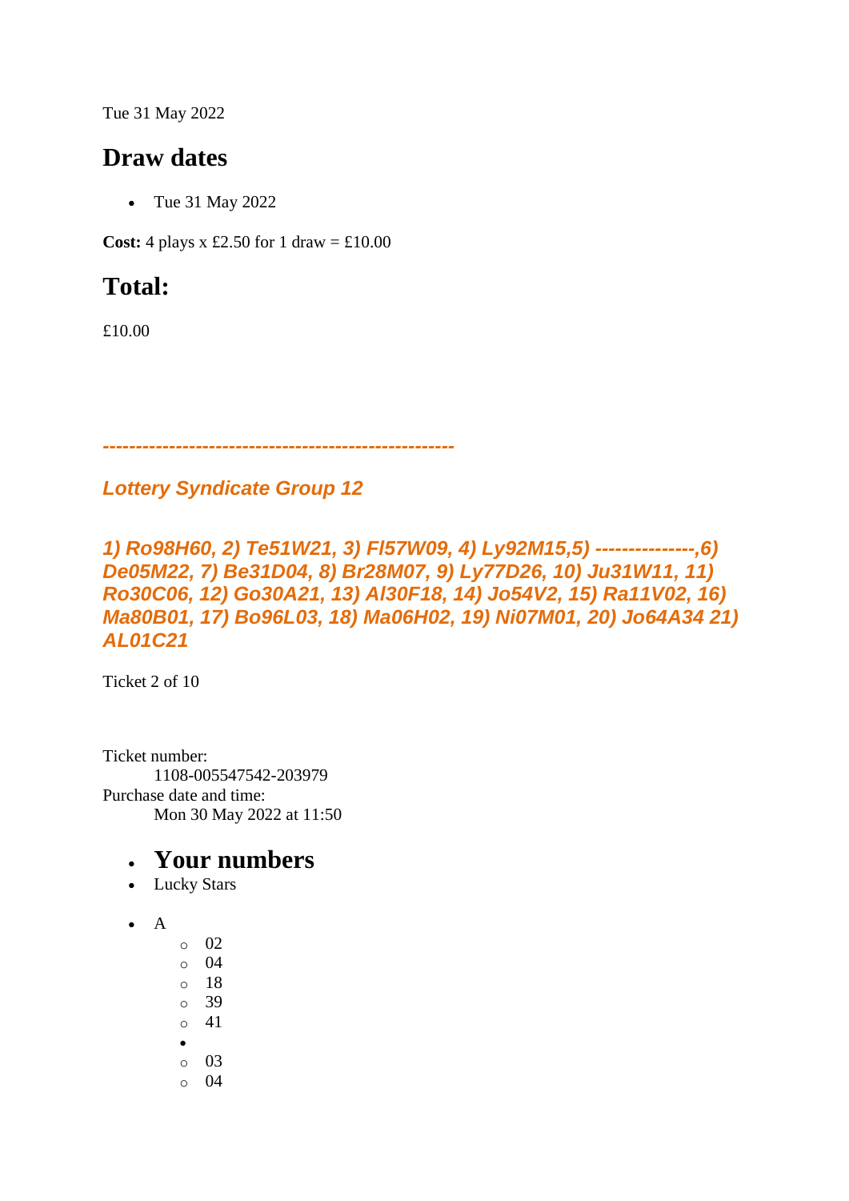Tue 31 May 2022

## Draw dates

- Tue 31 May 2022

**Cost:** 4 plays x £2.50 for 1 draw = £10.00

## Total:

£10.00

***----------------------------------------------------***

***Lottery Syndicate Group 12***

***1) Ro98H60, 2) Te51W21, 3) Fl57W09, 4) Ly92M15,5) ---------------,6) De05M22, 7) Be31D04, 8) Br28M07, 9) Ly77D26, 10) Ju31W11, 11) Ro30C06, 12) Go30A21, 13) Al30F18, 14) Jo54V2, 15) Ra11V02, 16) Ma80B01, 17) Bo96L03, 18) Ma06H02, 19) Ni07M01, 20) Jo64A34 21) AL01C21***

Ticket 2 of 10

Ticket number:
    1108-005547542-203979
Purchase date and time:
    Mon 30 May 2022 at 11:50

- ## Your numbers
- Lucky Stars

- A
    - 02
    - 04
    - 18
    - 39
    - 41
-
    - 03
    - 04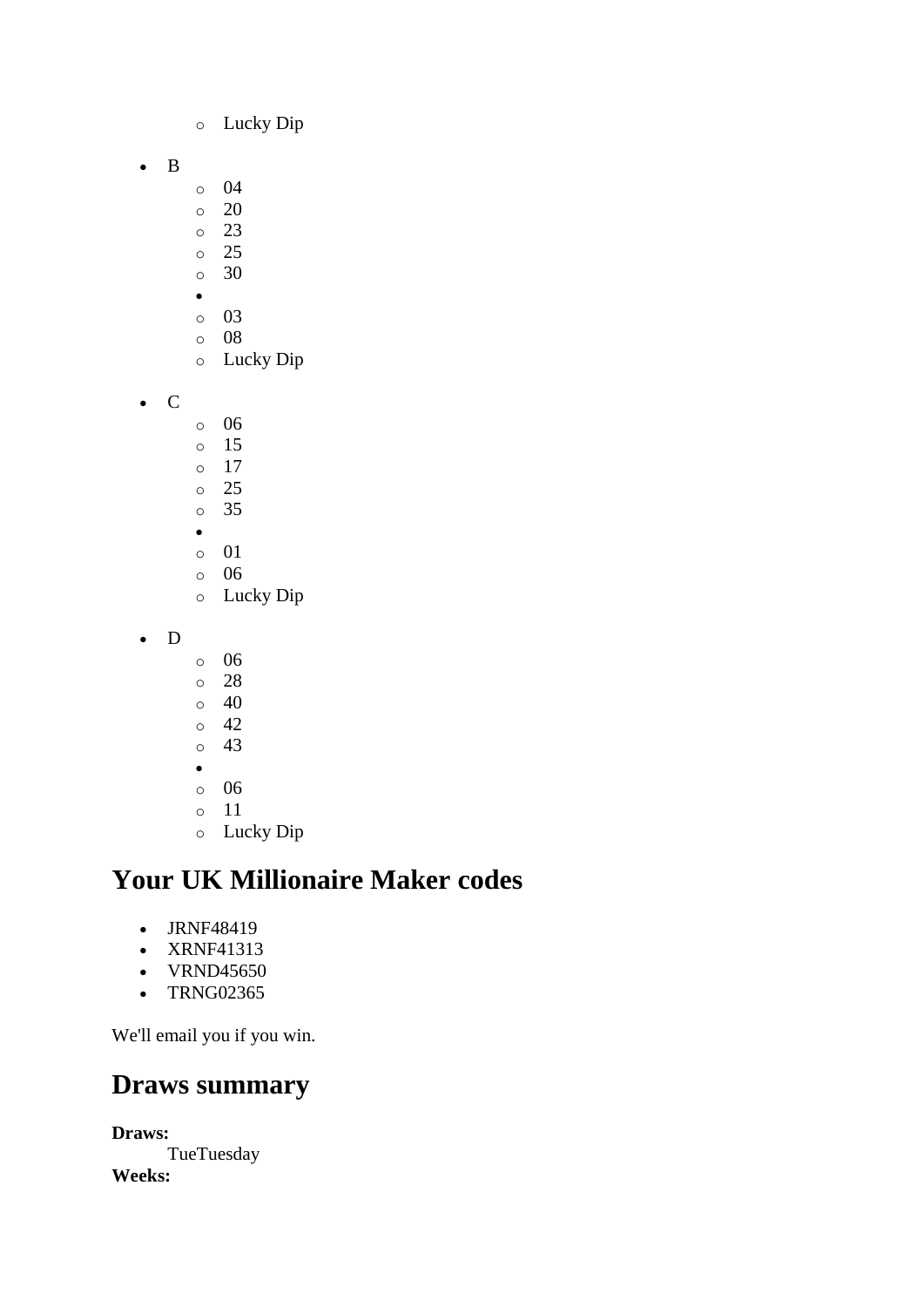- Lucky Dip

- B
  - 04
  - 20
  - 23
  - 25
  - 30
  - 
  - 03
  - 08
  - Lucky Dip

- C
  - 06
  - 15
  - 17
  - 25
  - 35
  - 
  - 01
  - 06
  - Lucky Dip

- D
  - 06
  - 28
  - 40
  - 42
  - 43
  - 
  - 06
  - 11
  - Lucky Dip

## Your UK Millionaire Maker codes

- JRNF48419
- XRNF41313
- VRND45650
- TRNG02365

We'll email you if you win.

## Draws summary

**Draws:**
TueTuesday
**Weeks:**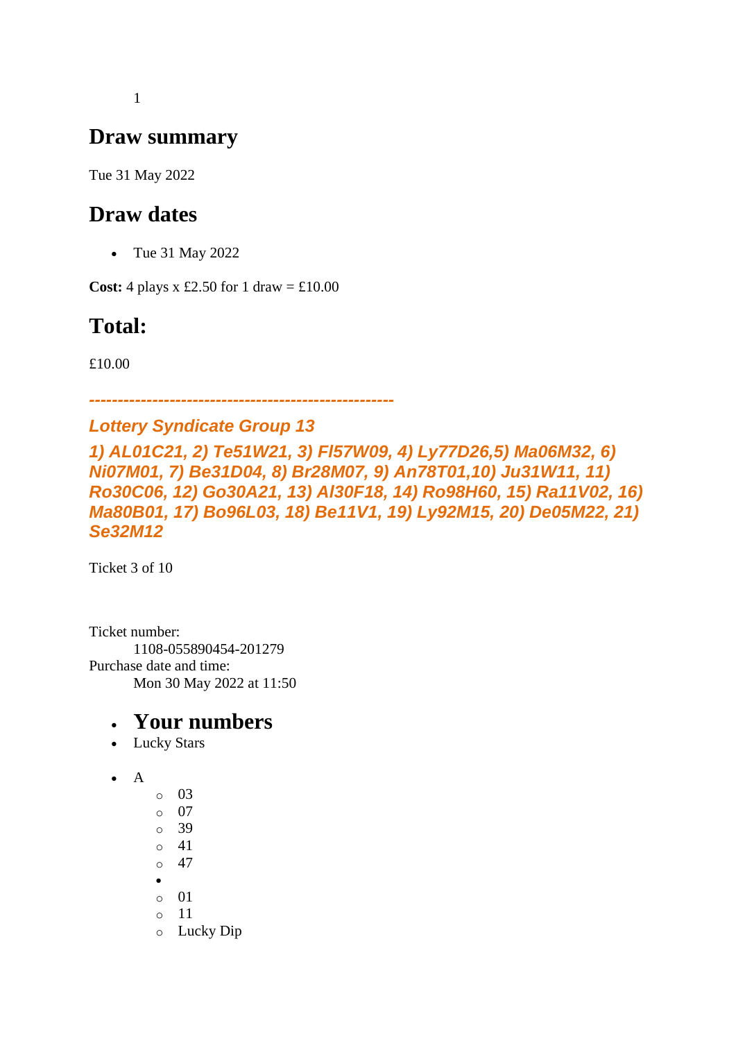1

## Draw summary

Tue 31 May 2022

## Draw dates

- Tue 31 May 2022

**Cost:** 4 plays x £2.50 for 1 draw = £10.00

## Total:

£10.00

***-----------------------------------------------------***

***Lottery Syndicate Group 13***

***1) AL01C21, 2) Te51W21, 3) Fl57W09, 4) Ly77D26,5) Ma06M32, 6) Ni07M01, 7) Be31D04, 8) Br28M07, 9) An78T01,10) Ju31W11, 11) Ro30C06, 12) Go30A21, 13) Al30F18, 14) Ro98H60, 15) Ra11V02, 16) Ma80B01, 17) Bo96L03, 18) Be11V1, 19) Ly92M15, 20) De05M22, 21) Se32M12***

Ticket 3 of 10

Ticket number:
    1108-055890454-201279
Purchase date and time:
    Mon 30 May 2022 at 11:50

- ## Your numbers
- Lucky Stars

- A
    - 03
    - 07
    - 39
    - 41
    - 47
  - 
    - 01
    - 11
    - Lucky Dip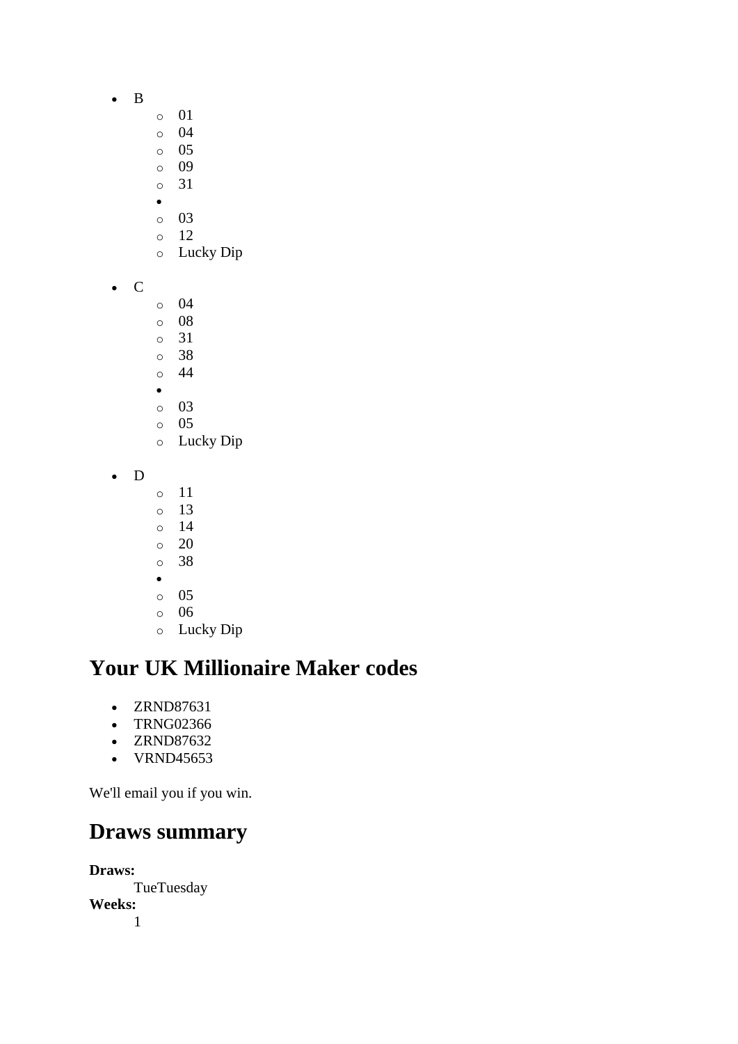- B
    - 01
    - 04
    - 05
    - 09
    - 31
  - 
    - 03
    - 12
    - Lucky Dip

- C
    - 04
    - 08
    - 31
    - 38
    - 44
  - 
    - 03
    - 05
    - Lucky Dip

- D
    - 11
    - 13
    - 14
    - 20
    - 38
  - 
    - 05
    - 06
    - Lucky Dip

## Your UK Millionaire Maker codes

- ZRND87631
- TRNG02366
- ZRND87632
- VRND45653

We'll email you if you win.

## Draws summary

**Draws:**
: TueTuesday

**Weeks:**
: 1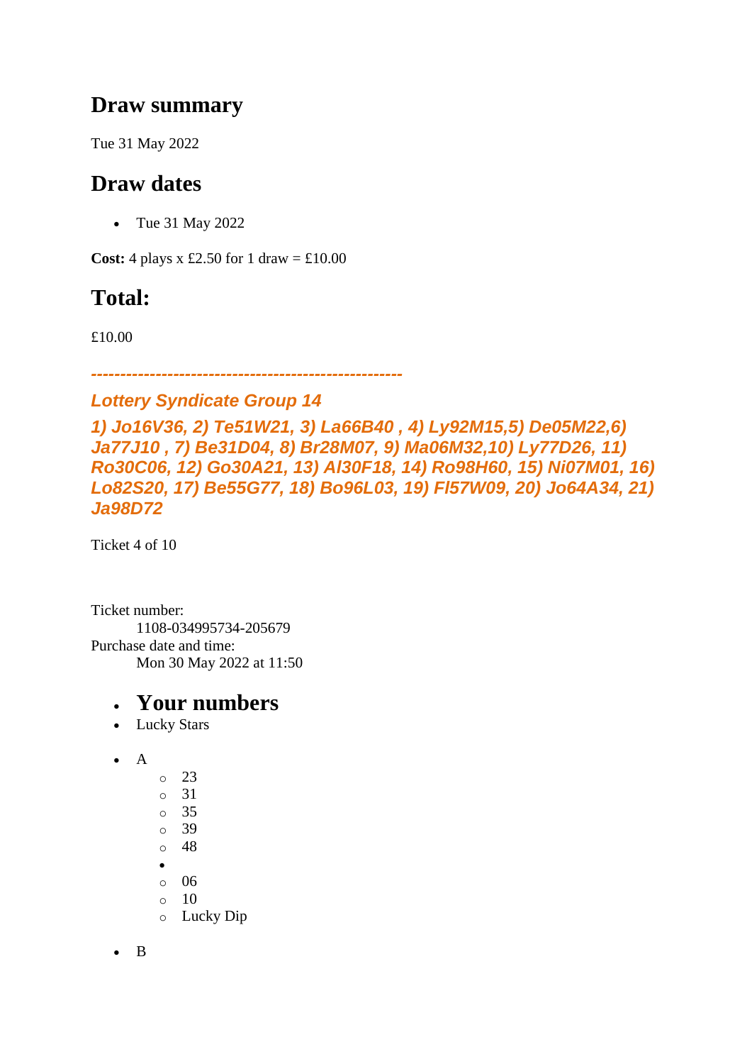## Draw summary

Tue 31 May 2022

## Draw dates

- Tue 31 May 2022

**Cost:** 4 plays x £2.50 for 1 draw = £10.00

## Total:

£10.00

***-----------------------------------------------------***

### *Lottery Syndicate Group 14*

### *1) Jo16V36, 2) Te51W21, 3) La66B40 , 4) Ly92M15,5) De05M22,6) Ja77J10 , 7) Be31D04, 8) Br28M07, 9) Ma06M32,10) Ly77D26, 11) Ro30C06, 12) Go30A21, 13) Al30F18, 14) Ro98H60, 15) Ni07M01, 16) Lo82S20, 17) Be55G77, 18) Bo96L03, 19) Fl57W09, 20) Jo64A34, 21) Ja98D72*

Ticket 4 of 10

Ticket number:
    1108-034995734-205679
Purchase date and time:
    Mon 30 May 2022 at 11:50

- ## Your numbers
- Lucky Stars

- A
  - 23
  - 31
  - 35
  - 39
  - 48
-
  - 06
  - 10
  - Lucky Dip

- B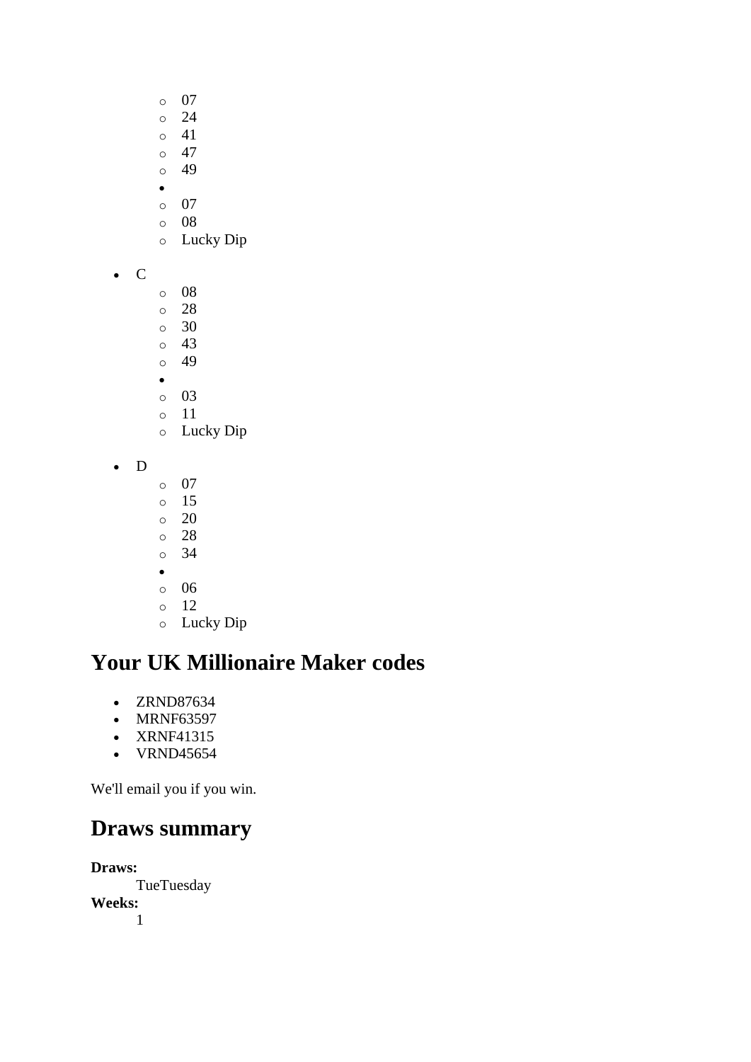- 07
  - 24
  - 41
  - 47
  - 49
- 
  - 07
  - 08
  - Lucky Dip

- C
  - 08
  - 28
  - 30
  - 43
  - 49
- 
  - 03
  - 11
  - Lucky Dip

- D
  - 07
  - 15
  - 20
  - 28
  - 34
- 
  - 06
  - 12
  - Lucky Dip

## Your UK Millionaire Maker codes

- ZRND87634
- MRNF63597
- XRNF41315
- VRND45654

We'll email you if you win.

## Draws summary

**Draws:**
: TueTuesday

**Weeks:**
: 1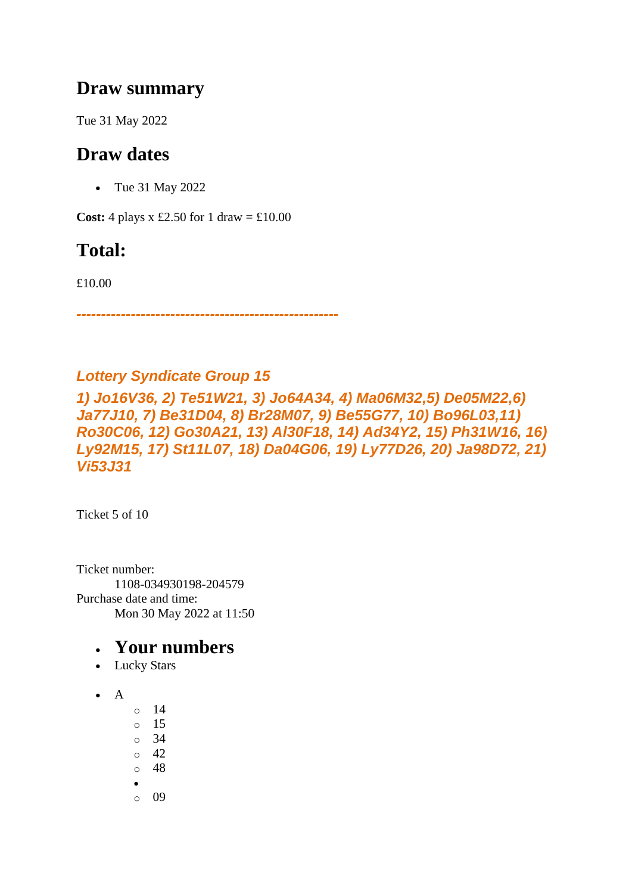## Draw summary

Tue 31 May 2022

## Draw dates

- Tue 31 May 2022

**Cost:** 4 plays x £2.50 for 1 draw = £10.00

## Total:

£10.00

*-----------------------------------------------------*

### *Lottery Syndicate Group 15*

### *1) Jo16V36, 2) Te51W21, 3) Jo64A34, 4) Ma06M32,5) De05M22,6) Ja77J10, 7) Be31D04, 8) Br28M07, 9) Be55G77, 10) Bo96L03,11) Ro30C06, 12) Go30A21, 13) Al30F18, 14) Ad34Y2, 15) Ph31W16, 16) Ly92M15, 17) St11L07, 18) Da04G06, 19) Ly77D26, 20) Ja98D72, 21) Vi53J31*

Ticket 5 of 10

Ticket number:
    1108-034930198-204579
Purchase date and time:
    Mon 30 May 2022 at 11:50

- ## Your numbers
- Lucky Stars

- A
    - 14
    - 15
    - 34
    - 42
    - 48
  - 
    - 09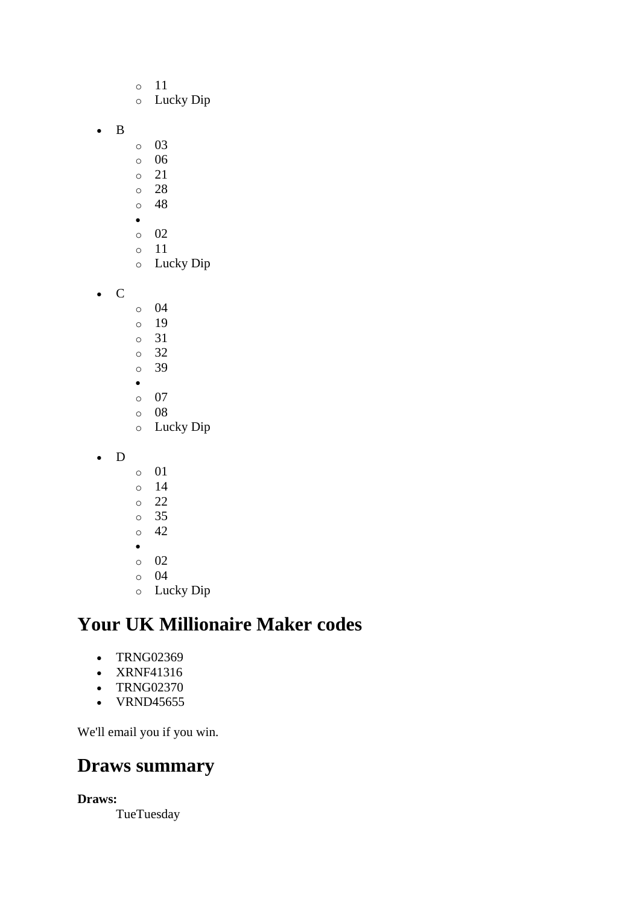- 11
- Lucky Dip

- B
  - 03
  - 06
  - 21
  - 28
  - 48
-
  - 02
  - 11
  - Lucky Dip

- C
  - 04
  - 19
  - 31
  - 32
  - 39
-
  - 07
  - 08
  - Lucky Dip

- D
  - 01
  - 14
  - 22
  - 35
  - 42
-
  - 02
  - 04
  - Lucky Dip

## Your UK Millionaire Maker codes

- TRNG02369
- XRNF41316
- TRNG02370
- VRND45655

We'll email you if you win.

## Draws summary

**Draws:**
TueTuesday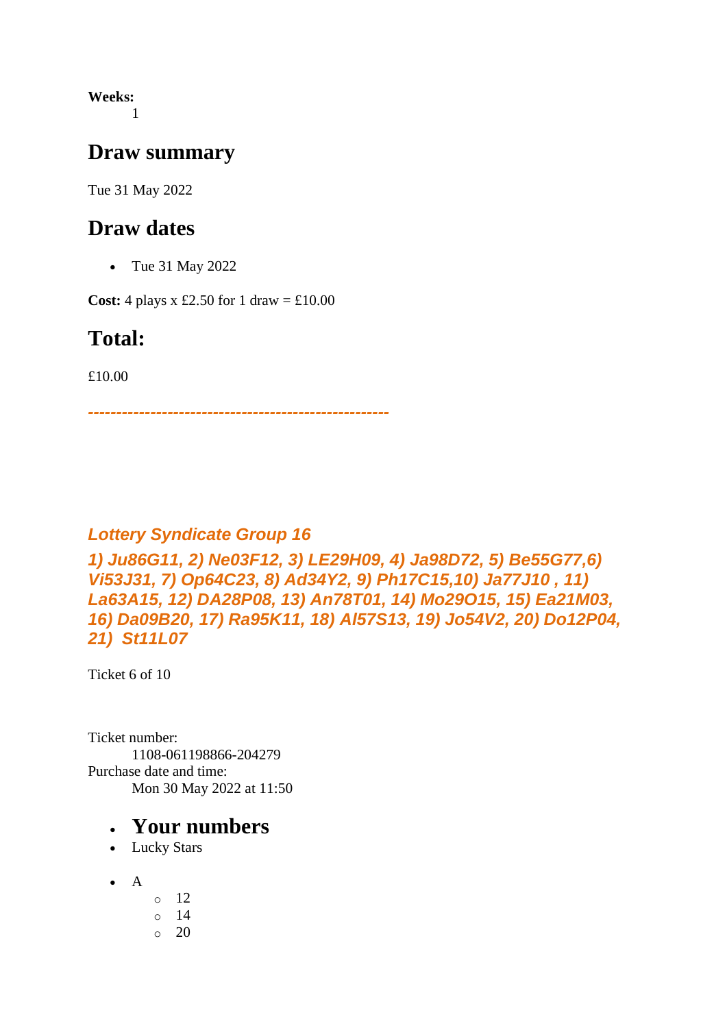**Weeks:**
1

## Draw summary

Tue 31 May 2022

## Draw dates

- Tue 31 May 2022

**Cost:** 4 plays x £2.50 for 1 draw = £10.00

## Total:

£10.00

---------------------------------------------------

### *Lottery Syndicate Group 16*

### *1) Ju86G11, 2) Ne03F12, 3) LE29H09, 4) Ja98D72, 5) Be55G77,6) Vi53J31, 7) Op64C23, 8) Ad34Y2, 9) Ph17C15,10) Ja77J10 , 11) La63A15, 12) DA28P08, 13) An78T01, 14) Mo29O15, 15) Ea21M03, 16) Da09B20, 17) Ra95K11, 18) Al57S13, 19) Jo54V2, 20) Do12P04, 21) St11L07*

Ticket 6 of 10

Ticket number:
1108-061198866-204279
Purchase date and time:
Mon 30 May 2022 at 11:50

- ## Your numbers
- Lucky Stars

- A
  - 12
  - 14
  - 20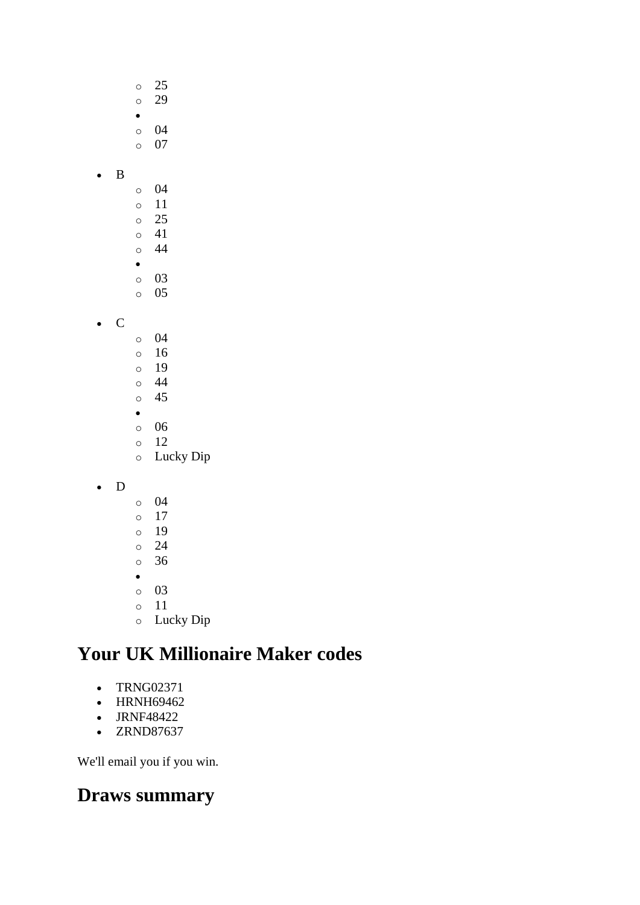- 25
    - 29
-
    - 04
    - 07

- B
    - 04
    - 11
    - 25
    - 41
    - 44
  -
    - 03
    - 05

- C
    - 04
    - 16
    - 19
    - 44
    - 45
  -
    - 06
    - 12
    - Lucky Dip

- D
    - 04
    - 17
    - 19
    - 24
    - 36
  -
    - 03
    - 11
    - Lucky Dip

# Your UK Millionaire Maker codes

- TRNG02371
- HRNH69462
- JRNF48422
- ZRND87637

We'll email you if you win.

# Draws summary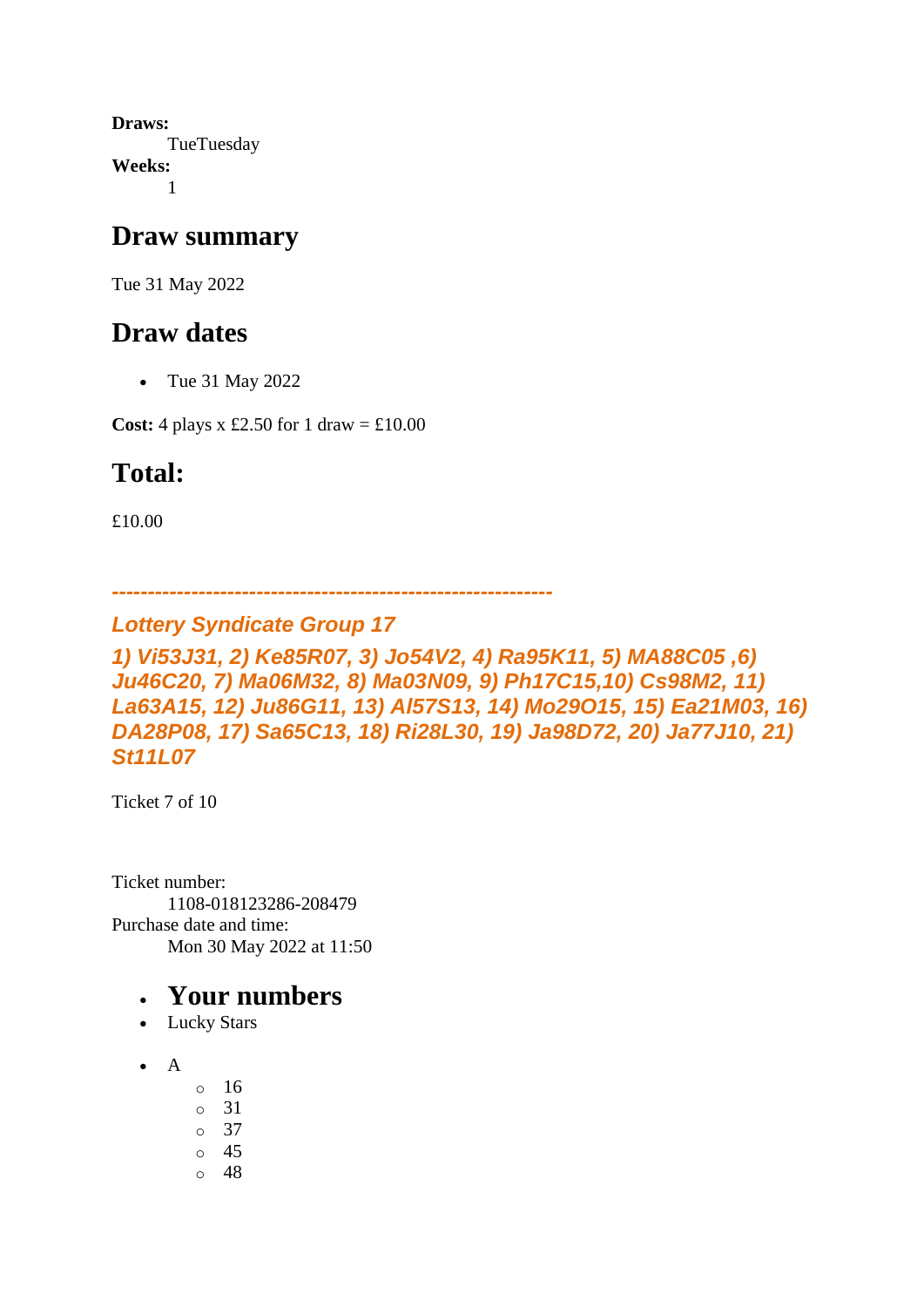**Draws:**
TueTuesday
**Weeks:**
1

## Draw summary

Tue 31 May 2022

## Draw dates

- Tue 31 May 2022

**Cost:** 4 plays x £2.50 for 1 draw = £10.00

## Total:

£10.00

***--------------------------------------------------------------***

***Lottery Syndicate Group 17***

***1) Vi53J31, 2) Ke85R07, 3) Jo54V2, 4) Ra95K11, 5) MA88C05 ,6) Ju46C20, 7) Ma06M32, 8) Ma03N09, 9) Ph17C15,10) Cs98M2, 11) La63A15, 12) Ju86G11, 13) Al57S13, 14) Mo29O15, 15) Ea21M03, 16) DA28P08, 17) Sa65C13, 18) Ri28L30, 19) Ja98D72, 20) Ja77J10, 21) St11L07***

Ticket 7 of 10

Ticket number:
1108-018123286-208479
Purchase date and time:
Mon 30 May 2022 at 11:50

- ## Your numbers
- Lucky Stars

- A
  - 16
  - 31
  - 37
  - 45
  - 48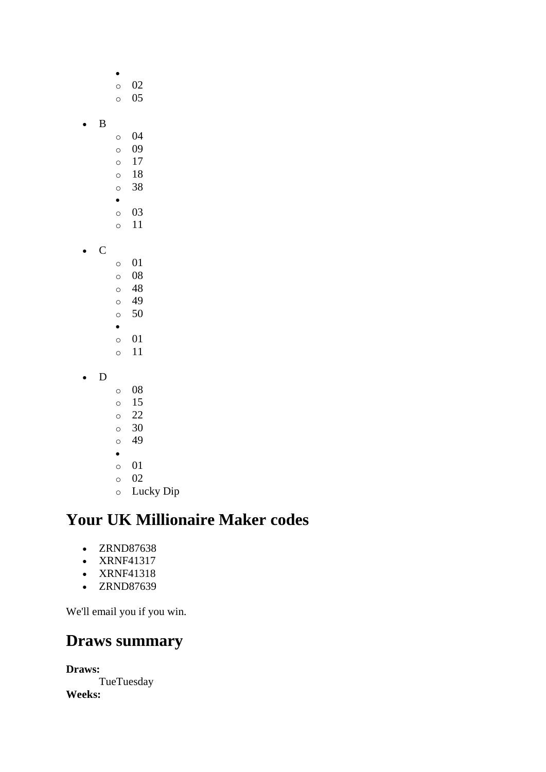- 
    - 02
    - 05

- B
    - 04
    - 09
    - 17
    - 18
    - 38
- 
    - 03
    - 11

- C
    - 01
    - 08
    - 48
    - 49
    - 50
- 
    - 01
    - 11

- D
    - 08
    - 15
    - 22
    - 30
    - 49
- 
    - 01
    - 02
    - Lucky Dip

## Your UK Millionaire Maker codes

- ZRND87638
- XRNF41317
- XRNF41318
- ZRND87639

We'll email you if you win.

## Draws summary

**Draws:**
TueTuesday
**Weeks:**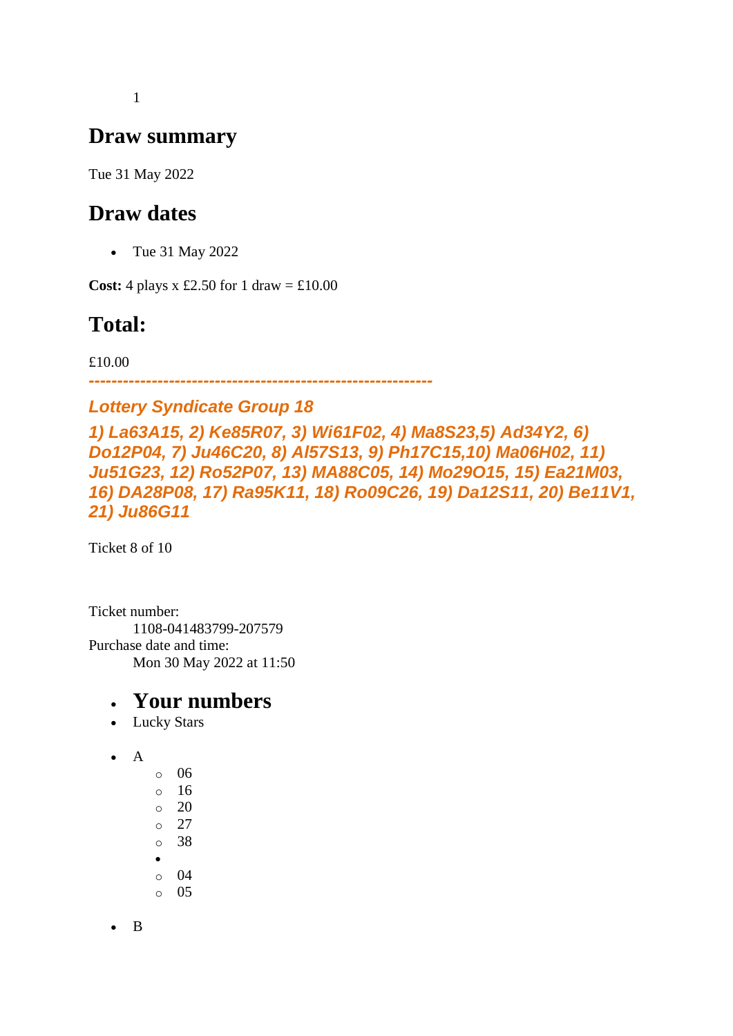1

## Draw summary

Tue 31 May 2022

## Draw dates

- Tue 31 May 2022

**Cost:** 4 plays x £2.50 for 1 draw = £10.00

## Total:

£10.00

***------------------------------------------------------------***

***Lottery Syndicate Group 18***

***1) La63A15, 2) Ke85R07, 3) Wi61F02, 4) Ma8S23,5) Ad34Y2, 6) Do12P04, 7) Ju46C20, 8) Al57S13, 9) Ph17C15,10) Ma06H02, 11) Ju51G23, 12) Ro52P07, 13) MA88C05, 14) Mo29O15, 15) Ea21M03, 16) DA28P08, 17) Ra95K11, 18) Ro09C26, 19) Da12S11, 20) Be11V1, 21) Ju86G11***

Ticket 8 of 10

Ticket number:
    1108-041483799-207579
Purchase date and time:
    Mon 30 May 2022 at 11:50

- ## Your numbers
- Lucky Stars

- A
    - 06
    - 16
    - 20
    - 27
    - 38
  -
    - 04
    - 05

- B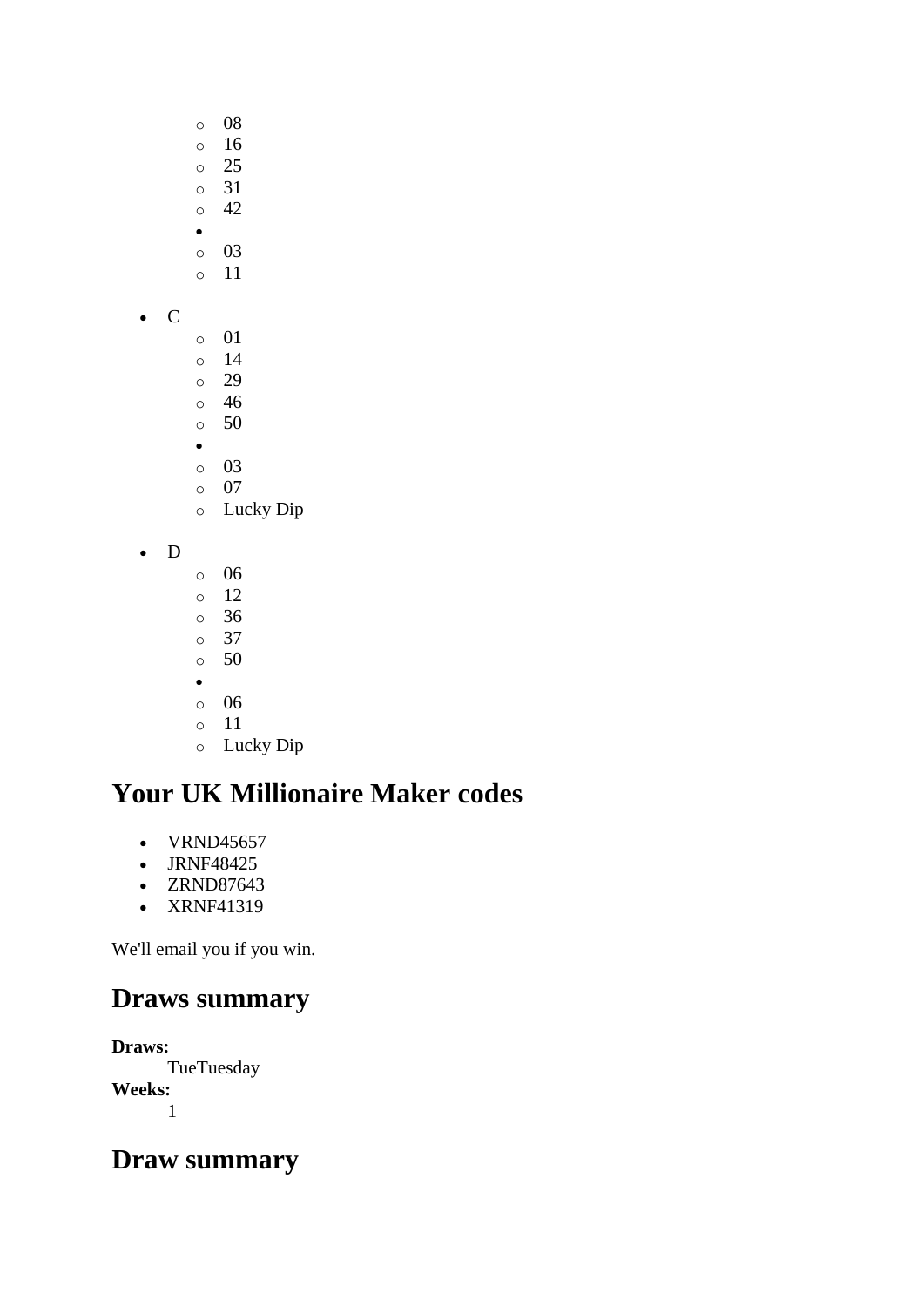- 08
    - 16
    - 25
    - 31
    - 42
  - 
    - 03
    - 11

- C
    - 01
    - 14
    - 29
    - 46
    - 50
  - 
    - 03
    - 07
    - Lucky Dip

- D
    - 06
    - 12
    - 36
    - 37
    - 50
  - 
    - 06
    - 11
    - Lucky Dip

## Your UK Millionaire Maker codes

- VRND45657
- JRNF48425
- ZRND87643
- XRNF41319

We'll email you if you win.

## Draws summary

**Draws:**
: TueTuesday

**Weeks:**
: 1

## Draw summary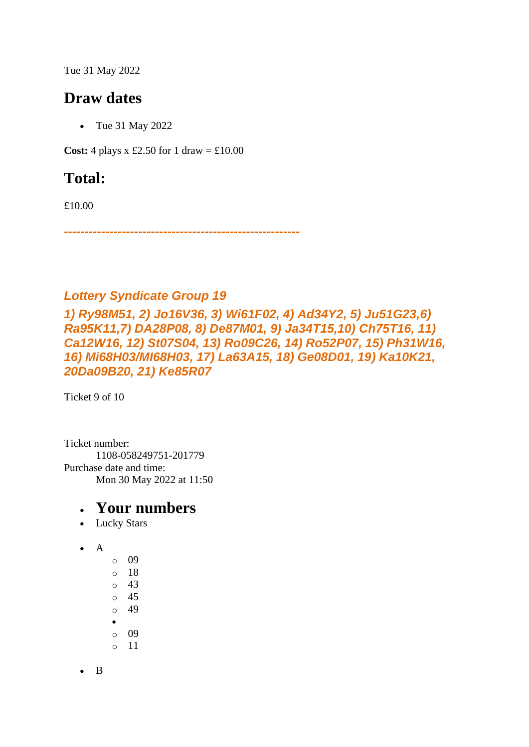Tue 31 May 2022

## Draw dates

- Tue 31 May 2022

**Cost:** 4 plays x £2.50 for 1 draw = £10.00

## Total:

£10.00

***--------------------------------------------------------***

### *Lottery Syndicate Group 19*

### *1) Ry98M51, 2) Jo16V36, 3) Wi61F02, 4) Ad34Y2, 5) Ju51G23,6) Ra95K11,7) DA28P08, 8) De87M01, 9) Ja34T15,10) Ch75T16, 11) Ca12W16, 12) St07S04, 13) Ro09C26, 14) Ro52P07, 15) Ph31W16, 16) Mi68H03/MI68H03, 17) La63A15, 18) Ge08D01, 19) Ka10K21, 20Da09B20, 21) Ke85R07*

Ticket 9 of 10

Ticket number:
 1108-058249751-201779
Purchase date and time:
 Mon 30 May 2022 at 11:50

- ## Your numbers
- Lucky Stars

- A
  - 09
  - 18
  - 43
  - 45
  - 49
  -
  - 09
  - 11

- B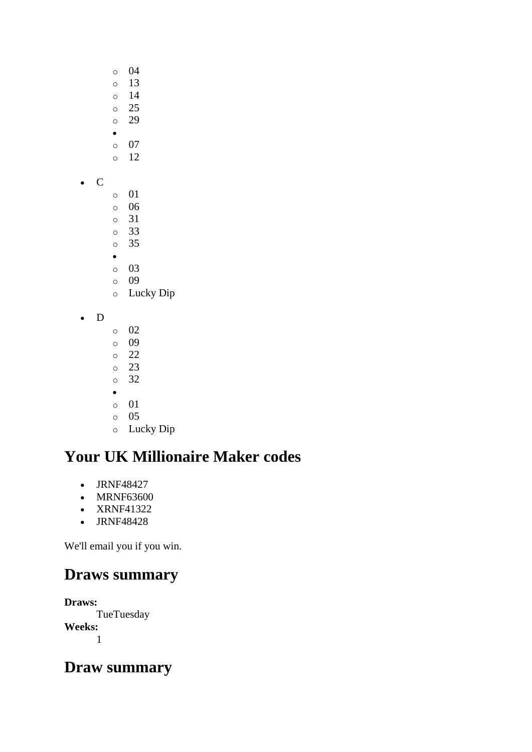- 04
    - 13
    - 14
    - 25
    - 29
  -
    - 07
    - 12

- C
    - 01
    - 06
    - 31
    - 33
    - 35
  -
    - 03
    - 09
    - Lucky Dip

- D
    - 02
    - 09
    - 22
    - 23
    - 32
  -
    - 01
    - 05
    - Lucky Dip

## Your UK Millionaire Maker codes

- JRNF48427
- MRNF63600
- XRNF41322
- JRNF48428

We'll email you if you win.

## Draws summary

**Draws:**
: TueTuesday

**Weeks:**
: 1

## Draw summary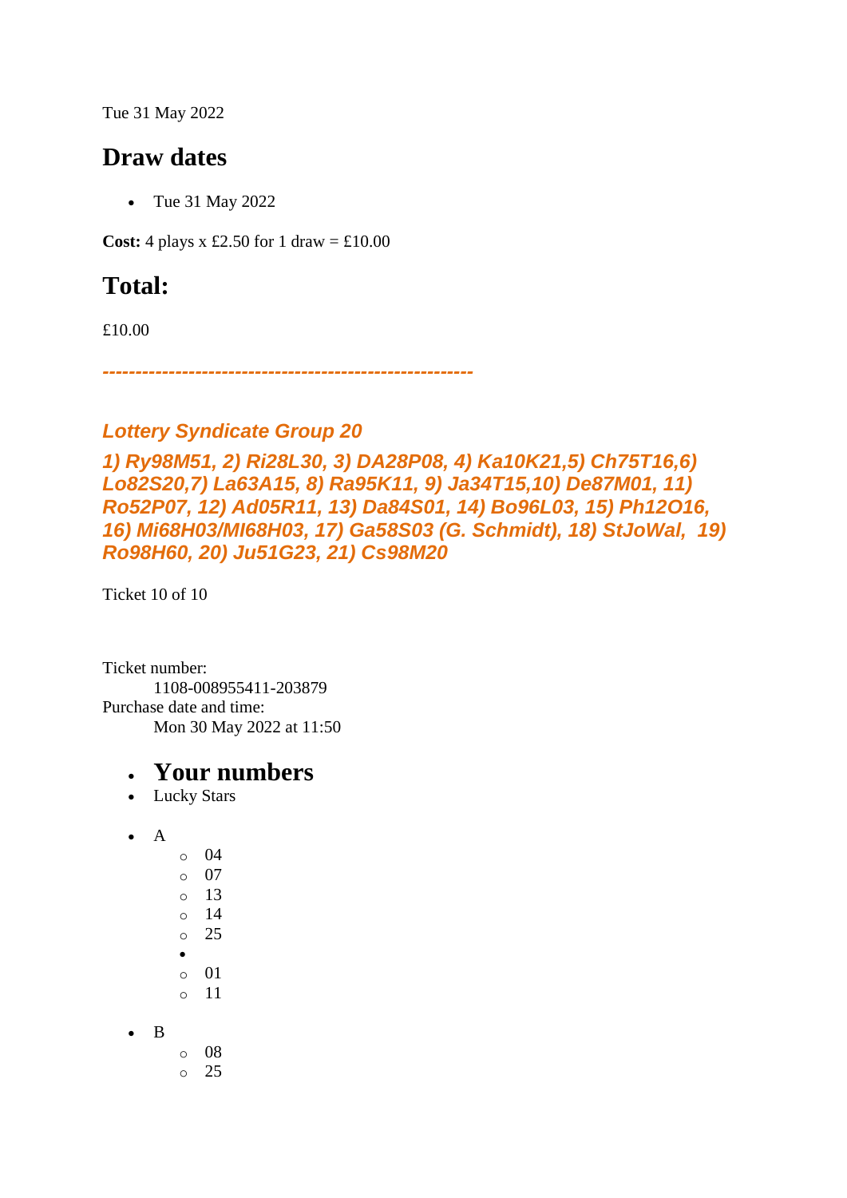Tue 31 May 2022

## Draw dates

- Tue 31 May 2022

**Cost:** 4 plays x £2.50 for 1 draw = £10.00

## Total:

£10.00

***-------------------------------------------------------***

### *Lottery Syndicate Group 20*

### *1) Ry98M51, 2) Ri28L30, 3) DA28P08, 4) Ka10K21,5) Ch75T16,6) Lo82S20,7) La63A15, 8) Ra95K11, 9) Ja34T15,10) De87M01, 11) Ro52P07, 12) Ad05R11, 13) Da84S01, 14) Bo96L03, 15) Ph12O16, 16) Mi68H03/MI68H03, 17) Ga58S03 (G. Schmidt), 18) StJoWal,  19) Ro98H60, 20) Ju51G23, 21) Cs98M20*

Ticket 10 of 10

Ticket number:
    1108-008955411-203879
Purchase date and time:
    Mon 30 May 2022 at 11:50

- ## Your numbers
- Lucky Stars

- A
    - 04
    - 07
    - 13
    - 14
    - 25
  -
    - 01
    - 11

- B
    - 08
    - 25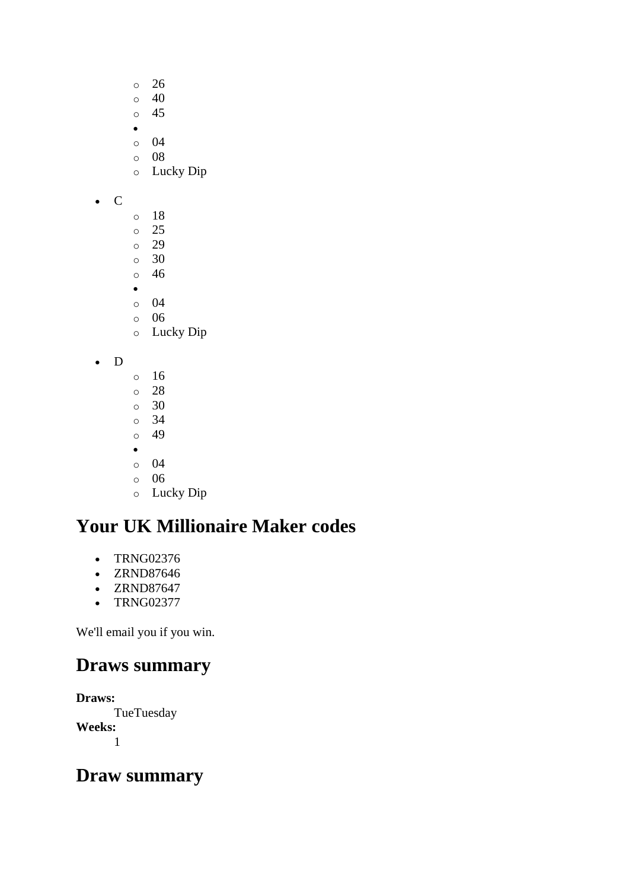- 26
  - 40
  - 45
- 
  - 04
  - 08
  - Lucky Dip

- C
  - 18
  - 25
  - 29
  - 30
  - 46
- 
  - 04
  - 06
  - Lucky Dip

- D
  - 16
  - 28
  - 30
  - 34
  - 49
- 
  - 04
  - 06
  - Lucky Dip

## Your UK Millionaire Maker codes

- TRNG02376
- ZRND87646
- ZRND87647
- TRNG02377

We'll email you if you win.

## Draws summary

**Draws:**
  TueTuesday
**Weeks:**
  1

## Draw summary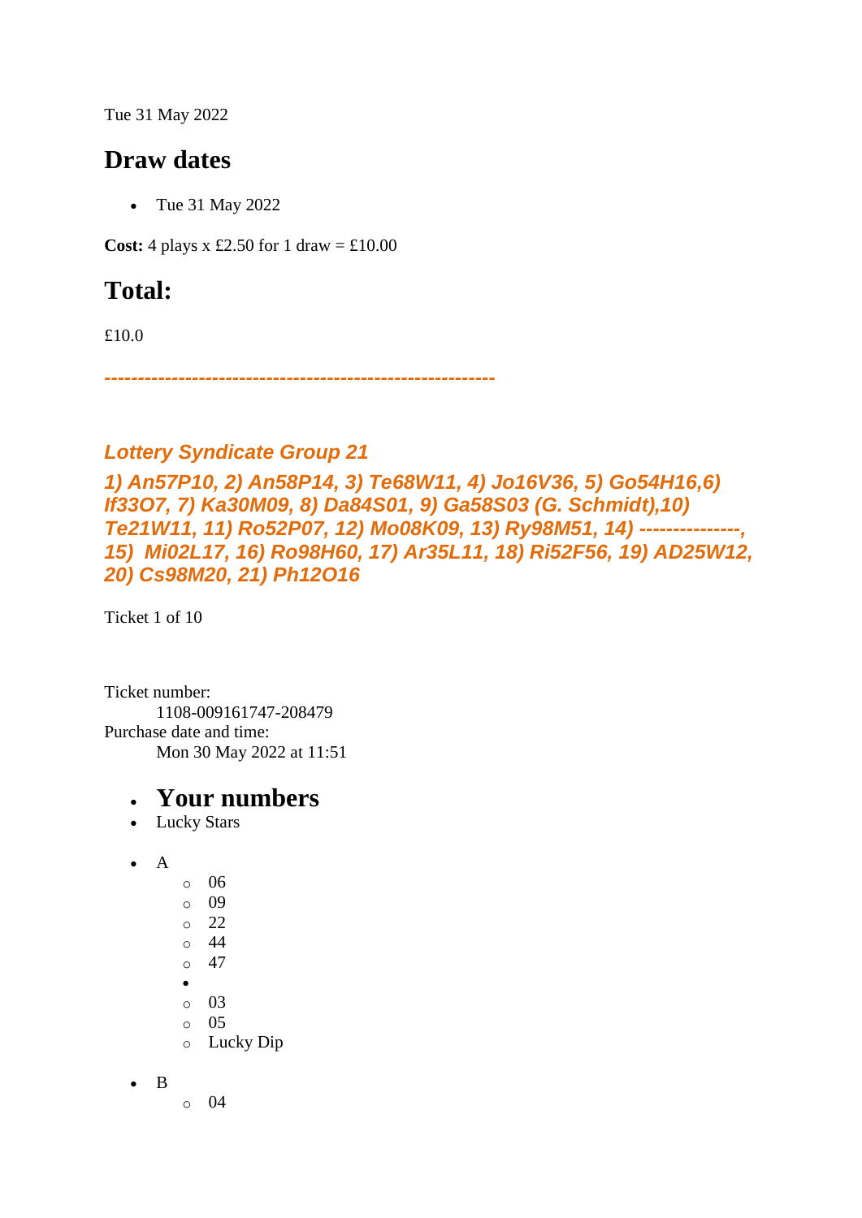Tue 31 May 2022

## Draw dates

- Tue 31 May 2022

**Cost:** 4 plays x £2.50 for 1 draw = £10.00

## Total:

£10.0

*---------------------------------------------------------*

### *Lottery Syndicate Group 21*

### *1) An57P10, 2) An58P14, 3) Te68W11, 4) Jo16V36, 5) Go54H16,6) If33O7, 7) Ka30M09, 8) Da84S01, 9) Ga58S03 (G. Schmidt),10) Te21W11, 11) Ro52P07, 12) Mo08K09, 13) Ry98M51, 14) ---------------, 15)  Mi02L17, 16) Ro98H60, 17) Ar35L11, 18) Ri52F56, 19) AD25W12, 20) Cs98M20, 21) Ph12O16*

Ticket 1 of 10

Ticket number:
    1108-009161747-208479
Purchase date and time:
    Mon 30 May 2022 at 11:51

- # Your numbers
- Lucky Stars

- A
    - 06
    - 09
    - 22
    - 44
    - 47
  - 
    - 03
    - 05
    - Lucky Dip

- B
    - 04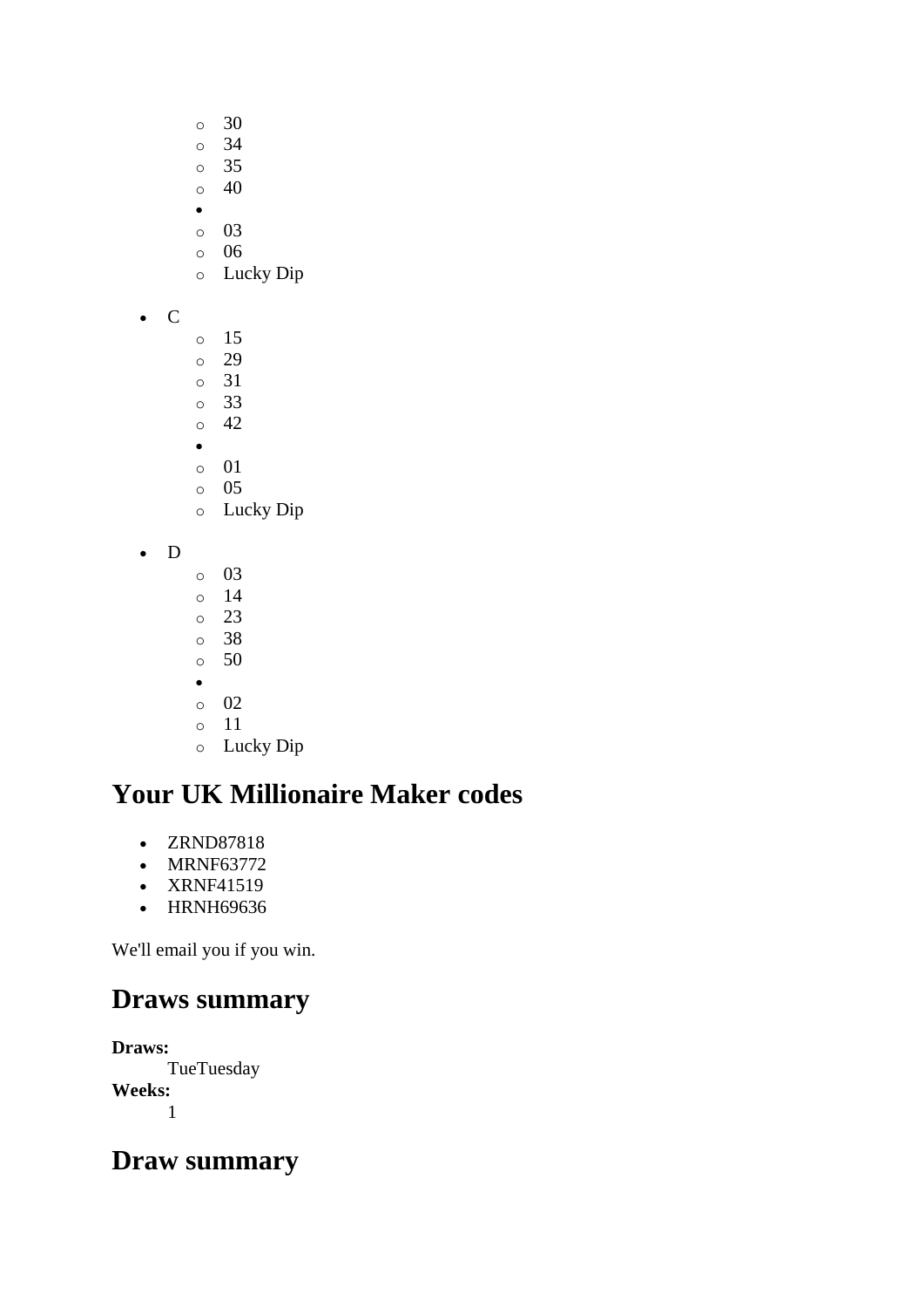- 30
    - 34
    - 35
    - 40
  - 
    - 03
    - 06
    - Lucky Dip

- C
    - 15
    - 29
    - 31
    - 33
    - 42
  - 
    - 01
    - 05
    - Lucky Dip

- D
    - 03
    - 14
    - 23
    - 38
    - 50
  - 
    - 02
    - 11
    - Lucky Dip

## Your UK Millionaire Maker codes

- ZRND87818
- MRNF63772
- XRNF41519
- HRNH69636

We'll email you if you win.

## Draws summary

**Draws:**
: TueTuesday

**Weeks:**
: 1

## Draw summary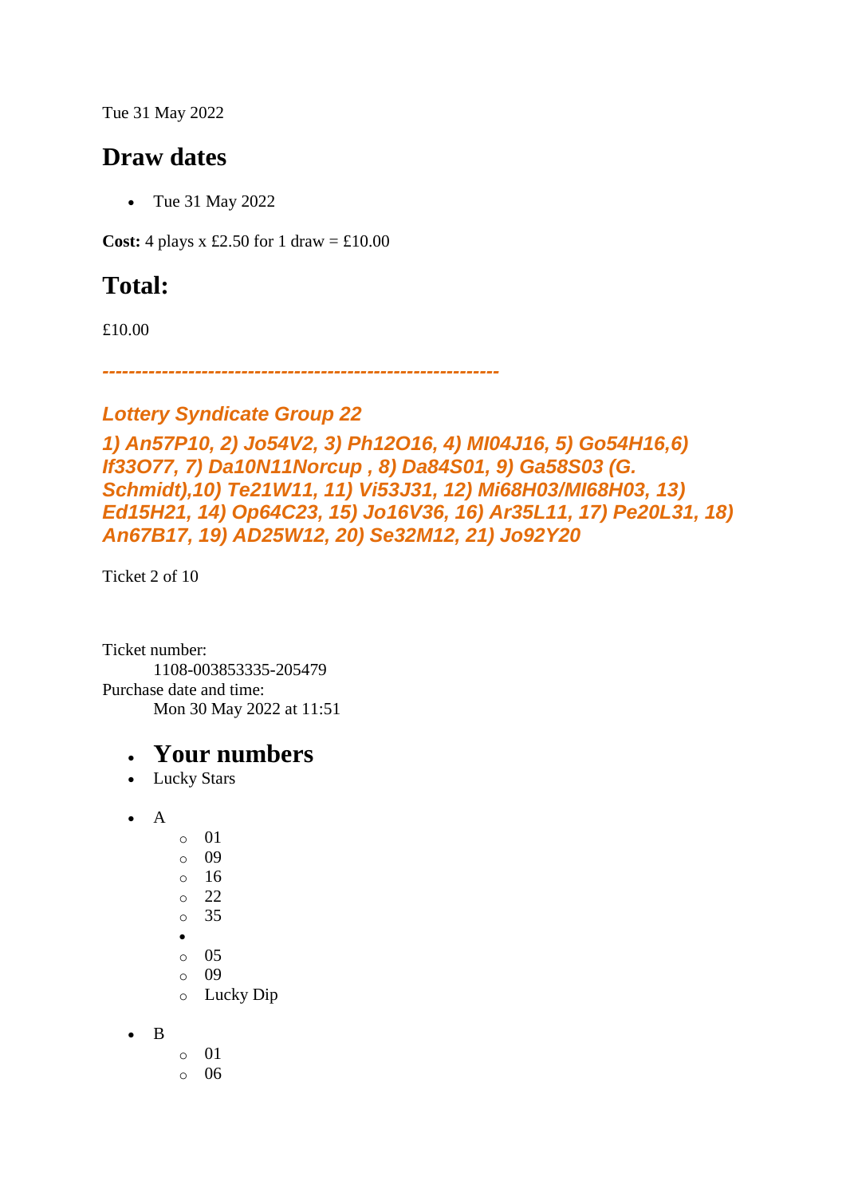Tue 31 May 2022

## Draw dates

- Tue 31 May 2022

**Cost:** 4 plays x £2.50 for 1 draw = £10.00

## Total:

£10.00

***------------------------------------------------------------***

***Lottery Syndicate Group 22***

***1) An57P10, 2) Jo54V2, 3) Ph12O16, 4) MI04J16, 5) Go54H16,6) If33O77, 7) Da10N11Norcup , 8) Da84S01, 9) Ga58S03 (G. Schmidt),10) Te21W11, 11) Vi53J31, 12) Mi68H03/MI68H03, 13) Ed15H21, 14) Op64C23, 15) Jo16V36, 16) Ar35L11, 17) Pe20L31, 18) An67B17, 19) AD25W12, 20) Se32M12, 21) Jo92Y20***

Ticket 2 of 10

Ticket number:
    1108-003853335-205479
Purchase date and time:
    Mon 30 May 2022 at 11:51

- ## Your numbers
- Lucky Stars

- A
  - 01
  - 09
  - 16
  - 22
  - 35
  - 
  - 05
  - 09
  - Lucky Dip

- B
  - 01
  - 06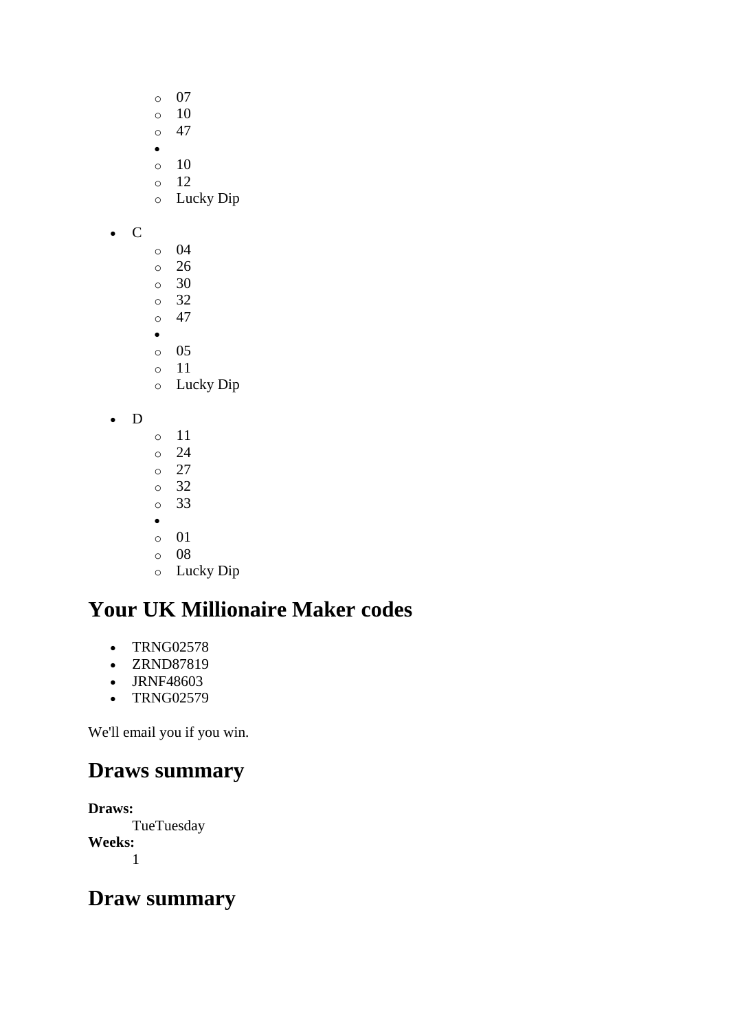- 07
    - 10
    - 47
  -
    - 10
    - 12
    - Lucky Dip

- C
    - 04
    - 26
    - 30
    - 32
    - 47
  -
    - 05
    - 11
    - Lucky Dip

- D
    - 11
    - 24
    - 27
    - 32
    - 33
  -
    - 01
    - 08
    - Lucky Dip

## Your UK Millionaire Maker codes

- TRNG02578
- ZRND87819
- JRNF48603
- TRNG02579

We'll email you if you win.

## Draws summary

**Draws:**
TueTuesday
**Weeks:**
1

## Draw summary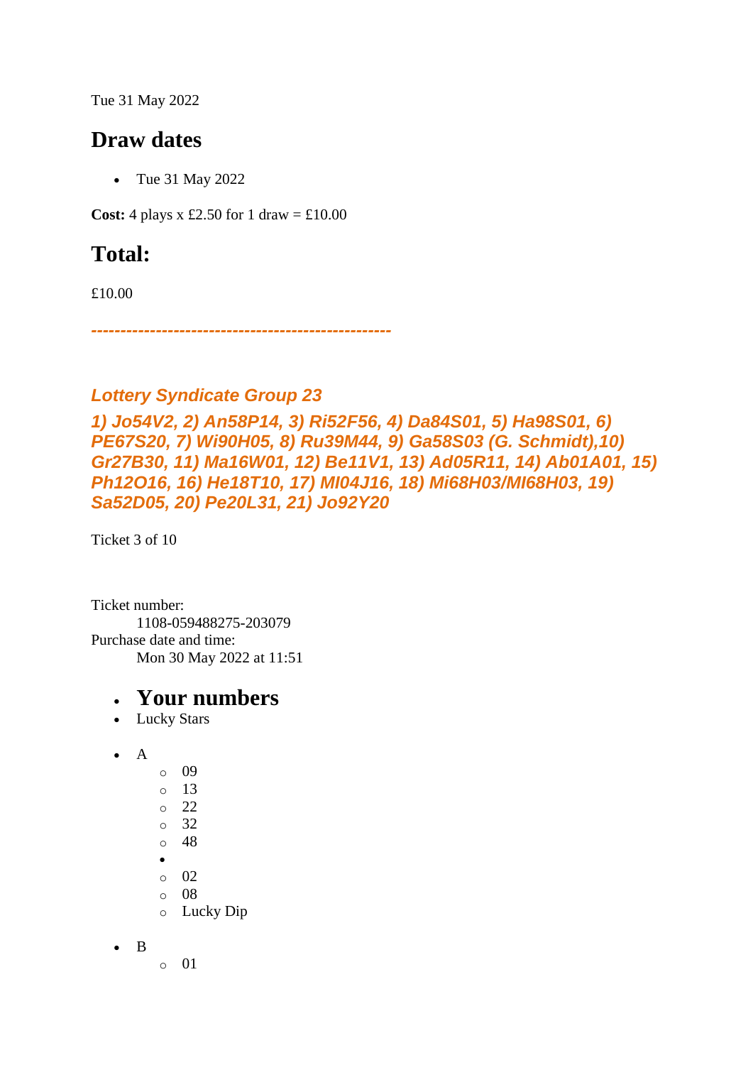Tue 31 May 2022

## Draw dates

- Tue 31 May 2022

**Cost:** 4 plays x £2.50 for 1 draw = £10.00

## Total:

£10.00

*--------------------------------------------------*

### *Lottery Syndicate Group 23*

### *1) Jo54V2, 2) An58P14, 3) Ri52F56, 4) Da84S01, 5) Ha98S01, 6) PE67S20, 7) Wi90H05, 8) Ru39M44, 9) Ga58S03 (G. Schmidt),10) Gr27B30, 11) Ma16W01, 12) Be11V1, 13) Ad05R11, 14) Ab01A01, 15) Ph12O16, 16) He18T10, 17) MI04J16, 18) Mi68H03/MI68H03, 19) Sa52D05, 20) Pe20L31, 21) Jo92Y20*

Ticket 3 of 10

Ticket number:
    1108-059488275-203079
Purchase date and time:
    Mon 30 May 2022 at 11:51

- ## Your numbers
- Lucky Stars

- A
    - 09
    - 13
    - 22
    - 32
    - 48
  -
    - 02
    - 08
    - Lucky Dip

- B
    - 01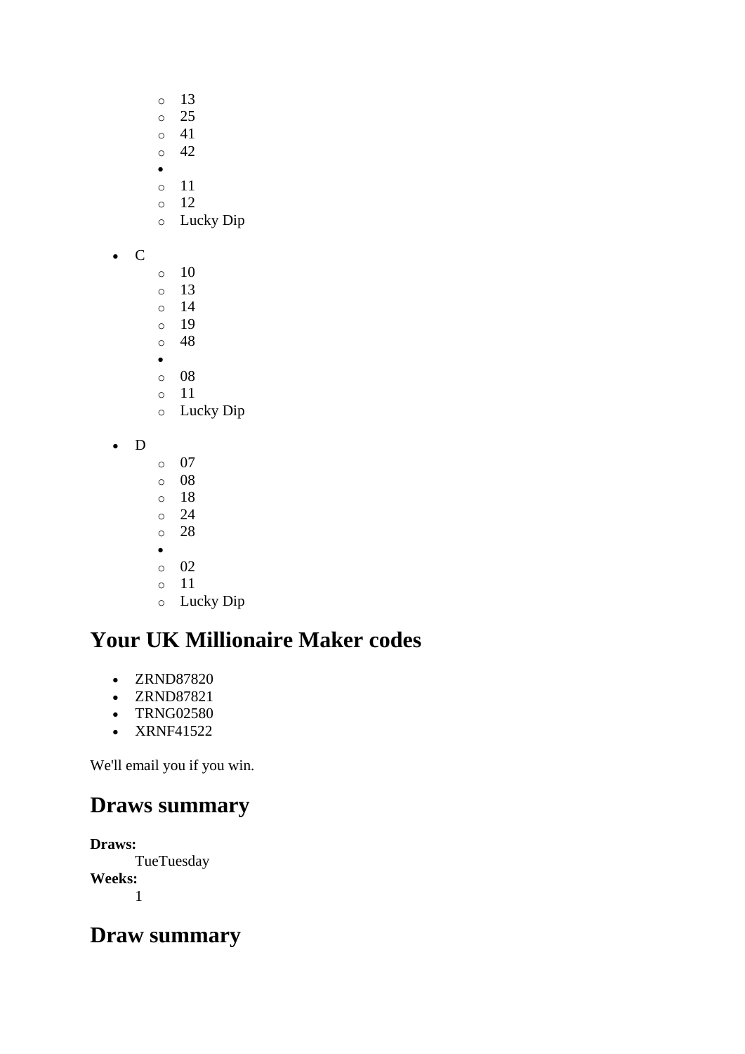- 13
    - 25
    - 41
    - 42
  - 
    - 11
    - 12
    - Lucky Dip

- C
    - 10
    - 13
    - 14
    - 19
    - 48
  - 
    - 08
    - 11
    - Lucky Dip

- D
    - 07
    - 08
    - 18
    - 24
    - 28
  - 
    - 02
    - 11
    - Lucky Dip

## Your UK Millionaire Maker codes

- ZRND87820
- ZRND87821
- TRNG02580
- XRNF41522

We'll email you if you win.

## Draws summary

**Draws:**
TueTuesday
**Weeks:**
1

## Draw summary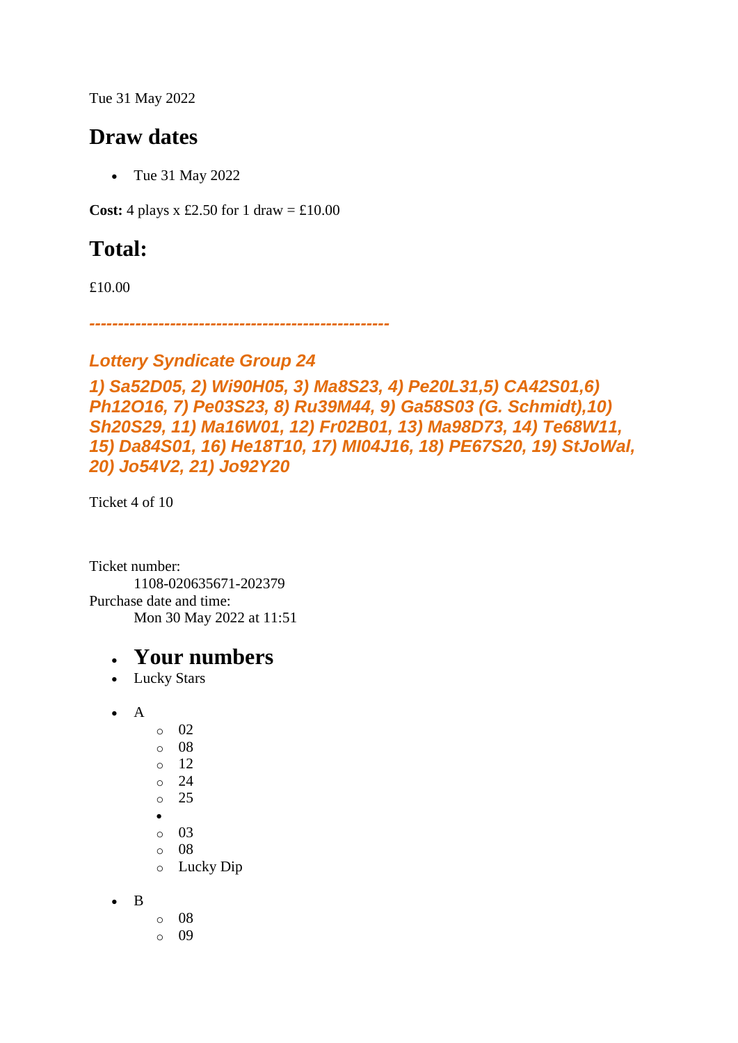Tue 31 May 2022

## Draw dates

- Tue 31 May 2022

**Cost:** 4 plays x £2.50 for 1 draw = £10.00

## Total:

£10.00

*---------------------------------------------------*

### *Lottery Syndicate Group 24*

### *1) Sa52D05, 2) Wi90H05, 3) Ma8S23, 4) Pe20L31,5) CA42S01,6) Ph12O16, 7) Pe03S23, 8) Ru39M44, 9) Ga58S03 (G. Schmidt),10) Sh20S29, 11) Ma16W01, 12) Fr02B01, 13) Ma98D73, 14) Te68W11, 15) Da84S01, 16) He18T10, 17) MI04J16, 18) PE67S20, 19) StJoWal, 20) Jo54V2, 21) Jo92Y20*

Ticket 4 of 10

Ticket number:
    1108-020635671-202379
Purchase date and time:
    Mon 30 May 2022 at 11:51

- ## Your numbers
- Lucky Stars

- A
    - 02
    - 08
    - 12
    - 24
    - 25
    -
    - 03
    - 08
    - Lucky Dip

- B
    - 08
    - 09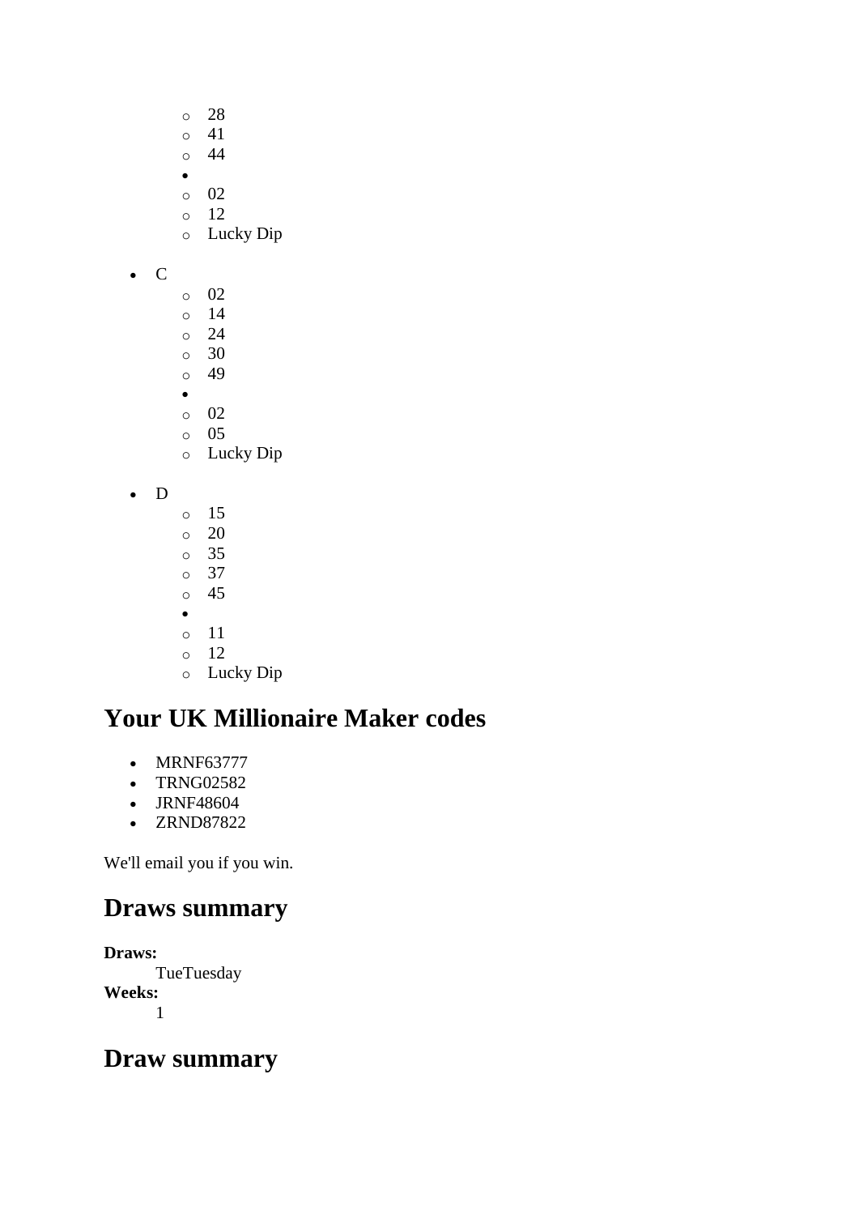- 28
  - 41
  - 44
- 
  - 02
  - 12
  - Lucky Dip

- C
  - 02
  - 14
  - 24
  - 30
  - 49
- 
  - 02
  - 05
  - Lucky Dip

- D
  - 15
  - 20
  - 35
  - 37
  - 45
- 
  - 11
  - 12
  - Lucky Dip

## Your UK Millionaire Maker codes

- MRNF63777
- TRNG02582
- JRNF48604
- ZRND87822

We'll email you if you win.

## Draws summary

**Draws:**
: TueTuesday

**Weeks:**
: 1

## Draw summary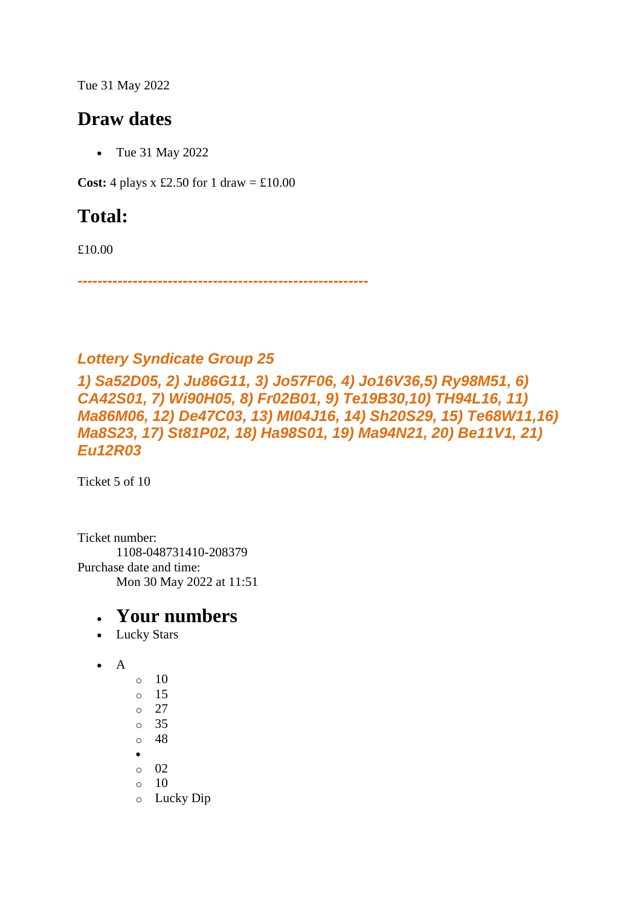Tue 31 May 2022

## Draw dates

- Tue 31 May 2022

**Cost:** 4 plays x £2.50 for 1 draw = £10.00

## Total:

£10.00

*---------------------------------------------------------*

***Lottery Syndicate Group 25***

***1) Sa52D05, 2) Ju86G11, 3) Jo57F06, 4) Jo16V36,5) Ry98M51, 6) CA42S01, 7) Wi90H05, 8) Fr02B01, 9) Te19B30,10) TH94L16, 11) Ma86M06, 12) De47C03, 13) Ml04J16, 14) Sh20S29, 15) Te68W11,16) Ma8S23, 17) St81P02, 18) Ha98S01, 19) Ma94N21, 20) Be11V1, 21) Eu12R03***

Ticket 5 of 10

Ticket number:
    1108-048731410-208379
Purchase date and time:
    Mon 30 May 2022 at 11:51

- ## Your numbers
- Lucky Stars

- A
    - 10
    - 15
    - 27
    - 35
    - 48
  - 
    - 02
    - 10
    - Lucky Dip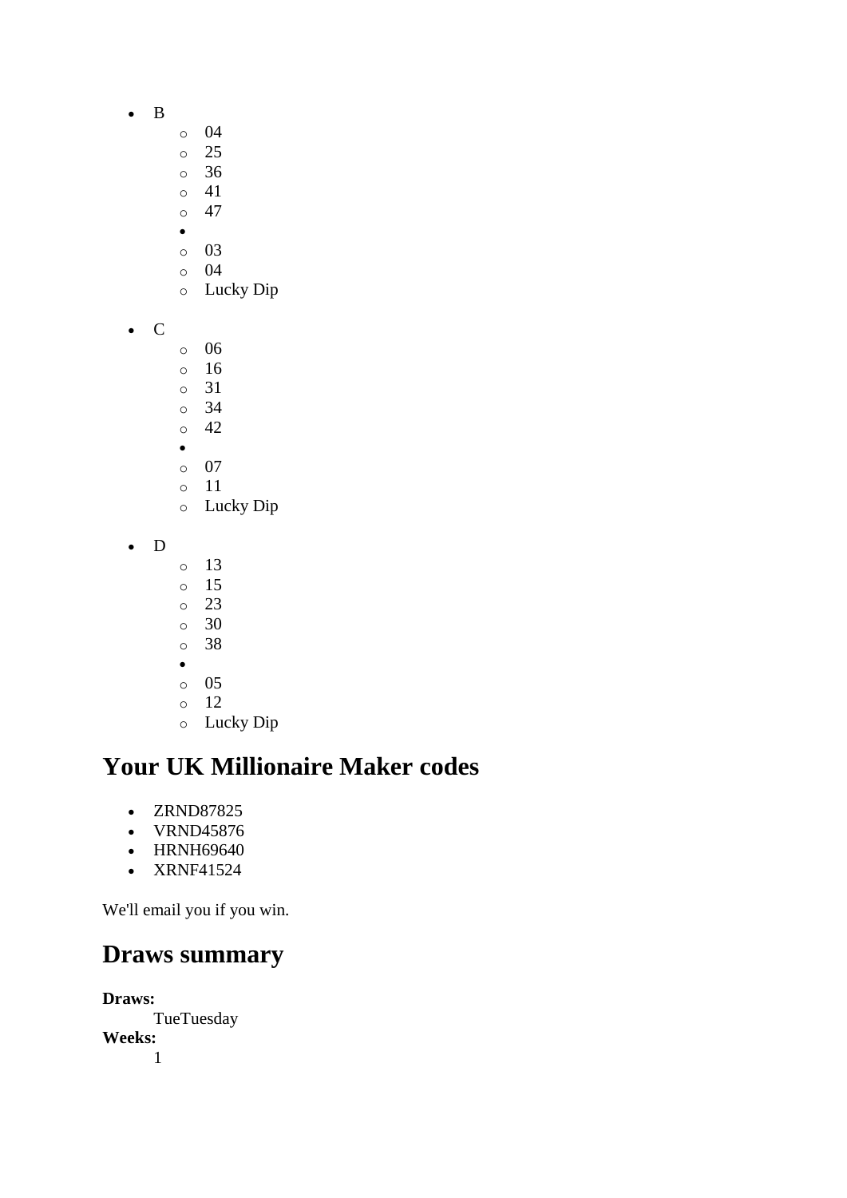- B
    - 04
    - 25
    - 36
    - 41
    - 47
-
    - 03
    - 04
    - Lucky Dip

- C
    - 06
    - 16
    - 31
    - 34
    - 42
-
    - 07
    - 11
    - Lucky Dip

- D
    - 13
    - 15
    - 23
    - 30
    - 38
-
    - 05
    - 12
    - Lucky Dip

## Your UK Millionaire Maker codes

- ZRND87825
- VRND45876
- HRNH69640
- XRNF41524

We'll email you if you win.

## Draws summary

**Draws:**
TueTuesday

**Weeks:**
1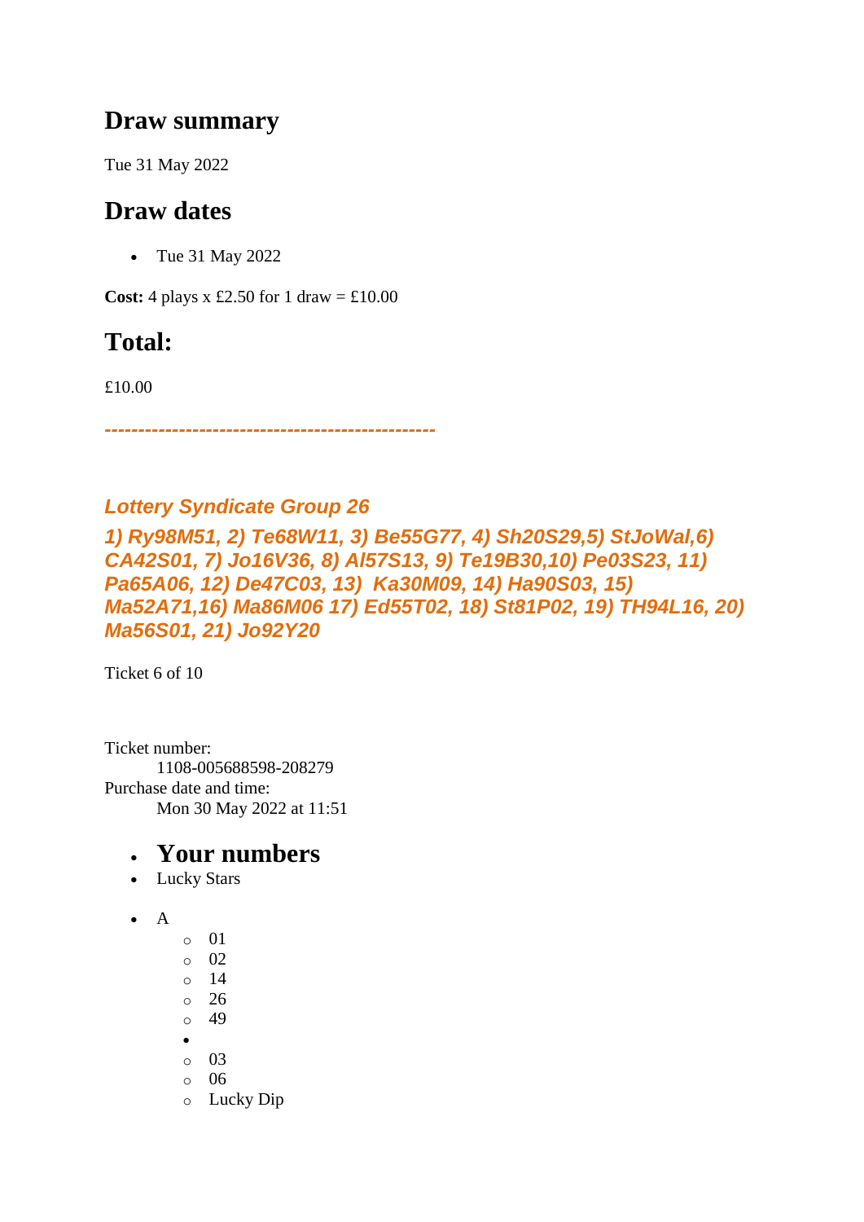## Draw summary

Tue 31 May 2022

## Draw dates

- Tue 31 May 2022

**Cost:** 4 plays x £2.50 for 1 draw = £10.00

## Total:

£10.00

***------------------------------------------------***

***Lottery Syndicate Group 26***

***1) Ry98M51, 2) Te68W11, 3) Be55G77, 4) Sh20S29,5) StJoWal,6) CA42S01, 7) Jo16V36, 8) Al57S13, 9) Te19B30,10) Pe03S23, 11) Pa65A06, 12) De47C03, 13) Ka30M09, 14) Ha90S03, 15) Ma52A71,16) Ma86M06 17) Ed55T02, 18) St81P02, 19) TH94L16, 20) Ma56S01, 21) Jo92Y20***

Ticket 6 of 10

Ticket number:
 1108-005688598-208279
Purchase date and time:
 Mon 30 May 2022 at 11:51

- ## Your numbers
- Lucky Stars

- A
  - 01
  - 02
  - 14
  - 26
  - 49
-
  - 03
  - 06
  - Lucky Dip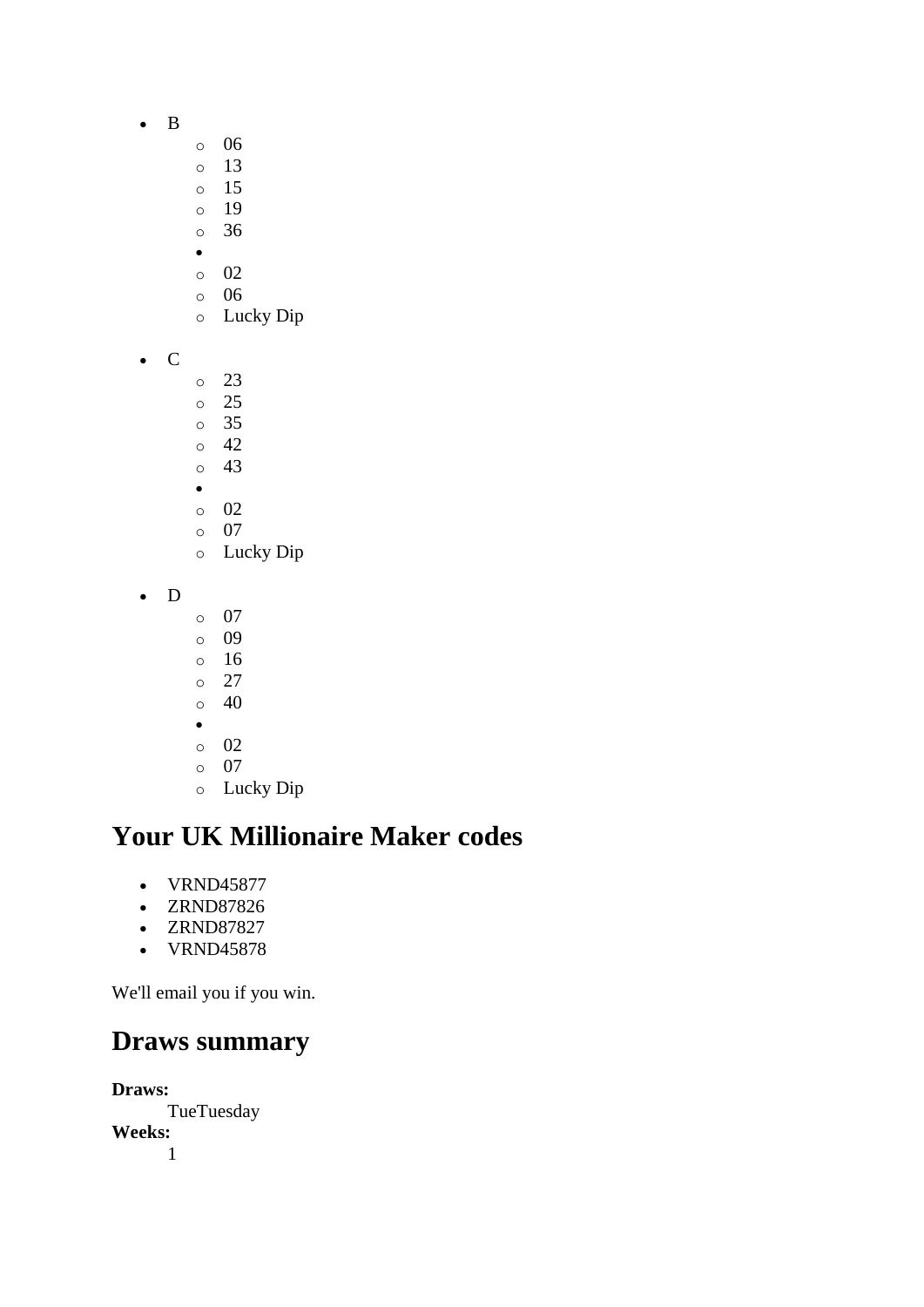- B
    - 06
    - 13
    - 15
    - 19
    - 36
- 
    - 02
    - 06
    - Lucky Dip

- C
    - 23
    - 25
    - 35
    - 42
    - 43
- 
    - 02
    - 07
    - Lucky Dip

- D
    - 07
    - 09
    - 16
    - 27
    - 40
- 
    - 02
    - 07
    - Lucky Dip

## Your UK Millionaire Maker codes

- VRND45877
- ZRND87826
- ZRND87827
- VRND45878

We'll email you if you win.

## Draws summary

**Draws:**
    TueTuesday
**Weeks:**
    1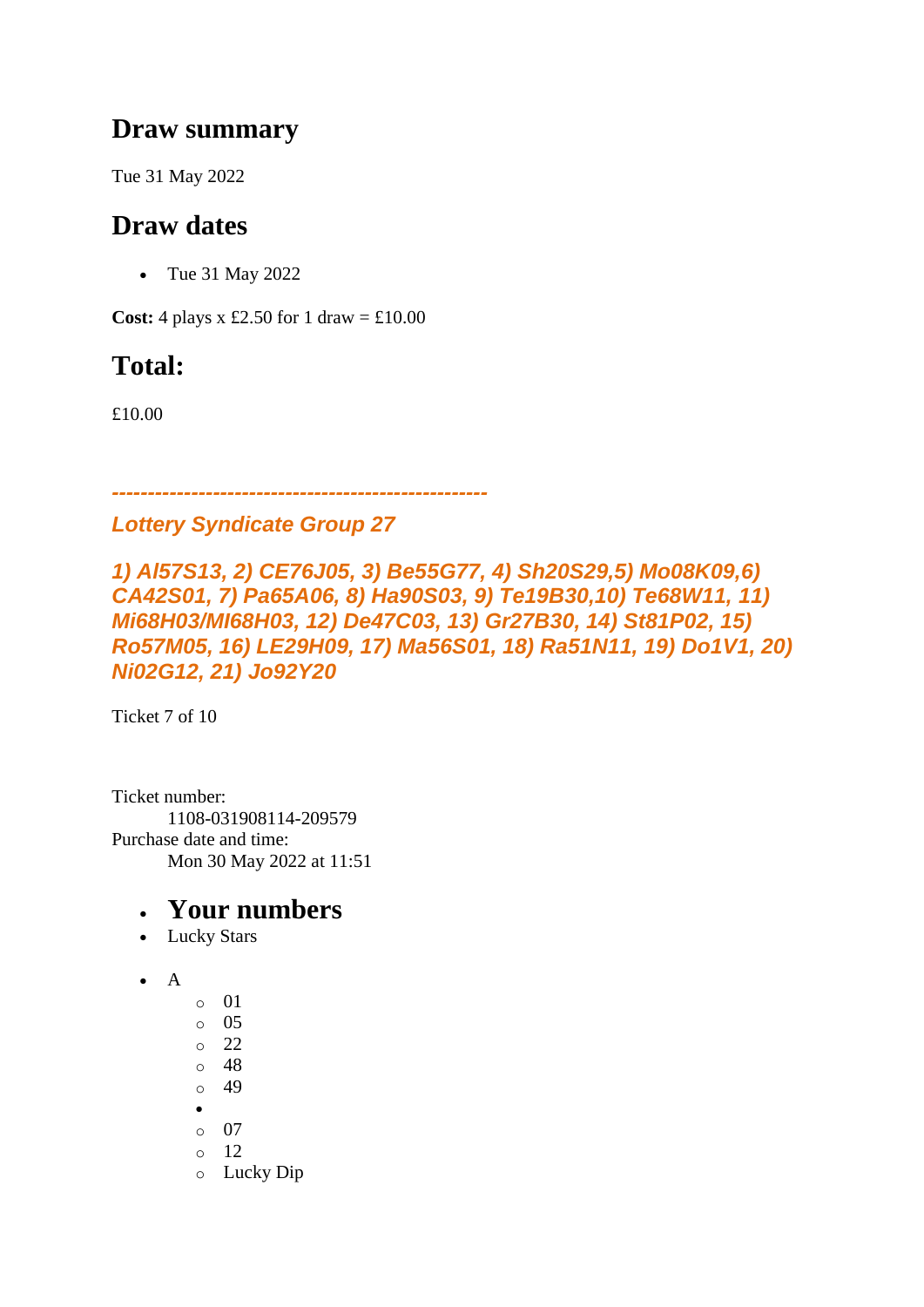## Draw summary

Tue 31 May 2022

## Draw dates

- Tue 31 May 2022

**Cost:** 4 plays x £2.50 for 1 draw = £10.00

## Total:

£10.00

***---------------------------------------------------***

***Lottery Syndicate Group 27***

***1) Al57S13, 2) CE76J05, 3) Be55G77, 4) Sh20S29,5) Mo08K09,6) CA42S01, 7) Pa65A06, 8) Ha90S03, 9) Te19B30,10) Te68W11, 11) Mi68H03/MI68H03, 12) De47C03, 13) Gr27B30, 14) St81P02, 15) Ro57M05, 16) LE29H09, 17) Ma56S01, 18) Ra51N11, 19) Do1V1, 20) Ni02G12, 21) Jo92Y20***

Ticket 7 of 10

Ticket number:
    1108-031908114-209579
Purchase date and time:
    Mon 30 May 2022 at 11:51

- ## Your numbers
- Lucky Stars

- A
    - 01
    - 05
    - 22
    - 48
    - 49
  - 
    - 07
    - 12
    - Lucky Dip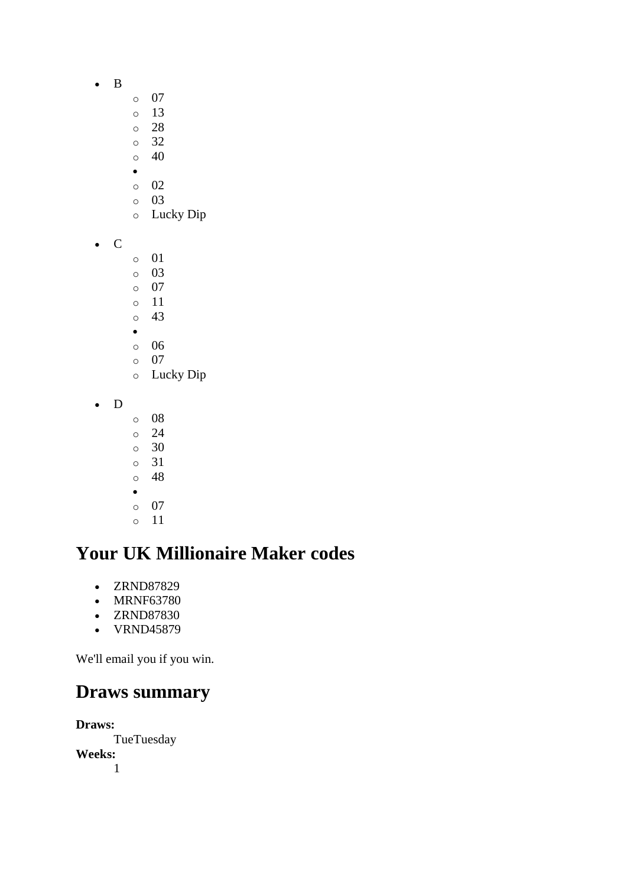- B
    - 07
    - 13
    - 28
    - 32
    - 40
- 
    - 02
    - 03
    - Lucky Dip

- C
    - 01
    - 03
    - 07
    - 11
    - 43
- 
    - 06
    - 07
    - Lucky Dip

- D
    - 08
    - 24
    - 30
    - 31
    - 48
- 
    - 07
    - 11

## Your UK Millionaire Maker codes

- ZRND87829
- MRNF63780
- ZRND87830
- VRND45879

We'll email you if you win.

## Draws summary

**Draws:**
TueTuesday
**Weeks:**
1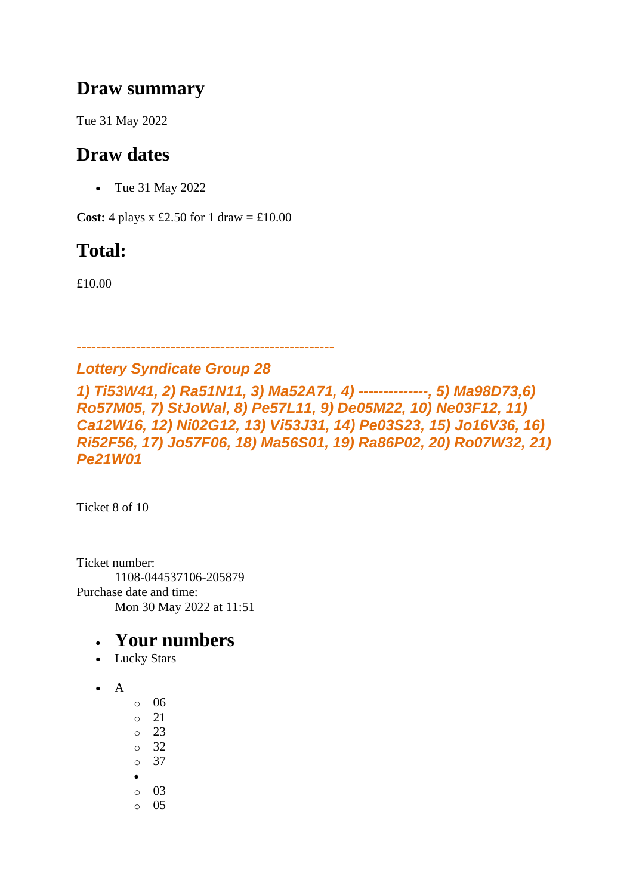## Draw summary

Tue 31 May 2022

## Draw dates

- Tue 31 May 2022

**Cost:** 4 plays x £2.50 for 1 draw = £10.00

## Total:

£10.00

***---------------------------------------------------***

***Lottery Syndicate Group 28***

***1) Ti53W41, 2) Ra51N11, 3) Ma52A71, 4) --------------, 5) Ma98D73,6) Ro57M05, 7) StJoWal, 8) Pe57L11, 9) De05M22, 10) Ne03F12, 11) Ca12W16, 12) Ni02G12, 13) Vi53J31, 14) Pe03S23, 15) Jo16V36, 16) Ri52F56, 17) Jo57F06, 18) Ma56S01, 19) Ra86P02, 20) Ro07W32, 21) Pe21W01***

Ticket 8 of 10

Ticket number:
    1108-044537106-205879
Purchase date and time:
    Mon 30 May 2022 at 11:51

- ## Your numbers
- Lucky Stars

- A
    - 06
    - 21
    - 23
    - 32
    - 37
    - 
    - 03
    - 05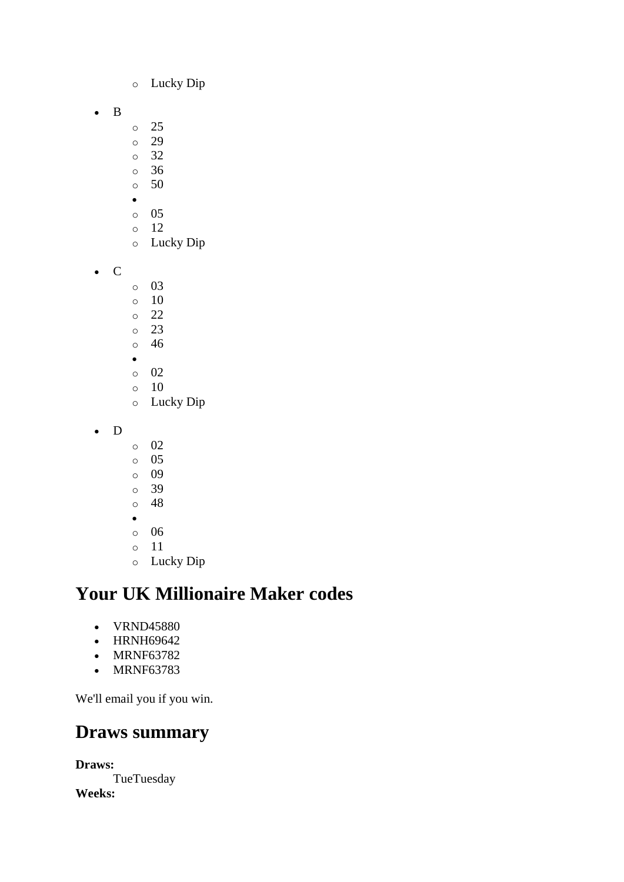- Lucky Dip

- B
    - 25
    - 29
    - 32
    - 36
    - 50
    - 
    - 05
    - 12
    - Lucky Dip

- C
    - 03
    - 10
    - 22
    - 23
    - 46
    - 
    - 02
    - 10
    - Lucky Dip

- D
    - 02
    - 05
    - 09
    - 39
    - 48
    - 
    - 06
    - 11
    - Lucky Dip

## Your UK Millionaire Maker codes

- VRND45880
- HRNH69642
- MRNF63782
- MRNF63783

We'll email you if you win.

## Draws summary

**Draws:**
TueTuesday
**Weeks:**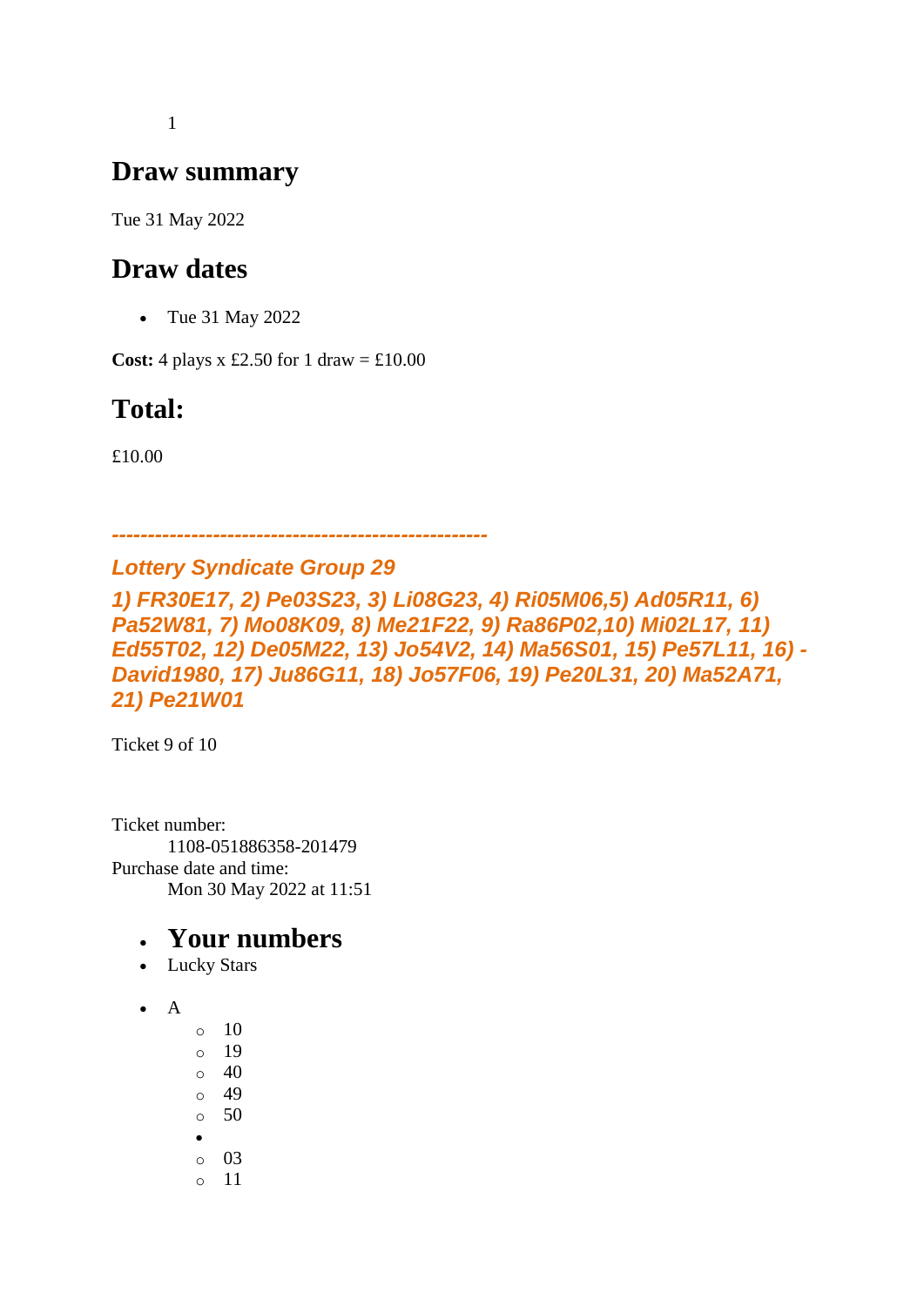1

## Draw summary

Tue 31 May 2022

## Draw dates

- Tue 31 May 2022

**Cost:** 4 plays x £2.50 for 1 draw = £10.00

## Total:

£10.00

***---------------------------------------------------***

***Lottery Syndicate Group 29***

***1) FR30E17, 2) Pe03S23, 3) Li08G23, 4) Ri05M06,5) Ad05R11, 6) Pa52W81, 7) Mo08K09, 8) Me21F22, 9) Ra86P02,10) Mi02L17, 11) Ed55T02, 12) De05M22, 13) Jo54V2, 14) Ma56S01, 15) Pe57L11, 16) -David1980, 17) Ju86G11, 18) Jo57F06, 19) Pe20L31, 20) Ma52A71, 21) Pe21W01***

Ticket 9 of 10

Ticket number:
 1108-051886358-201479
Purchase date and time:
 Mon 30 May 2022 at 11:51

- **Your numbers**
- Lucky Stars

- A
  - 10
  - 19
  - 40
  - 49
  - 50
  -
  - 03
  - 11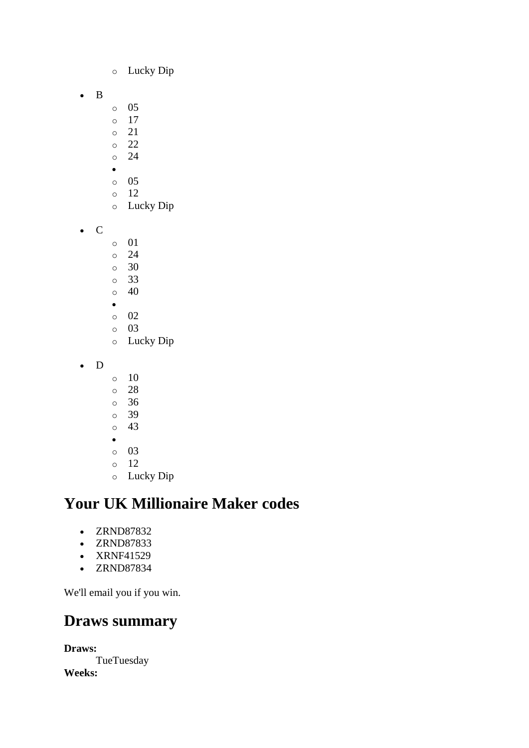- Lucky Dip

- B
    - 05
    - 17
    - 21
    - 22
    - 24
  - 
    - 05
    - 12
    - Lucky Dip

- C
    - 01
    - 24
    - 30
    - 33
    - 40
  - 
    - 02
    - 03
    - Lucky Dip

- D
    - 10
    - 28
    - 36
    - 39
    - 43
  - 
    - 03
    - 12
    - Lucky Dip

## Your UK Millionaire Maker codes

- ZRND87832
- ZRND87833
- XRNF41529
- ZRND87834

We'll email you if you win.

## Draws summary

**Draws:**
: TueTuesday

**Weeks:**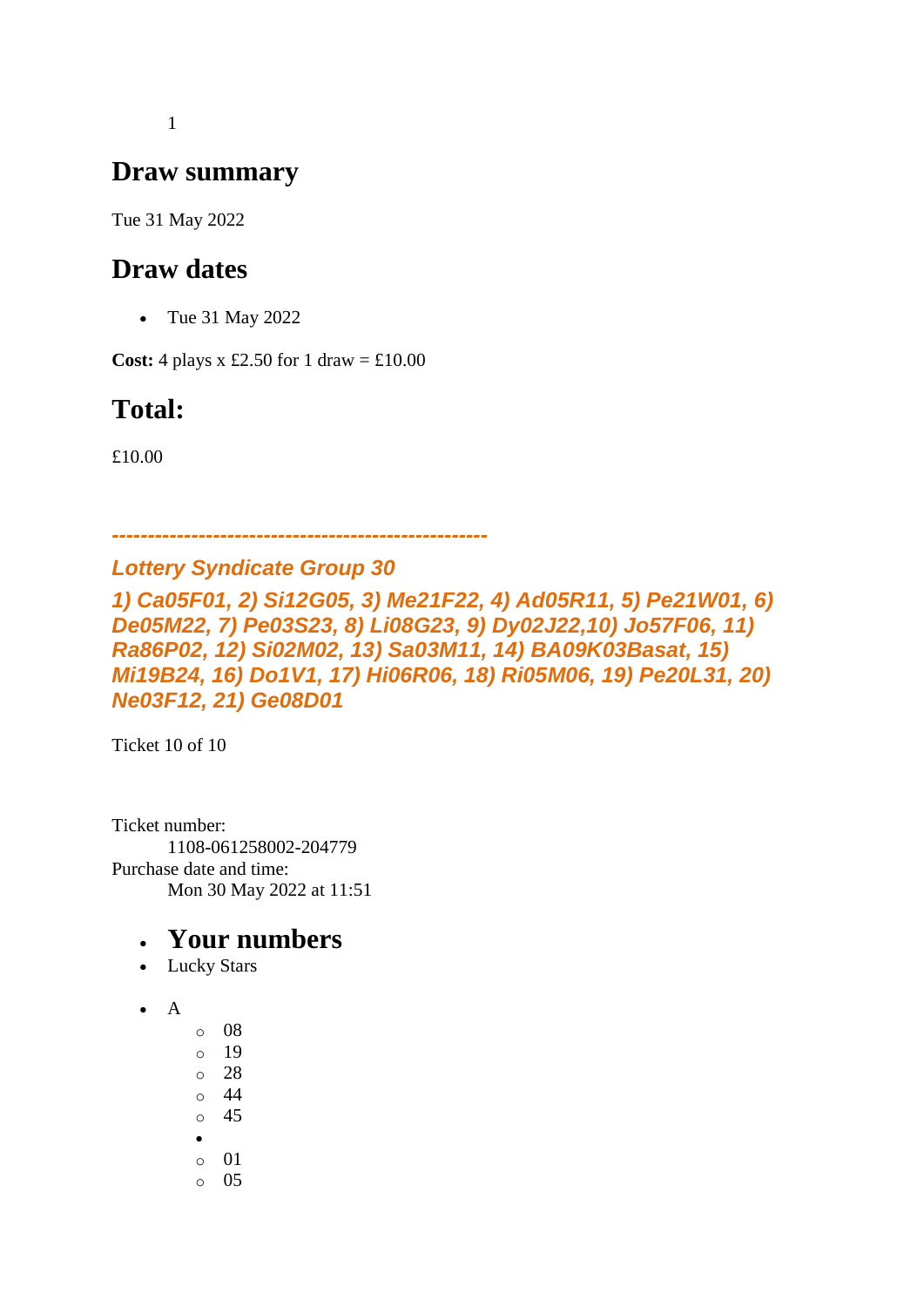1

## Draw summary

Tue 31 May 2022

## Draw dates

- Tue 31 May 2022

**Cost:** 4 plays x £2.50 for 1 draw = £10.00

## Total:

£10.00

***---------------------------------------------------***

***Lottery Syndicate Group 30***

***1) Ca05F01, 2) Si12G05, 3) Me21F22, 4) Ad05R11, 5) Pe21W01, 6) De05M22, 7) Pe03S23, 8) Li08G23, 9) Dy02J22,10) Jo57F06, 11) Ra86P02, 12) Si02M02, 13) Sa03M11, 14) BA09K03Basat, 15) Mi19B24, 16) Do1V1, 17) Hi06R06, 18) Ri05M06, 19) Pe20L31, 20) Ne03F12, 21) Ge08D01***

Ticket 10 of 10

Ticket number:
 1108-061258002-204779
Purchase date and time:
 Mon 30 May 2022 at 11:51

- **Your numbers**
- Lucky Stars

- A
  - 08
  - 19
  - 28
  - 44
  - 45
  - 
  - 01
  - 05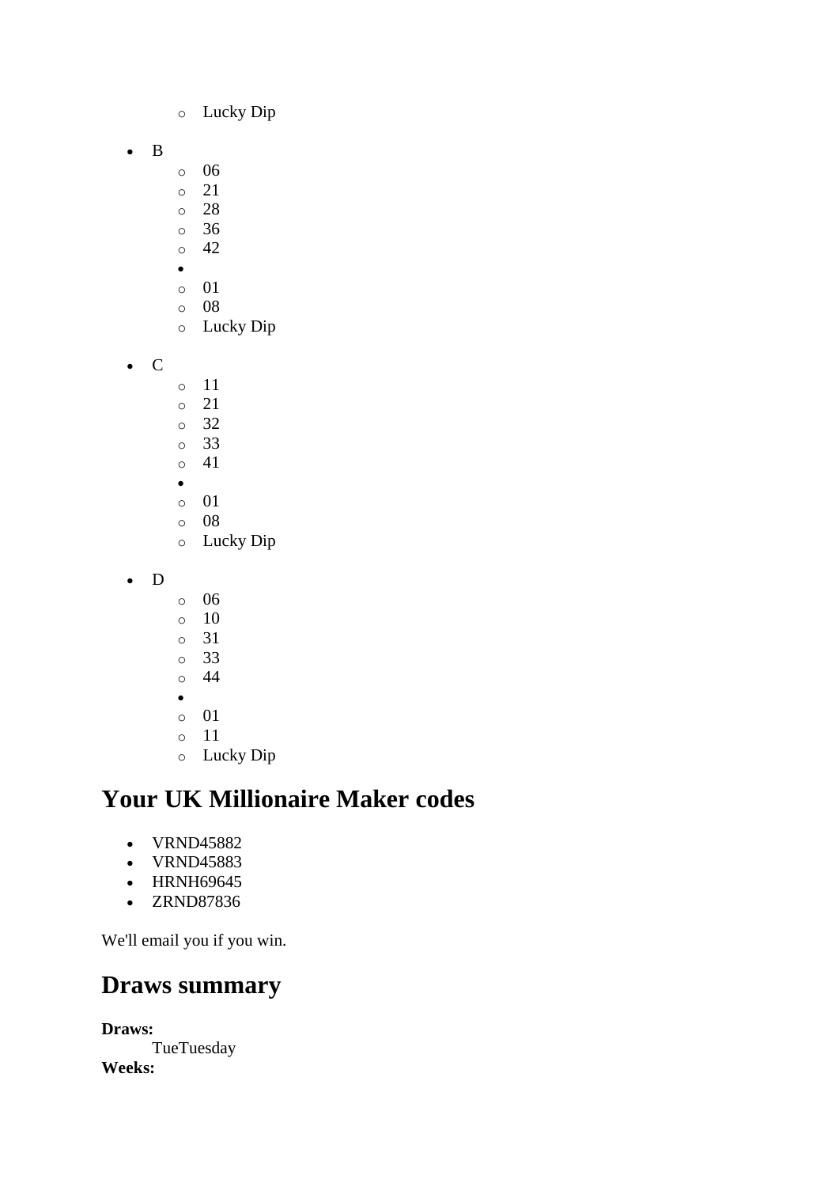- Lucky Dip

- B
  - 06
  - 21
  - 28
  - 36
  - 42
-
  - 01
  - 08
  - Lucky Dip

- C
  - 11
  - 21
  - 32
  - 33
  - 41
-
  - 01
  - 08
  - Lucky Dip

- D
  - 06
  - 10
  - 31
  - 33
  - 44
-
  - 01
  - 11
  - Lucky Dip

## Your UK Millionaire Maker codes

- VRND45882
- VRND45883
- HRNH69645
- ZRND87836

We'll email you if you win.

## Draws summary

**Draws:**
    TueTuesday
**Weeks:**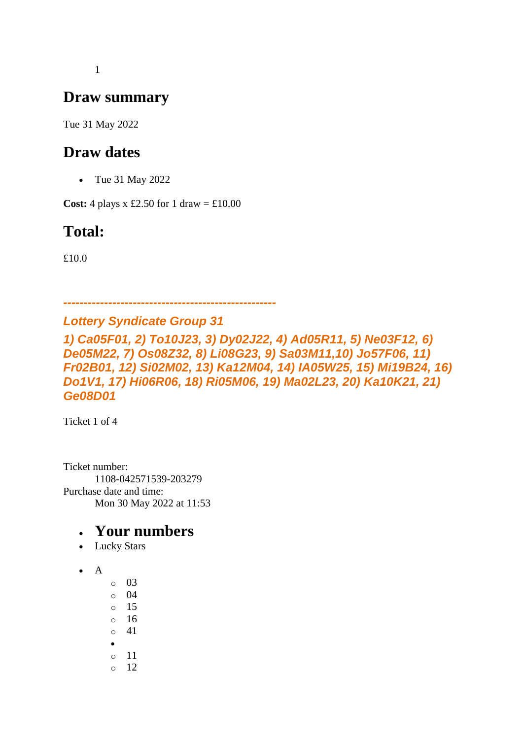1

## Draw summary

Tue 31 May 2022

## Draw dates

- Tue 31 May 2022

**Cost:** 4 plays x £2.50 for 1 draw = £10.00

## Total:

£10.0

***---------------------------------------------------***

### *Lottery Syndicate Group 31*

### *1) Ca05F01, 2) To10J23, 3) Dy02J22, 4) Ad05R11, 5) Ne03F12, 6) De05M22, 7) Os08Z32, 8) Li08G23, 9) Sa03M11,10) Jo57F06, 11) Fr02B01, 12) Si02M02, 13) Ka12M04, 14) IA05W25, 15) Mi19B24, 16) Do1V1, 17) Hi06R06, 18) Ri05M06, 19) Ma02L23, 20) Ka10K21, 21) Ge08D01*

Ticket 1 of 4

Ticket number:
    1108-042571539-203279
Purchase date and time:
    Mon 30 May 2022 at 11:53

- ## Your numbers
- Lucky Stars

- A
    - 03
    - 04
    - 15
    - 16
    - 41
-
    - 11
    - 12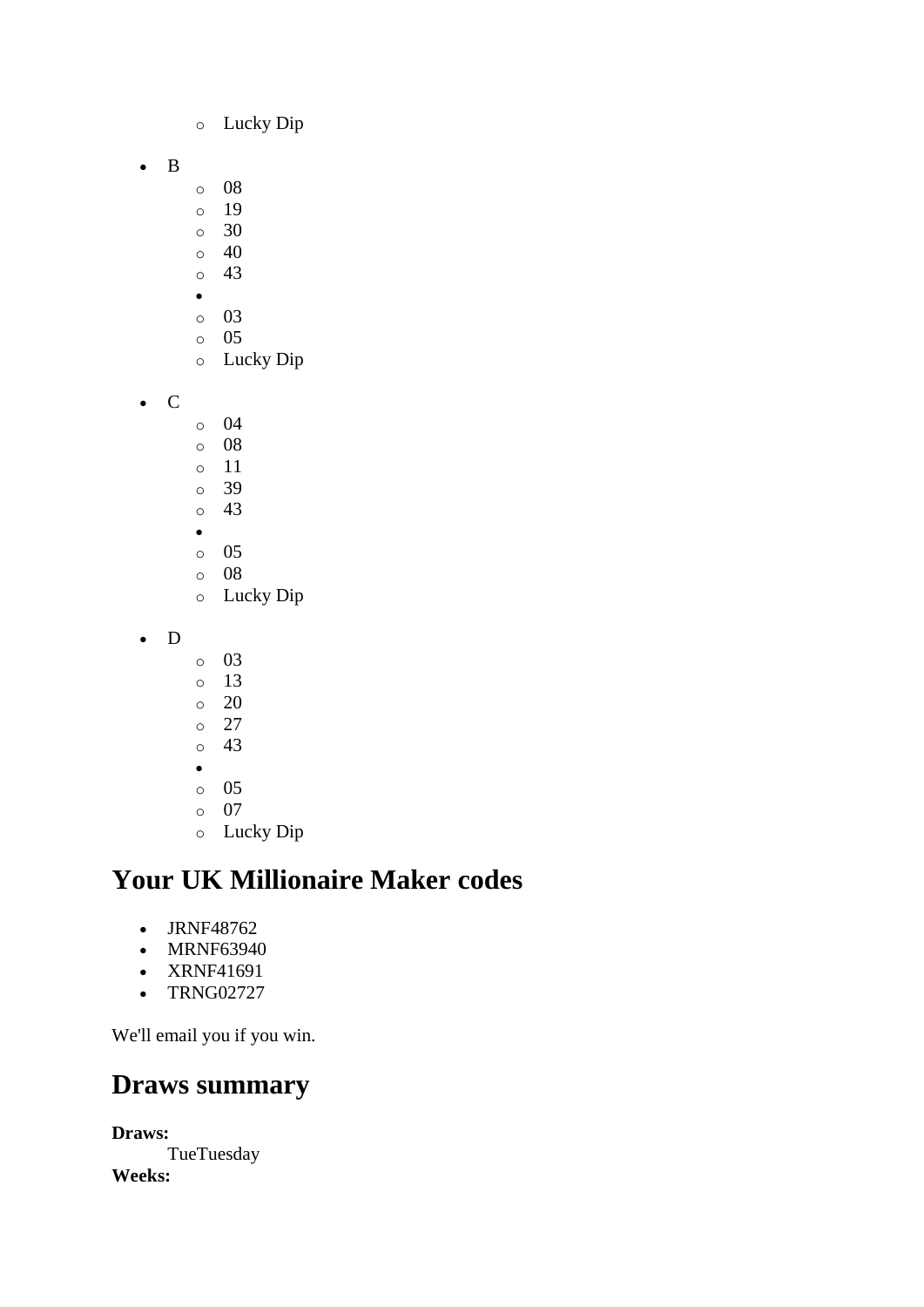- Lucky Dip

- B
  - 08
  - 19
  - 30
  - 40
  - 43
- 
  - 03
  - 05
  - Lucky Dip

- C
  - 04
  - 08
  - 11
  - 39
  - 43
- 
  - 05
  - 08
  - Lucky Dip

- D
  - 03
  - 13
  - 20
  - 27
  - 43
- 
  - 05
  - 07
  - Lucky Dip

## Your UK Millionaire Maker codes

- JRNF48762
- MRNF63940
- XRNF41691
- TRNG02727

We'll email you if you win.

## Draws summary

**Draws:**
TueTuesday

**Weeks:**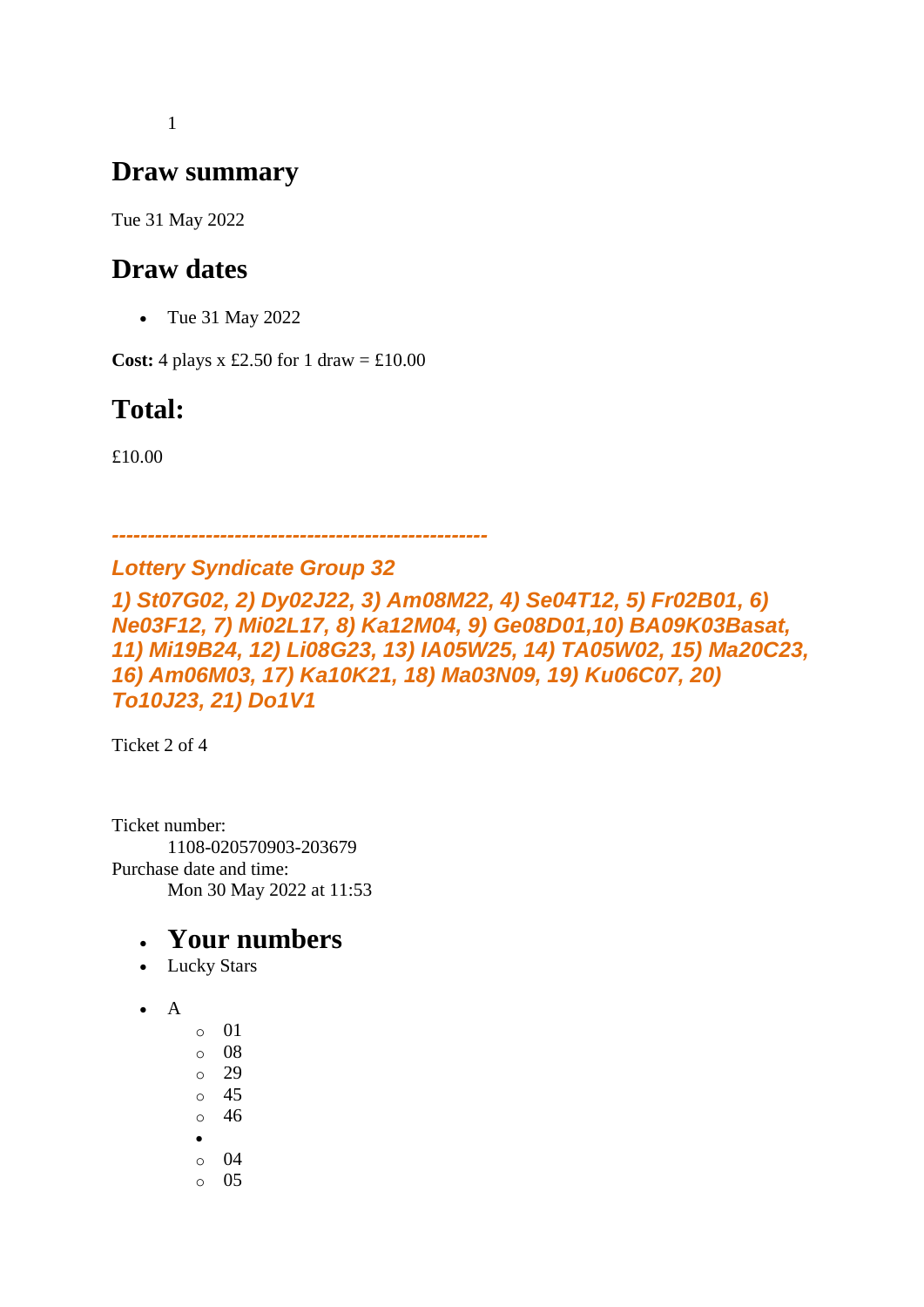1

## Draw summary

Tue 31 May 2022

## Draw dates

- Tue 31 May 2022

**Cost:** 4 plays x £2.50 for 1 draw = £10.00

## Total:

£10.00

***---------------------------------------------------***

***Lottery Syndicate Group 32***

***1) St07G02, 2) Dy02J22, 3) Am08M22, 4) Se04T12, 5) Fr02B01, 6) Ne03F12, 7) Mi02L17, 8) Ka12M04, 9) Ge08D01,10) BA09K03Basat, 11) Mi19B24, 12) Li08G23, 13) IA05W25, 14) TA05W02, 15) Ma20C23, 16) Am06M03, 17) Ka10K21, 18) Ma03N09, 19) Ku06C07, 20) To10J23, 21) Do1V1***

Ticket 2 of 4

Ticket number:
    1108-020570903-203679
Purchase date and time:
    Mon 30 May 2022 at 11:53

- ## Your numbers
- Lucky Stars

- A
    - 01
    - 08
    - 29
    - 45
    - 46
  -
    - 04
    - 05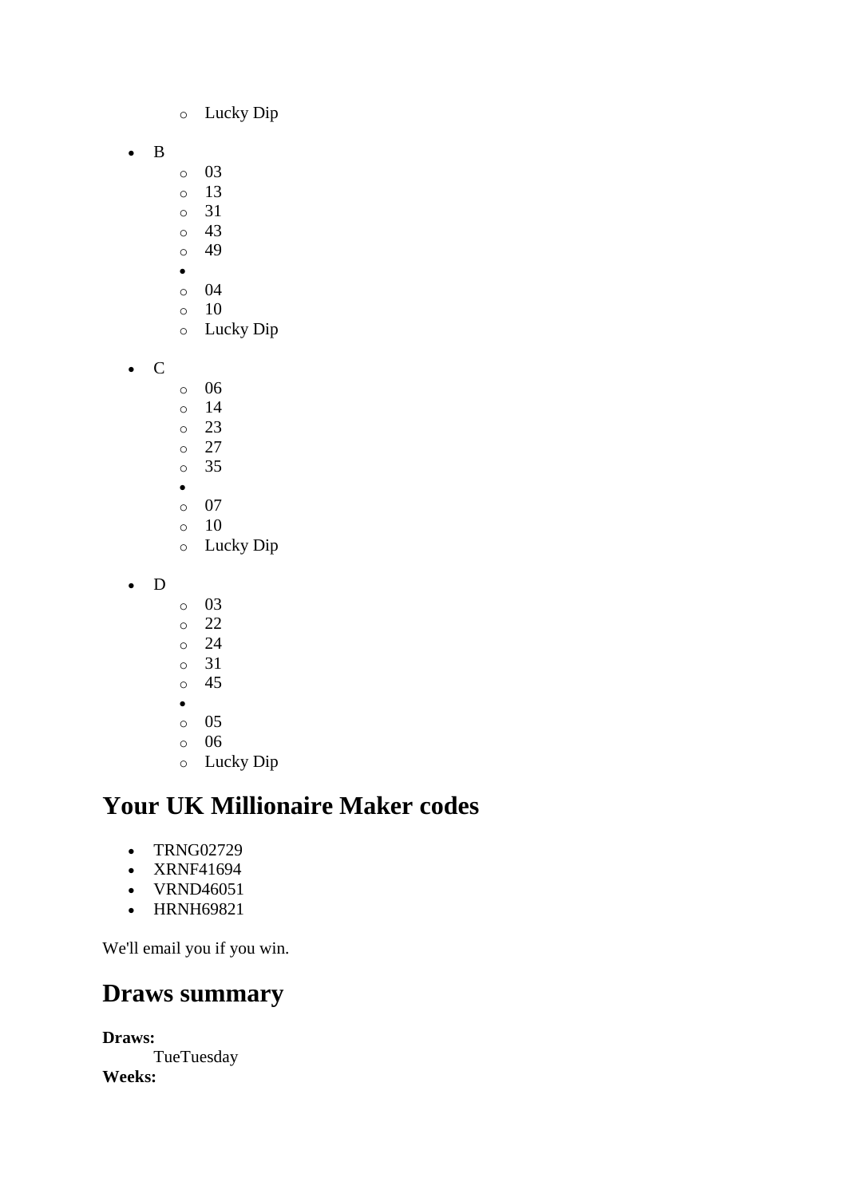- Lucky Dip

- B
  - 03
  - 13
  - 31
  - 43
  - 49
  - 
  - 04
  - 10
  - Lucky Dip

- C
  - 06
  - 14
  - 23
  - 27
  - 35
  - 
  - 07
  - 10
  - Lucky Dip

- D
  - 03
  - 22
  - 24
  - 31
  - 45
  - 
  - 05
  - 06
  - Lucky Dip

## Your UK Millionaire Maker codes

- TRNG02729
- XRNF41694
- VRND46051
- HRNH69821

We'll email you if you win.

## Draws summary

**Draws:**
TueTuesday
**Weeks:**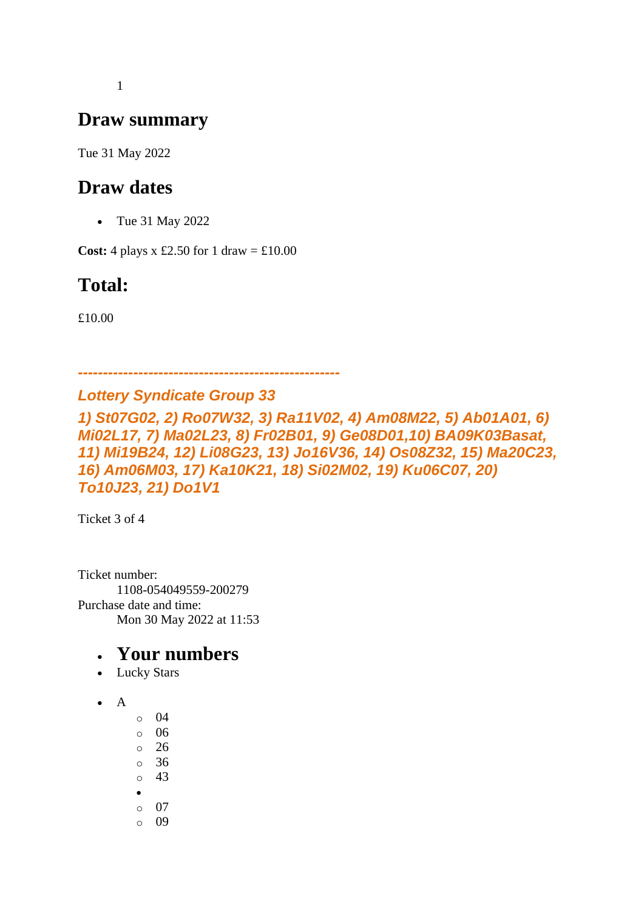1

## Draw summary

Tue 31 May 2022

## Draw dates

- Tue 31 May 2022

**Cost:** 4 plays x £2.50 for 1 draw = £10.00

## Total:

£10.00

***---------------------------------------------------***

***Lottery Syndicate Group 33***

***1) St07G02, 2) Ro07W32, 3) Ra11V02, 4) Am08M22, 5) Ab01A01, 6) Mi02L17, 7) Ma02L23, 8) Fr02B01, 9) Ge08D01,10) BA09K03Basat, 11) Mi19B24, 12) Li08G23, 13) Jo16V36, 14) Os08Z32, 15) Ma20C23, 16) Am06M03, 17) Ka10K21, 18) Si02M02, 19) Ku06C07, 20) To10J23, 21) Do1V1***

Ticket 3 of 4

Ticket number:
    1108-054049559-200279
Purchase date and time:
    Mon 30 May 2022 at 11:53

- **Your numbers**
- Lucky Stars

- A
    - 04
    - 06
    - 26
    - 36
    - 43
  -
    - 07
    - 09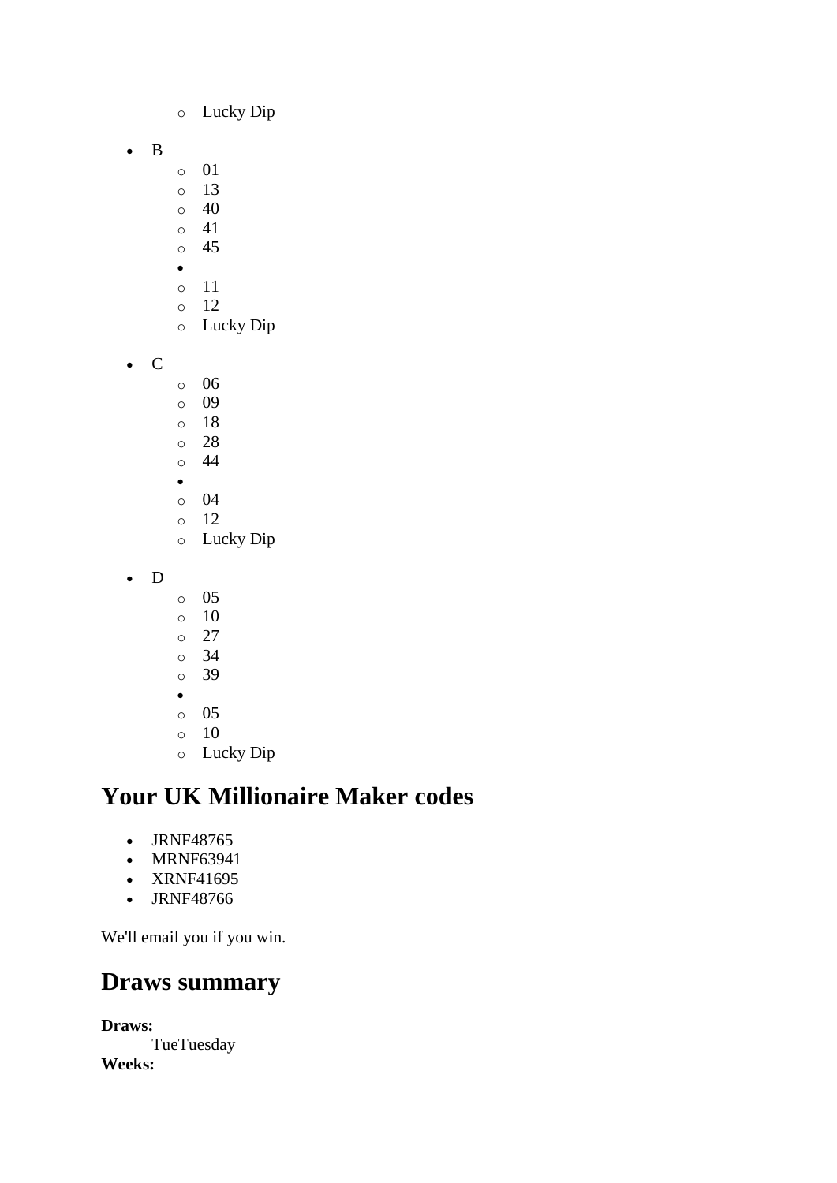- Lucky Dip

- B
  - 01
  - 13
  - 40
  - 41
  - 45
  - 
  - 11
  - 12
  - Lucky Dip

- C
  - 06
  - 09
  - 18
  - 28
  - 44
  - 
  - 04
  - 12
  - Lucky Dip

- D
  - 05
  - 10
  - 27
  - 34
  - 39
  - 
  - 05
  - 10
  - Lucky Dip

## Your UK Millionaire Maker codes

- JRNF48765
- MRNF63941
- XRNF41695
- JRNF48766

We'll email you if you win.

## Draws summary

**Draws:**
TueTuesday

**Weeks:**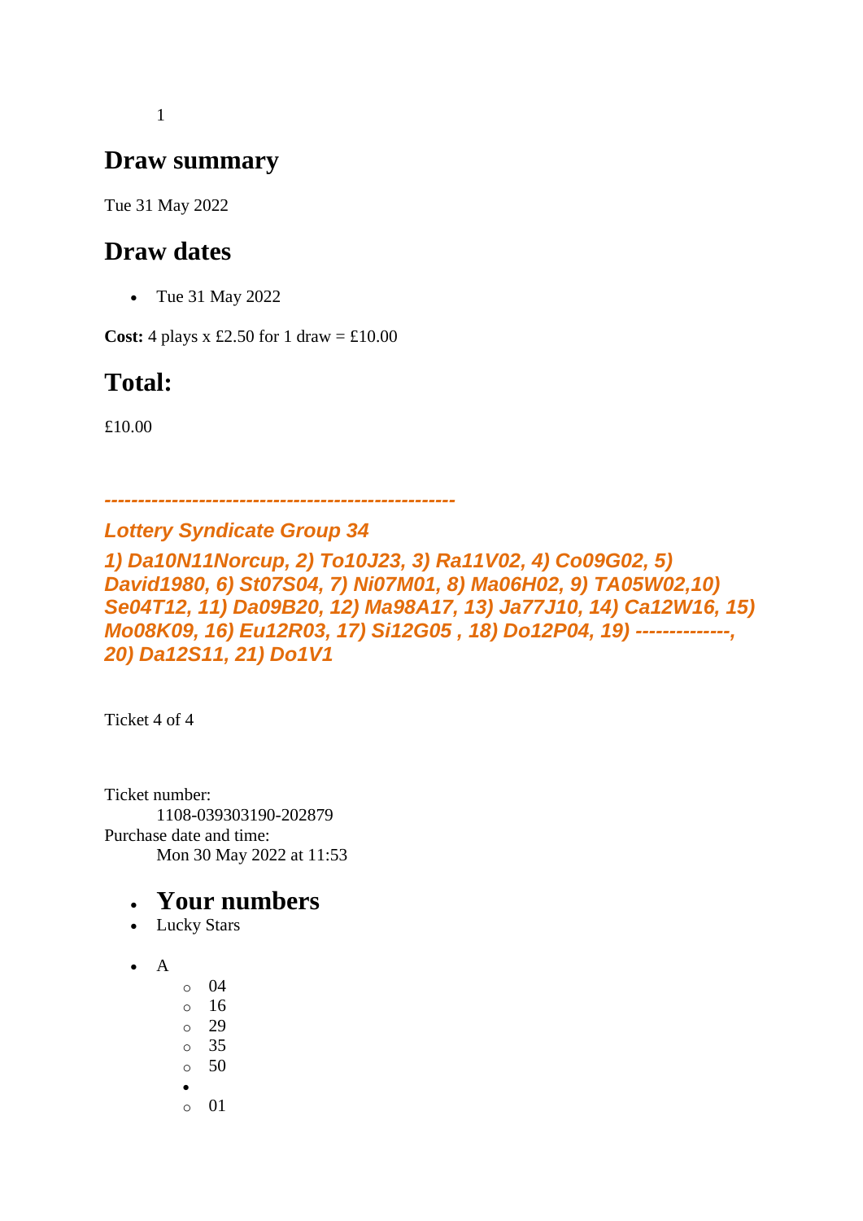- 1

## Draw summary

Tue 31 May 2022

## Draw dates

- Tue 31 May 2022

**Cost:** 4 plays x £2.50 for 1 draw = £10.00

## Total:

£10.00

***---------------------------------------------------***

***Lottery Syndicate Group 34***

***1) Da10N11Norcup, 2) To10J23, 3) Ra11V02, 4) Co09G02, 5) David1980, 6) St07S04, 7) Ni07M01, 8) Ma06H02, 9) TA05W02,10) Se04T12, 11) Da09B20, 12) Ma98A17, 13) Ja77J10, 14) Ca12W16, 15) Mo08K09, 16) Eu12R03, 17) Si12G05 , 18) Do12P04, 19) --------------, 20) Da12S11, 21) Do1V1***

Ticket 4 of 4

Ticket number:
    1108-039303190-202879
Purchase date and time:
    Mon 30 May 2022 at 11:53

- **Your numbers**
- Lucky Stars

- A
    - 04
    - 16
    - 29
    - 35
    - 50
  -
    - 01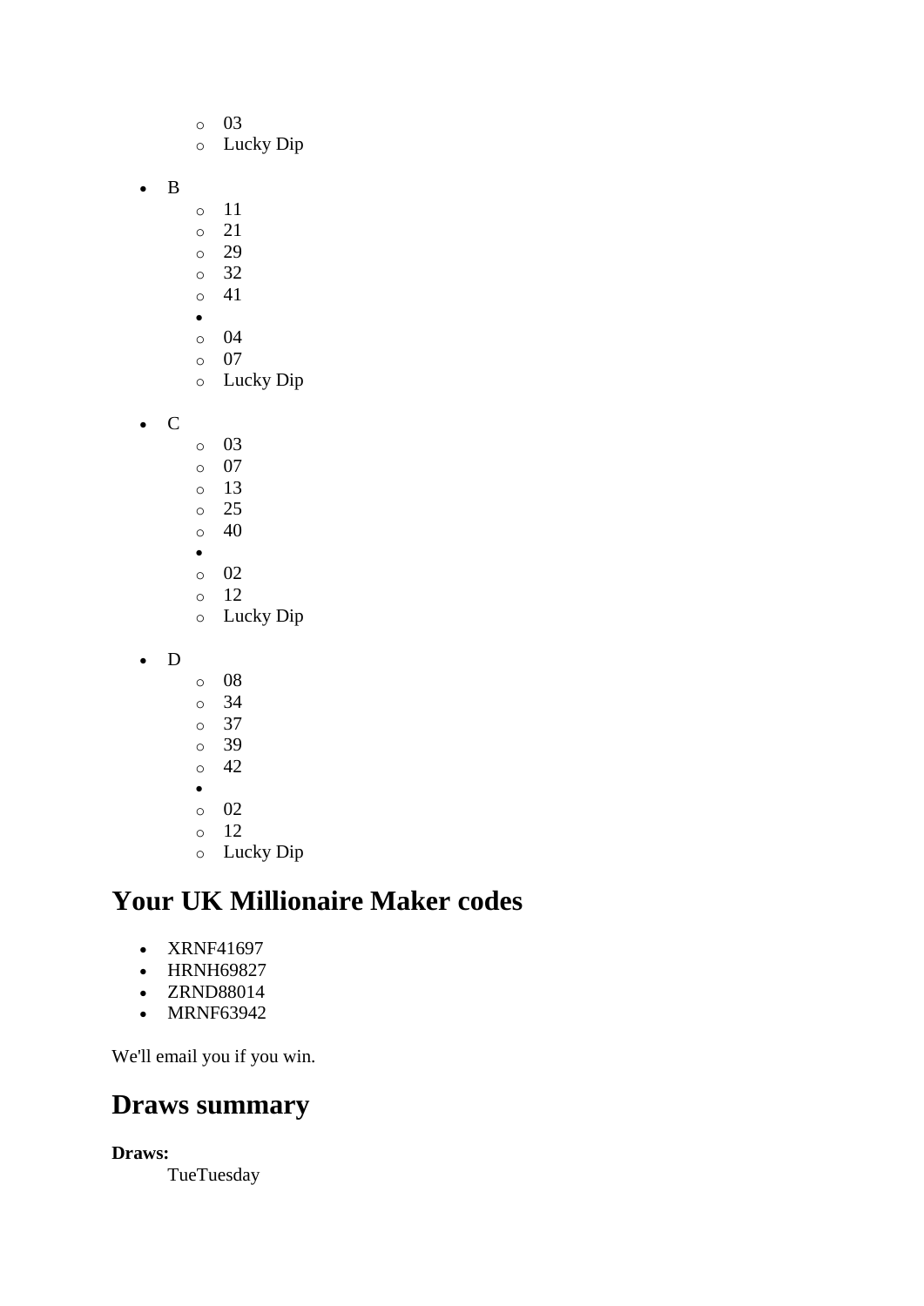- 03
    - Lucky Dip

- B
    - 11
    - 21
    - 29
    - 32
    - 41
  - 
    - 04
    - 07
    - Lucky Dip

- C
    - 03
    - 07
    - 13
    - 25
    - 40
  - 
    - 02
    - 12
    - Lucky Dip

- D
    - 08
    - 34
    - 37
    - 39
    - 42
  - 
    - 02
    - 12
    - Lucky Dip

# Your UK Millionaire Maker codes

- XRNF41697
- HRNH69827
- ZRND88014
- MRNF63942

We'll email you if you win.

# Draws summary

**Draws:**
TueTuesday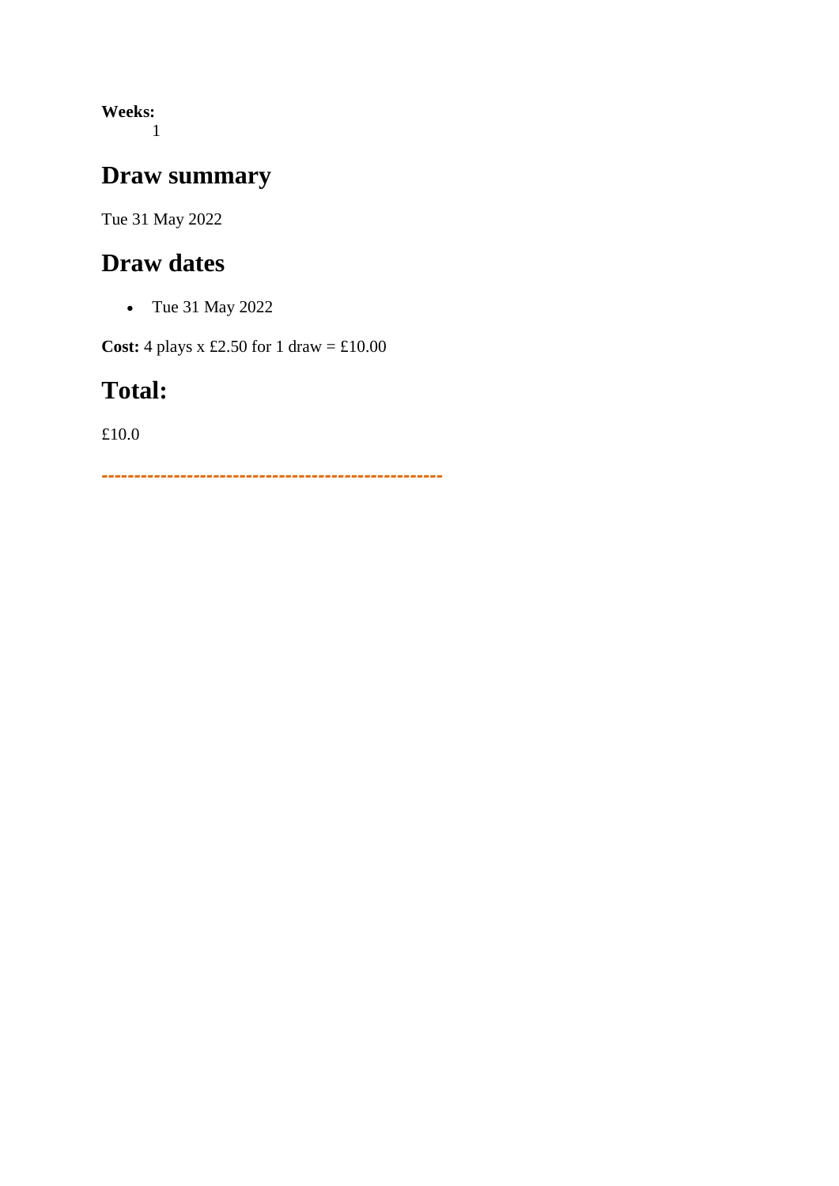**Weeks:**
1

## Draw summary

Tue 31 May 2022

## Draw dates

- Tue 31 May 2022

**Cost:** 4 plays x £2.50 for 1 draw = £10.00

## Total:

£10.0

---------------------------------------------------